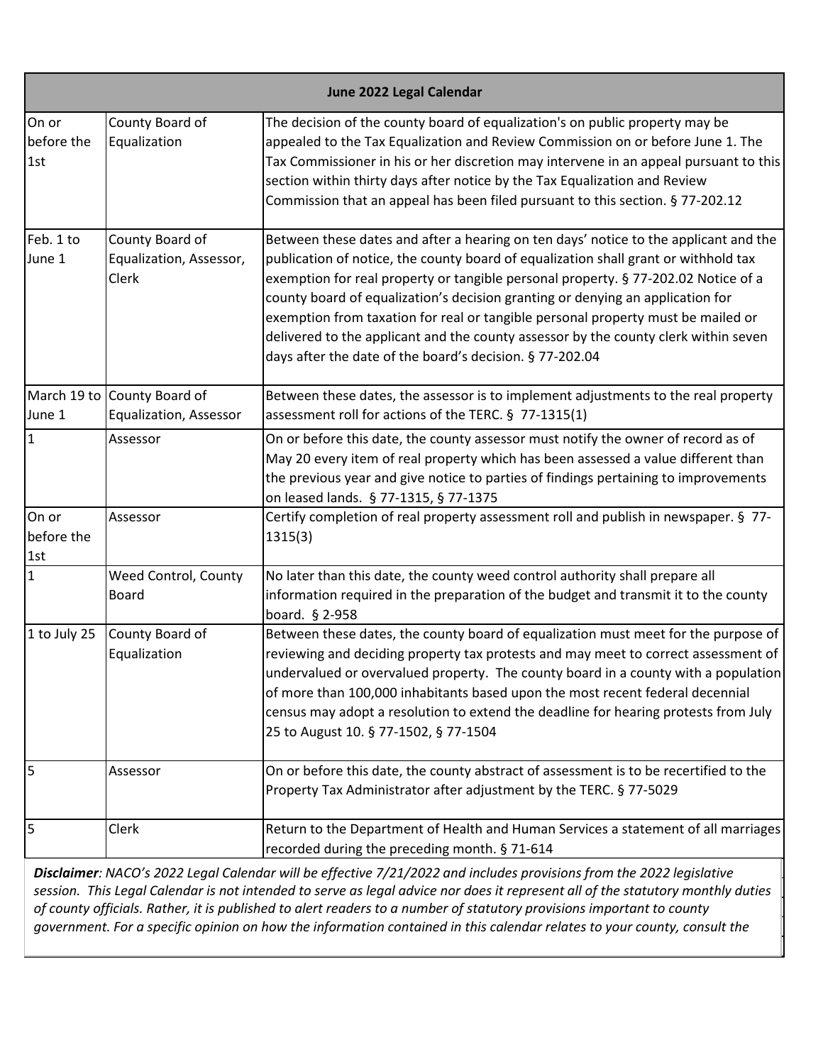| June 2022 Legal Calendar | | |
|---|---|---|
| On or before the 1st | County Board of Equalization | The decision of the county board of equalization's on public property may be appealed to the Tax Equalization and Review Commission on or before June 1. The Tax Commissioner in his or her discretion may intervene in an appeal pursuant to this section within thirty days after notice by the Tax Equalization and Review Commission that an appeal has been filed pursuant to this section. § 77-202.12 |
| Feb. 1 to June 1 | County Board of Equalization, Assessor, Clerk | Between these dates and after a hearing on ten days' notice to the applicant and the publication of notice, the county board of equalization shall grant or withhold tax exemption for real property or tangible personal property. § 77-202.02 Notice of a county board of equalization's decision granting or denying an application for exemption from taxation for real or tangible personal property must be mailed or delivered to the applicant and the county assessor by the county clerk within seven days after the date of the board's decision. § 77-202.04 |
| March 19 to June 1 | County Board of Equalization, Assessor | Between these dates, the assessor is to implement adjustments to the real property assessment roll for actions of the TERC. § 77-1315(1) |
| 1 | Assessor | On or before this date, the county assessor must notify the owner of record as of May 20 every item of real property which has been assessed a value different than the previous year and give notice to parties of findings pertaining to improvements on leased lands. § 77-1315, § 77-1375 |
| On or before the 1st | Assessor | Certify completion of real property assessment roll and publish in newspaper. § 77-1315(3) |
| 1 | Weed Control, County Board | No later than this date, the county weed control authority shall prepare all information required in the preparation of the budget and transmit it to the county board. § 2-958 |
| 1 to July 25 | County Board of Equalization | Between these dates, the county board of equalization must meet for the purpose of reviewing and deciding property tax protests and may meet to correct assessment of undervalued or overvalued property. The county board in a county with a population of more than 100,000 inhabitants based upon the most recent federal decennial census may adopt a resolution to extend the deadline for hearing protests from July 25 to August 10. § 77-1502, § 77-1504 |
| 5 | Assessor | On or before this date, the county abstract of assessment is to be recertified to the Property Tax Administrator after adjustment by the TERC. § 77-5029 |
| 5 | Clerk | Return to the Department of Health and Human Services a statement of all marriages recorded during the preceding month. § 71-614 |

***Disclaimer**: NACO's 2022 Legal Calendar will be effective 7/21/2022 and includes provisions from the 2022 legislative session. This Legal Calendar is not intended to serve as legal advice nor does it represent all of the statutory monthly duties of county officials. Rather, it is published to alert readers to a number of statutory provisions important to county government. For a specific opinion on how the information contained in this calendar relates to your county, consult the*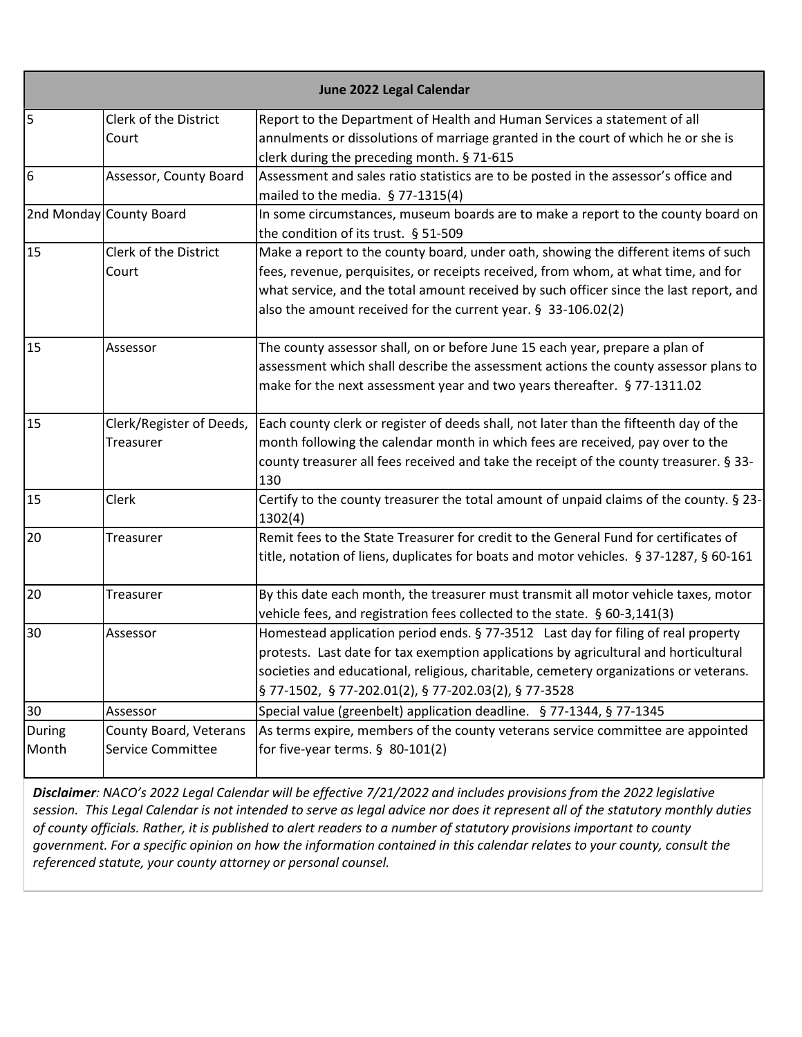| June 2022 Legal Calendar | | |
|---|---|---|
| 5 | Clerk of the District Court | Report to the Department of Health and Human Services a statement of all annulments or dissolutions of marriage granted in the court of which he or she is clerk during the preceding month. § 71-615 |
| 6 | Assessor, County Board | Assessment and sales ratio statistics are to be posted in the assessor's office and mailed to the media. § 77-1315(4) |
| 2nd Monday | County Board | In some circumstances, museum boards are to make a report to the county board on the condition of its trust. § 51-509 |
| 15 | Clerk of the District Court | Make a report to the county board, under oath, showing the different items of such fees, revenue, perquisites, or receipts received, from whom, at what time, and for what service, and the total amount received by such officer since the last report, and also the amount received for the current year. § 33-106.02(2) |
| 15 | Assessor | The county assessor shall, on or before June 15 each year, prepare a plan of assessment which shall describe the assessment actions the county assessor plans to make for the next assessment year and two years thereafter. § 77-1311.02 |
| 15 | Clerk/Register of Deeds, Treasurer | Each county clerk or register of deeds shall, not later than the fifteenth day of the month following the calendar month in which fees are received, pay over to the county treasurer all fees received and take the receipt of the county treasurer. § 33-130 |
| 15 | Clerk | Certify to the county treasurer the total amount of unpaid claims of the county. § 23-1302(4) |
| 20 | Treasurer | Remit fees to the State Treasurer for credit to the General Fund for certificates of title, notation of liens, duplicates for boats and motor vehicles. § 37-1287, § 60-161 |
| 20 | Treasurer | By this date each month, the treasurer must transmit all motor vehicle taxes, motor vehicle fees, and registration fees collected to the state. § 60-3,141(3) |
| 30 | Assessor | Homestead application period ends. § 77-3512 Last day for filing of real property protests. Last date for tax exemption applications by agricultural and horticultural societies and educational, religious, charitable, cemetery organizations or veterans. § 77-1502, § 77-202.01(2), § 77-202.03(2), § 77-3528 |
| 30 | Assessor | Special value (greenbelt) application deadline. § 77-1344, § 77-1345 |
| During Month | County Board, Veterans Service Committee | As terms expire, members of the county veterans service committee are appointed for five-year terms. § 80-101(2) |

***Disclaimer**: NACO's 2022 Legal Calendar will be effective 7/21/2022 and includes provisions from the 2022 legislative session. This Legal Calendar is not intended to serve as legal advice nor does it represent all of the statutory monthly duties of county officials. Rather, it is published to alert readers to a number of statutory provisions important to county government. For a specific opinion on how the information contained in this calendar relates to your county, consult the referenced statute, your county attorney or personal counsel.*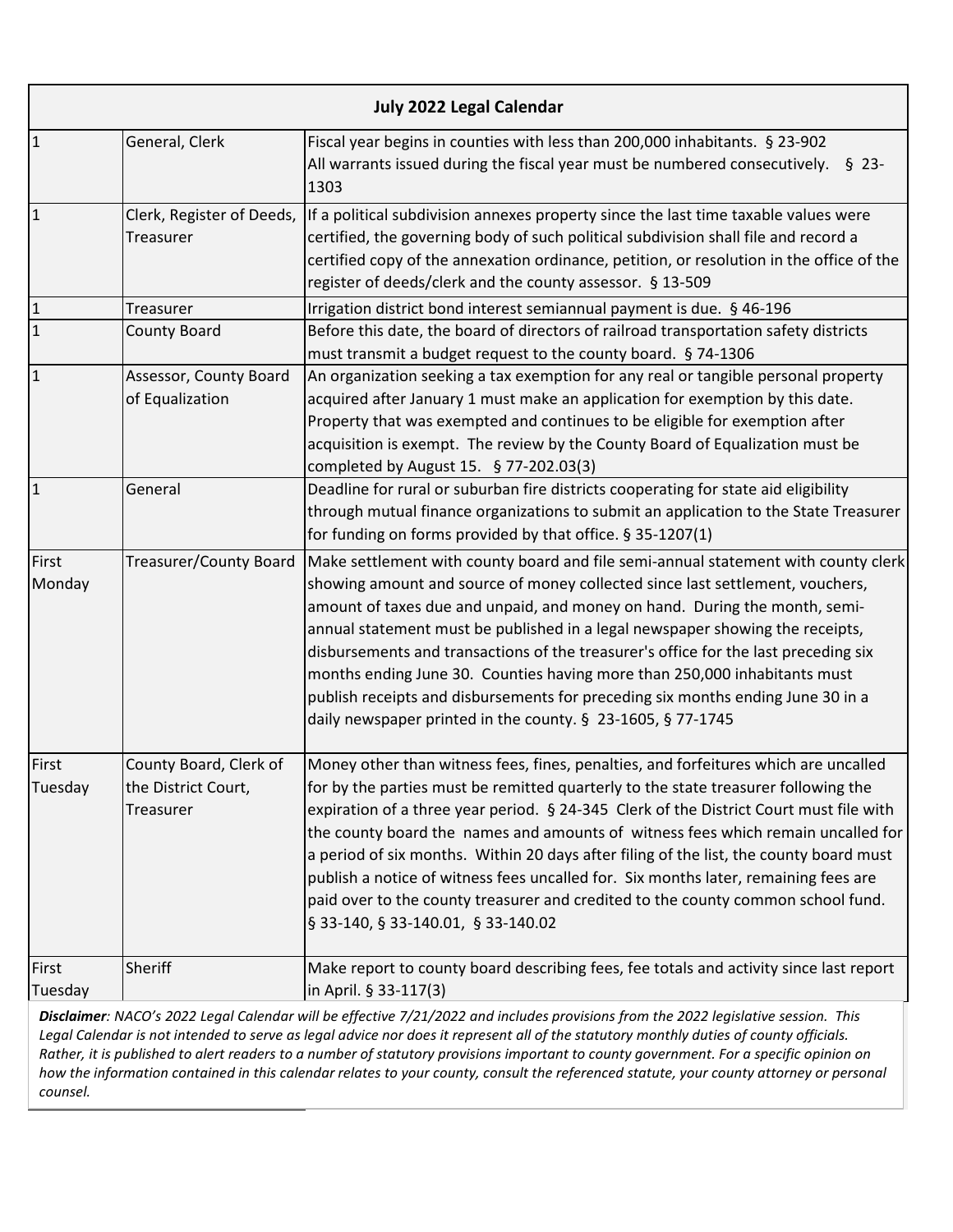| July 2022 Legal Calendar | | |
|---|---|---|
| 1 | General, Clerk | Fiscal year begins in counties with less than 200,000 inhabitants. § 23-902<br>All warrants issued during the fiscal year must be numbered consecutively. § 23-1303 |
| 1 | Clerk, Register of Deeds, Treasurer | If a political subdivision annexes property since the last time taxable values were certified, the governing body of such political subdivision shall file and record a certified copy of the annexation ordinance, petition, or resolution in the office of the register of deeds/clerk and the county assessor. § 13-509 |
| 1 | Treasurer | Irrigation district bond interest semiannual payment is due. § 46-196 |
| 1 | County Board | Before this date, the board of directors of railroad transportation safety districts must transmit a budget request to the county board. § 74-1306 |
| 1 | Assessor, County Board of Equalization | An organization seeking a tax exemption for any real or tangible personal property acquired after January 1 must make an application for exemption by this date. Property that was exempted and continues to be eligible for exemption after acquisition is exempt. The review by the County Board of Equalization must be completed by August 15. § 77-202.03(3) |
| 1 | General | Deadline for rural or suburban fire districts cooperating for state aid eligibility through mutual finance organizations to submit an application to the State Treasurer for funding on forms provided by that office. § 35-1207(1) |
| First Monday | Treasurer/County Board | Make settlement with county board and file semi-annual statement with county clerk showing amount and source of money collected since last settlement, vouchers, amount of taxes due and unpaid, and money on hand. During the month, semi-annual statement must be published in a legal newspaper showing the receipts, disbursements and transactions of the treasurer's office for the last preceding six months ending June 30. Counties having more than 250,000 inhabitants must publish receipts and disbursements for preceding six months ending June 30 in a daily newspaper printed in the county. § 23-1605, § 77-1745 |
| First Tuesday | County Board, Clerk of the District Court, Treasurer | Money other than witness fees, fines, penalties, and forfeitures which are uncalled for by the parties must be remitted quarterly to the state treasurer following the expiration of a three year period. § 24-345 Clerk of the District Court must file with the county board the names and amounts of witness fees which remain uncalled for a period of six months. Within 20 days after filing of the list, the county board must publish a notice of witness fees uncalled for. Six months later, remaining fees are paid over to the county treasurer and credited to the county common school fund. § 33-140, § 33-140.01, § 33-140.02 |
| First Tuesday | Sheriff | Make report to county board describing fees, fee totals and activity since last report in April. § 33-117(3) |

***Disclaimer**: NACO's 2022 Legal Calendar will be effective 7/21/2022 and includes provisions from the 2022 legislative session. This Legal Calendar is not intended to serve as legal advice nor does it represent all of the statutory monthly duties of county officials. Rather, it is published to alert readers to a number of statutory provisions important to county government. For a specific opinion on how the information contained in this calendar relates to your county, consult the referenced statute, your county attorney or personal counsel.*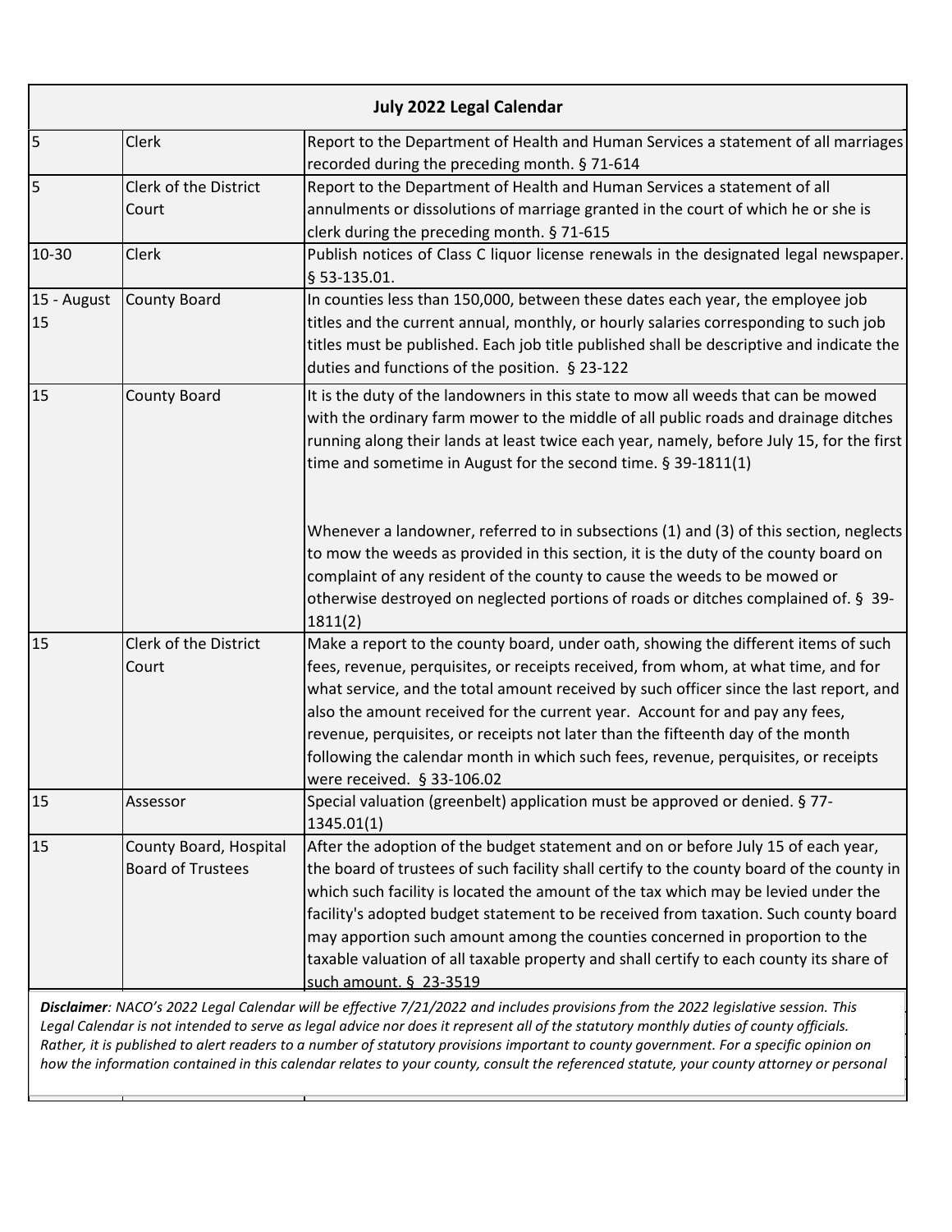| July 2022 Legal Calendar | | |
|---|---|---|
| 5 | Clerk | Report to the Department of Health and Human Services a statement of all marriages recorded during the preceding month. § 71-614 |
| 5 | Clerk of the District Court | Report to the Department of Health and Human Services a statement of all annulments or dissolutions of marriage granted in the court of which he or she is clerk during the preceding month. § 71-615 |
| 10-30 | Clerk | Publish notices of Class C liquor license renewals in the designated legal newspaper. § 53-135.01. |
| 15 - August 15 | County Board | In counties less than 150,000, between these dates each year, the employee job titles and the current annual, monthly, or hourly salaries corresponding to such job titles must be published. Each job title published shall be descriptive and indicate the duties and functions of the position. § 23-122 |
| 15 | County Board | It is the duty of the landowners in this state to mow all weeds that can be mowed with the ordinary farm mower to the middle of all public roads and drainage ditches running along their lands at least twice each year, namely, before July 15, for the first time and sometime in August for the second time. § 39-1811(1)<br><br>Whenever a landowner, referred to in subsections (1) and (3) of this section, neglects to mow the weeds as provided in this section, it is the duty of the county board on complaint of any resident of the county to cause the weeds to be mowed or otherwise destroyed on neglected portions of roads or ditches complained of. § 39-1811(2) |
| 15 | Clerk of the District Court | Make a report to the county board, under oath, showing the different items of such fees, revenue, perquisites, or receipts received, from whom, at what time, and for what service, and the total amount received by such officer since the last report, and also the amount received for the current year. Account for and pay any fees, revenue, perquisites, or receipts not later than the fifteenth day of the month following the calendar month in which such fees, revenue, perquisites, or receipts were received. § 33-106.02 |
| 15 | Assessor | Special valuation (greenbelt) application must be approved or denied. § 77-1345.01(1) |
| 15 | County Board, Hospital Board of Trustees | After the adoption of the budget statement and on or before July 15 of each year, the board of trustees of such facility shall certify to the county board of the county in which such facility is located the amount of the tax which may be levied under the facility's adopted budget statement to be received from taxation. Such county board may apportion such amount among the counties concerned in proportion to the taxable valuation of all taxable property and shall certify to each county its share of such amount. § 23-3519 |

***Disclaimer**: NACO's 2022 Legal Calendar will be effective 7/21/2022 and includes provisions from the 2022 legislative session. This Legal Calendar is not intended to serve as legal advice nor does it represent all of the statutory monthly duties of county officials. Rather, it is published to alert readers to a number of statutory provisions important to county government. For a specific opinion on how the information contained in this calendar relates to your county, consult the referenced statute, your county attorney or personal*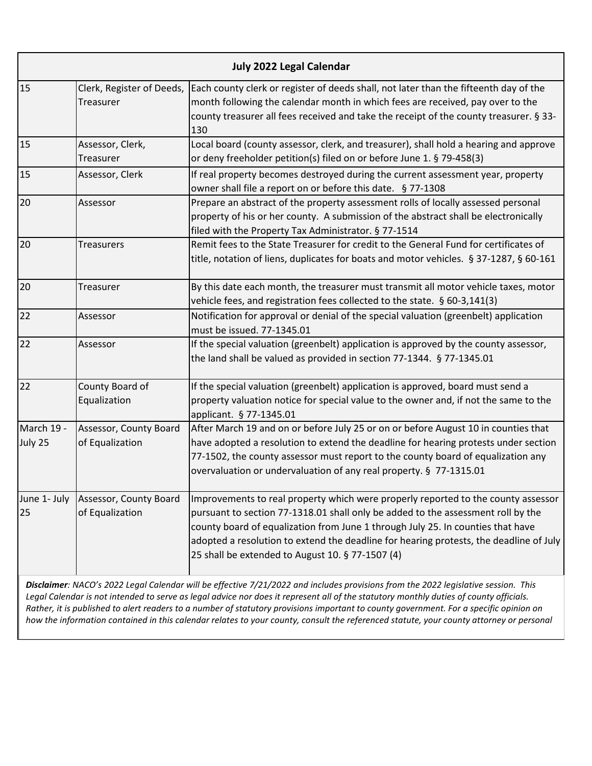| July 2022 Legal Calendar | | |
|---|---|---|
| 15 | Clerk, Register of Deeds, Treasurer | Each county clerk or register of deeds shall, not later than the fifteenth day of the month following the calendar month in which fees are received, pay over to the county treasurer all fees received and take the receipt of the county treasurer. § 33-130 |
| 15 | Assessor, Clerk, Treasurer | Local board (county assessor, clerk, and treasurer), shall hold a hearing and approve or deny freeholder petition(s) filed on or before June 1. § 79-458(3) |
| 15 | Assessor, Clerk | If real property becomes destroyed during the current assessment year, property owner shall file a report on or before this date. § 77-1308 |
| 20 | Assessor | Prepare an abstract of the property assessment rolls of locally assessed personal property of his or her county. A submission of the abstract shall be electronically filed with the Property Tax Administrator. § 77-1514 |
| 20 | Treasurers | Remit fees to the State Treasurer for credit to the General Fund for certificates of title, notation of liens, duplicates for boats and motor vehicles. § 37-1287, § 60-161 |
| 20 | Treasurer | By this date each month, the treasurer must transmit all motor vehicle taxes, motor vehicle fees, and registration fees collected to the state. § 60-3,141(3) |
| 22 | Assessor | Notification for approval or denial of the special valuation (greenbelt) application must be issued. 77-1345.01 |
| 22 | Assessor | If the special valuation (greenbelt) application is approved by the county assessor, the land shall be valued as provided in section 77-1344. § 77-1345.01 |
| 22 | County Board of Equalization | If the special valuation (greenbelt) application is approved, board must send a property valuation notice for special value to the owner and, if not the same to the applicant. § 77-1345.01 |
| March 19 - July 25 | Assessor, County Board of Equalization | After March 19 and on or before July 25 or on or before August 10 in counties that have adopted a resolution to extend the deadline for hearing protests under section 77-1502, the county assessor must report to the county board of equalization any overvaluation or undervaluation of any real property. § 77-1315.01 |
| June 1- July 25 | Assessor, County Board of Equalization | Improvements to real property which were properly reported to the county assessor pursuant to section 77-1318.01 shall only be added to the assessment roll by the county board of equalization from June 1 through July 25. In counties that have adopted a resolution to extend the deadline for hearing protests, the deadline of July 25 shall be extended to August 10. § 77-1507 (4) |

***Disclaimer**: NACO's 2022 Legal Calendar will be effective 7/21/2022 and includes provisions from the 2022 legislative session. This Legal Calendar is not intended to serve as legal advice nor does it represent all of the statutory monthly duties of county officials. Rather, it is published to alert readers to a number of statutory provisions important to county government. For a specific opinion on how the information contained in this calendar relates to your county, consult the referenced statute, your county attorney or personal*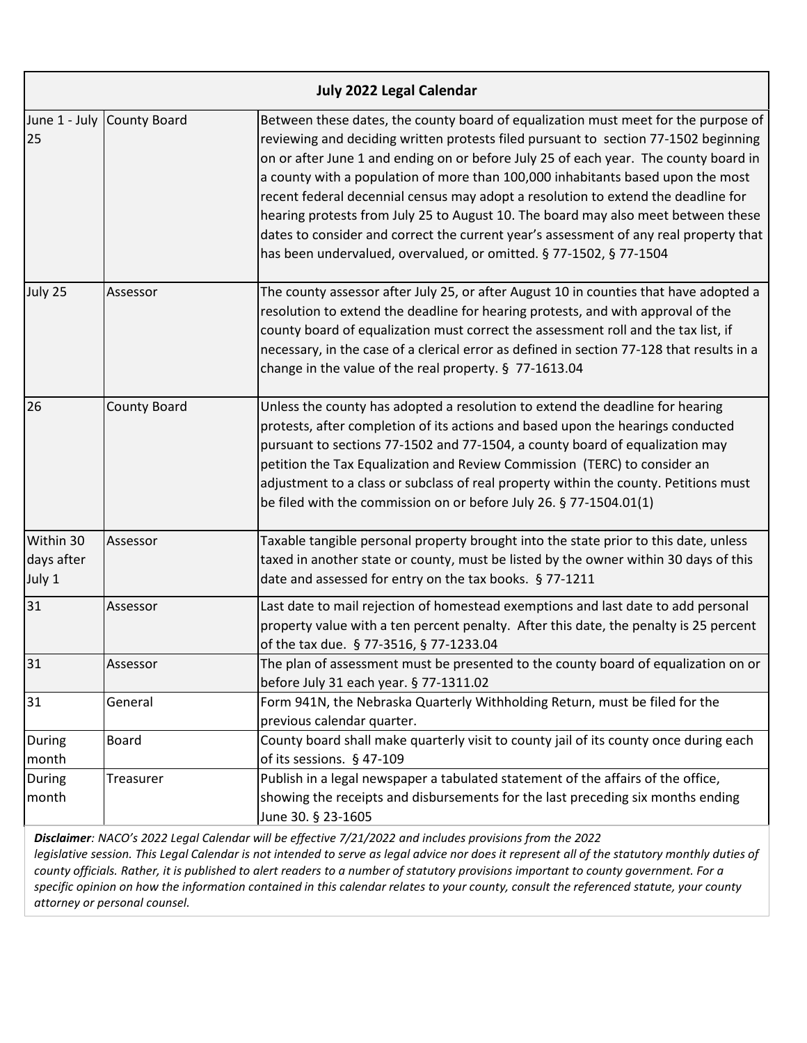| July 2022 Legal Calendar | | |
|---|---|---|
| June 1 - July 25 | County Board | Between these dates, the county board of equalization must meet for the purpose of reviewing and deciding written protests filed pursuant to section 77-1502 beginning on or after June 1 and ending on or before July 25 of each year. The county board in a county with a population of more than 100,000 inhabitants based upon the most recent federal decennial census may adopt a resolution to extend the deadline for hearing protests from July 25 to August 10. The board may also meet between these dates to consider and correct the current year's assessment of any real property that has been undervalued, overvalued, or omitted. § 77-1502, § 77-1504 |
| July 25 | Assessor | The county assessor after July 25, or after August 10 in counties that have adopted a resolution to extend the deadline for hearing protests, and with approval of the county board of equalization must correct the assessment roll and the tax list, if necessary, in the case of a clerical error as defined in section 77-128 that results in a change in the value of the real property. § 77-1613.04 |
| 26 | County Board | Unless the county has adopted a resolution to extend the deadline for hearing protests, after completion of its actions and based upon the hearings conducted pursuant to sections 77-1502 and 77-1504, a county board of equalization may petition the Tax Equalization and Review Commission (TERC) to consider an adjustment to a class or subclass of real property within the county. Petitions must be filed with the commission on or before July 26. § 77-1504.01(1) |
| Within 30 days after July 1 | Assessor | Taxable tangible personal property brought into the state prior to this date, unless taxed in another state or county, must be listed by the owner within 30 days of this date and assessed for entry on the tax books. § 77-1211 |
| 31 | Assessor | Last date to mail rejection of homestead exemptions and last date to add personal property value with a ten percent penalty. After this date, the penalty is 25 percent of the tax due. § 77-3516, § 77-1233.04 |
| 31 | Assessor | The plan of assessment must be presented to the county board of equalization on or before July 31 each year. § 77-1311.02 |
| 31 | General | Form 941N, the Nebraska Quarterly Withholding Return, must be filed for the previous calendar quarter. |
| During month | Board | County board shall make quarterly visit to county jail of its county once during each of its sessions. § 47-109 |
| During month | Treasurer | Publish in a legal newspaper a tabulated statement of the affairs of the office, showing the receipts and disbursements for the last preceding six months ending June 30. § 23-1605 |

***Disclaimer**: NACO's 2022 Legal Calendar will be effective 7/21/2022 and includes provisions from the 2022 legislative session. This Legal Calendar is not intended to serve as legal advice nor does it represent all of the statutory monthly duties of county officials. Rather, it is published to alert readers to a number of statutory provisions important to county government. For a specific opinion on how the information contained in this calendar relates to your county, consult the referenced statute, your county attorney or personal counsel.*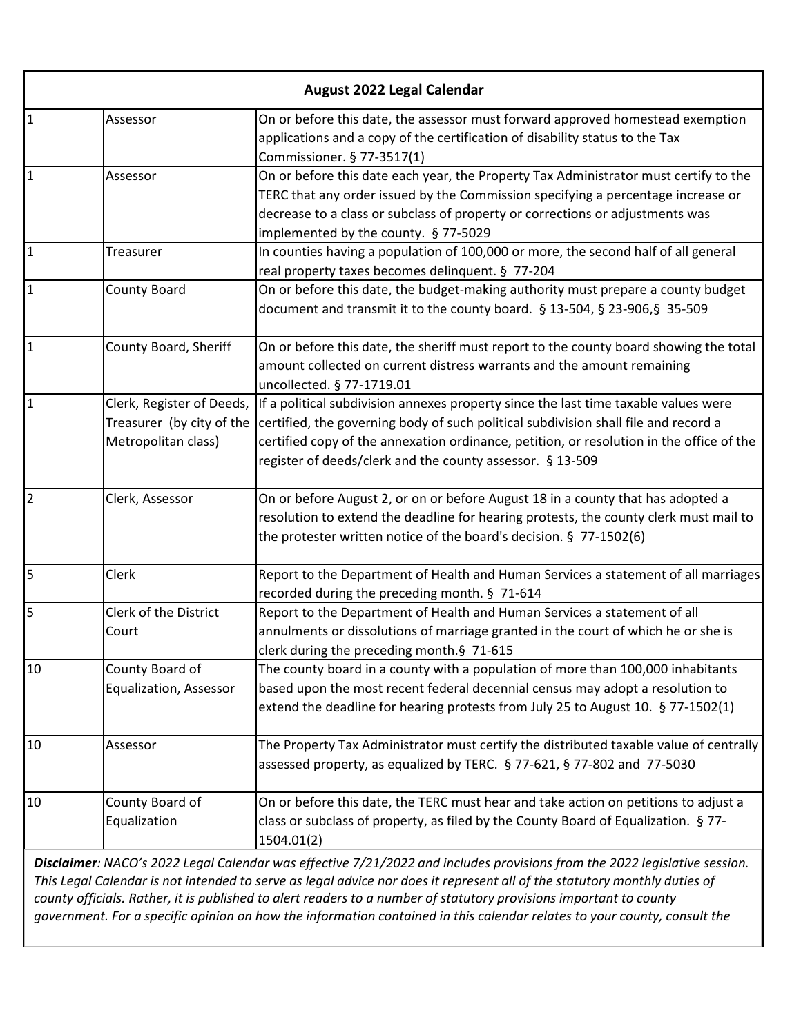| August 2022 Legal Calendar | | |
|---|---|---|
| 1 | Assessor | On or before this date, the assessor must forward approved homestead exemption applications and a copy of the certification of disability status to the Tax Commissioner. § 77-3517(1) |
| 1 | Assessor | On or before this date each year, the Property Tax Administrator must certify to the TERC that any order issued by the Commission specifying a percentage increase or decrease to a class or subclass of property or corrections or adjustments was implemented by the county. § 77-5029 |
| 1 | Treasurer | In counties having a population of 100,000 or more, the second half of all general real property taxes becomes delinquent. § 77-204 |
| 1 | County Board | On or before this date, the budget-making authority must prepare a county budget document and transmit it to the county board. § 13-504, § 23-906,§ 35-509 |
| 1 | County Board, Sheriff | On or before this date, the sheriff must report to the county board showing the total amount collected on current distress warrants and the amount remaining uncollected. § 77-1719.01 |
| 1 | Clerk, Register of Deeds, Treasurer (by city of the Metropolitan class) | If a political subdivision annexes property since the last time taxable values were certified, the governing body of such political subdivision shall file and record a certified copy of the annexation ordinance, petition, or resolution in the office of the register of deeds/clerk and the county assessor. § 13-509 |
| 2 | Clerk, Assessor | On or before August 2, or on or before August 18 in a county that has adopted a resolution to extend the deadline for hearing protests, the county clerk must mail to the protester written notice of the board's decision. § 77-1502(6) |
| 5 | Clerk | Report to the Department of Health and Human Services a statement of all marriages recorded during the preceding month. § 71-614 |
| 5 | Clerk of the District Court | Report to the Department of Health and Human Services a statement of all annulments or dissolutions of marriage granted in the court of which he or she is clerk during the preceding month.§ 71-615 |
| 10 | County Board of Equalization, Assessor | The county board in a county with a population of more than 100,000 inhabitants based upon the most recent federal decennial census may adopt a resolution to extend the deadline for hearing protests from July 25 to August 10. § 77-1502(1) |
| 10 | Assessor | The Property Tax Administrator must certify the distributed taxable value of centrally assessed property, as equalized by TERC. § 77-621, § 77-802 and 77-5030 |
| 10 | County Board of Equalization | On or before this date, the TERC must hear and take action on petitions to adjust a class or subclass of property, as filed by the County Board of Equalization. § 77-1504.01(2) |

***Disclaimer**: NACO's 2022 Legal Calendar was effective 7/21/2022 and includes provisions from the 2022 legislative session. This Legal Calendar is not intended to serve as legal advice nor does it represent all of the statutory monthly duties of county officials. Rather, it is published to alert readers to a number of statutory provisions important to county government. For a specific opinion on how the information contained in this calendar relates to your county, consult the*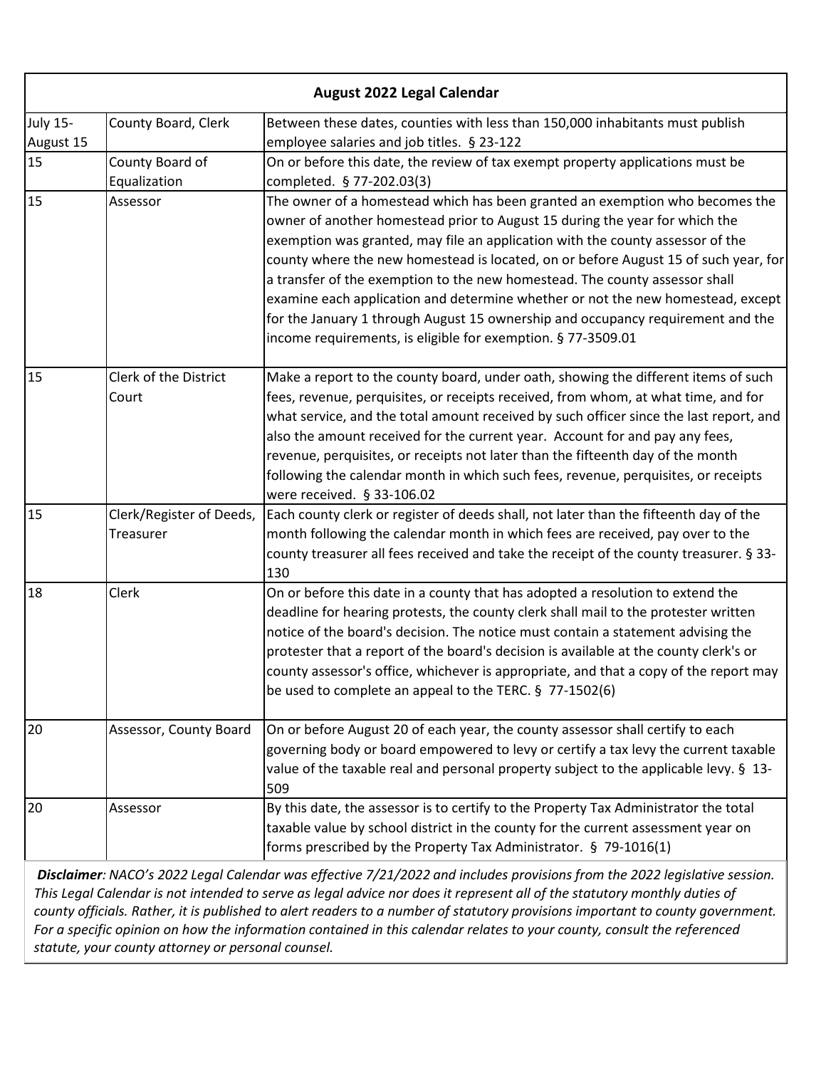| August 2022 Legal Calendar | | |
|---|---|---|
| July 15-August 15 | County Board, Clerk | Between these dates, counties with less than 150,000 inhabitants must publish employee salaries and job titles. § 23-122 |
| 15 | County Board of Equalization | On or before this date, the review of tax exempt property applications must be completed. § 77-202.03(3) |
| 15 | Assessor | The owner of a homestead which has been granted an exemption who becomes the owner of another homestead prior to August 15 during the year for which the exemption was granted, may file an application with the county assessor of the county where the new homestead is located, on or before August 15 of such year, for a transfer of the exemption to the new homestead. The county assessor shall examine each application and determine whether or not the new homestead, except for the January 1 through August 15 ownership and occupancy requirement and the income requirements, is eligible for exemption. § 77-3509.01 |
| 15 | Clerk of the District Court | Make a report to the county board, under oath, showing the different items of such fees, revenue, perquisites, or receipts received, from whom, at what time, and for what service, and the total amount received by such officer since the last report, and also the amount received for the current year. Account for and pay any fees, revenue, perquisites, or receipts not later than the fifteenth day of the month following the calendar month in which such fees, revenue, perquisites, or receipts were received. § 33-106.02 |
| 15 | Clerk/Register of Deeds, Treasurer | Each county clerk or register of deeds shall, not later than the fifteenth day of the month following the calendar month in which fees are received, pay over to the county treasurer all fees received and take the receipt of the county treasurer. § 33-130 |
| 18 | Clerk | On or before this date in a county that has adopted a resolution to extend the deadline for hearing protests, the county clerk shall mail to the protester written notice of the board's decision. The notice must contain a statement advising the protester that a report of the board's decision is available at the county clerk's or county assessor's office, whichever is appropriate, and that a copy of the report may be used to complete an appeal to the TERC. § 77-1502(6) |
| 20 | Assessor, County Board | On or before August 20 of each year, the county assessor shall certify to each governing body or board empowered to levy or certify a tax levy the current taxable value of the taxable real and personal property subject to the applicable levy. § 13-509 |
| 20 | Assessor | By this date, the assessor is to certify to the Property Tax Administrator the total taxable value by school district in the county for the current assessment year on forms prescribed by the Property Tax Administrator. § 79-1016(1) |

***Disclaimer**: NACO's 2022 Legal Calendar was effective 7/21/2022 and includes provisions from the 2022 legislative session. This Legal Calendar is not intended to serve as legal advice nor does it represent all of the statutory monthly duties of county officials. Rather, it is published to alert readers to a number of statutory provisions important to county government. For a specific opinion on how the information contained in this calendar relates to your county, consult the referenced statute, your county attorney or personal counsel.*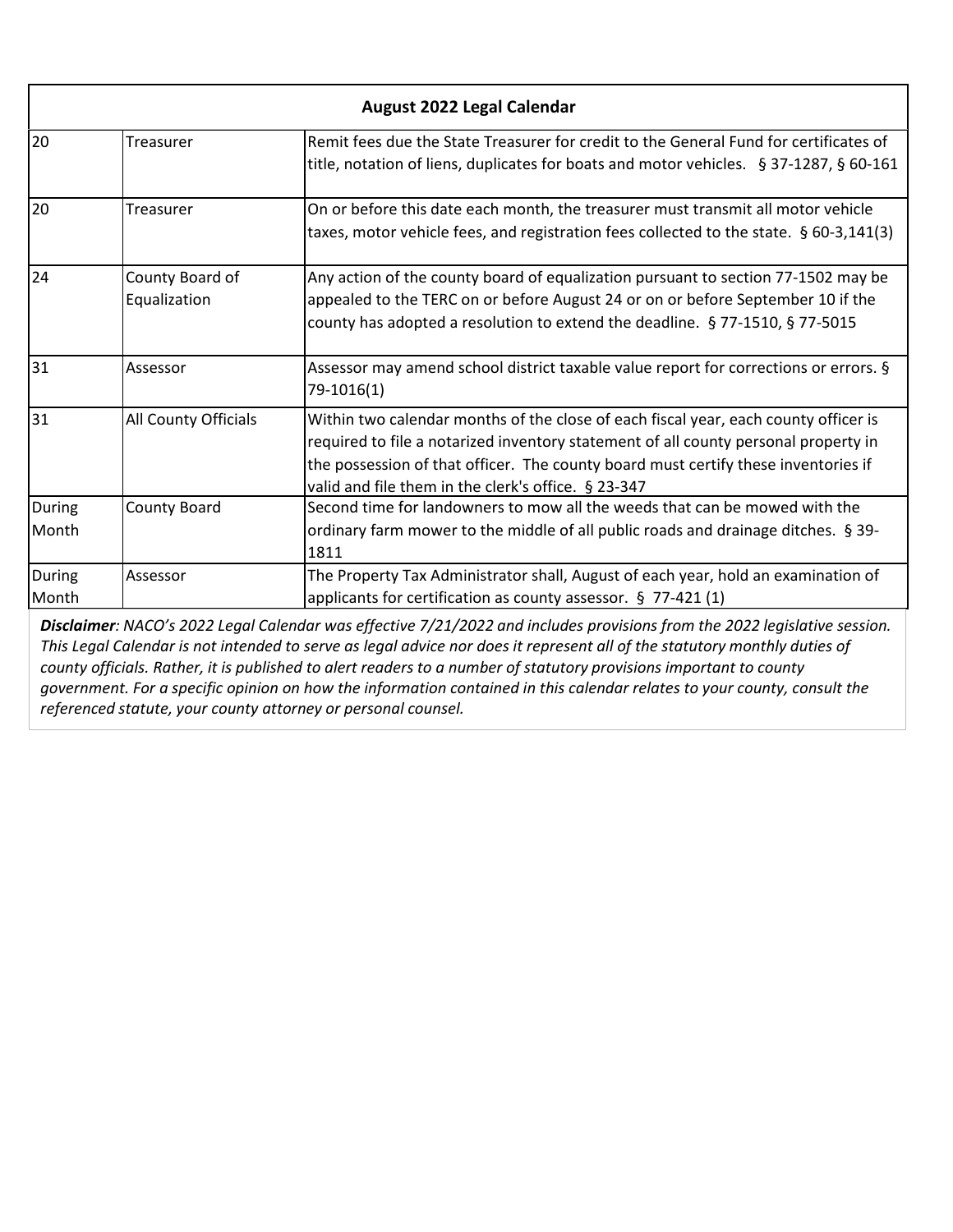| August 2022 Legal Calendar | | |
|---|---|---|
| 20 | Treasurer | Remit fees due the State Treasurer for credit to the General Fund for certificates of title, notation of liens, duplicates for boats and motor vehicles. § 37-1287, § 60-161 |
| 20 | Treasurer | On or before this date each month, the treasurer must transmit all motor vehicle taxes, motor vehicle fees, and registration fees collected to the state. § 60-3,141(3) |
| 24 | County Board of Equalization | Any action of the county board of equalization pursuant to section 77-1502 may be appealed to the TERC on or before August 24 or on or before September 10 if the county has adopted a resolution to extend the deadline. § 77-1510, § 77-5015 |
| 31 | Assessor | Assessor may amend school district taxable value report for corrections or errors. § 79-1016(1) |
| 31 | All County Officials | Within two calendar months of the close of each fiscal year, each county officer is required to file a notarized inventory statement of all county personal property in the possession of that officer. The county board must certify these inventories if valid and file them in the clerk's office. § 23-347 |
| During Month | County Board | Second time for landowners to mow all the weeds that can be mowed with the ordinary farm mower to the middle of all public roads and drainage ditches. § 39-1811 |
| During Month | Assessor | The Property Tax Administrator shall, August of each year, hold an examination of applicants for certification as county assessor. § 77-421 (1) |

***Disclaimer**: NACO's 2022 Legal Calendar was effective 7/21/2022 and includes provisions from the 2022 legislative session. This Legal Calendar is not intended to serve as legal advice nor does it represent all of the statutory monthly duties of county officials. Rather, it is published to alert readers to a number of statutory provisions important to county government. For a specific opinion on how the information contained in this calendar relates to your county, consult the referenced statute, your county attorney or personal counsel.*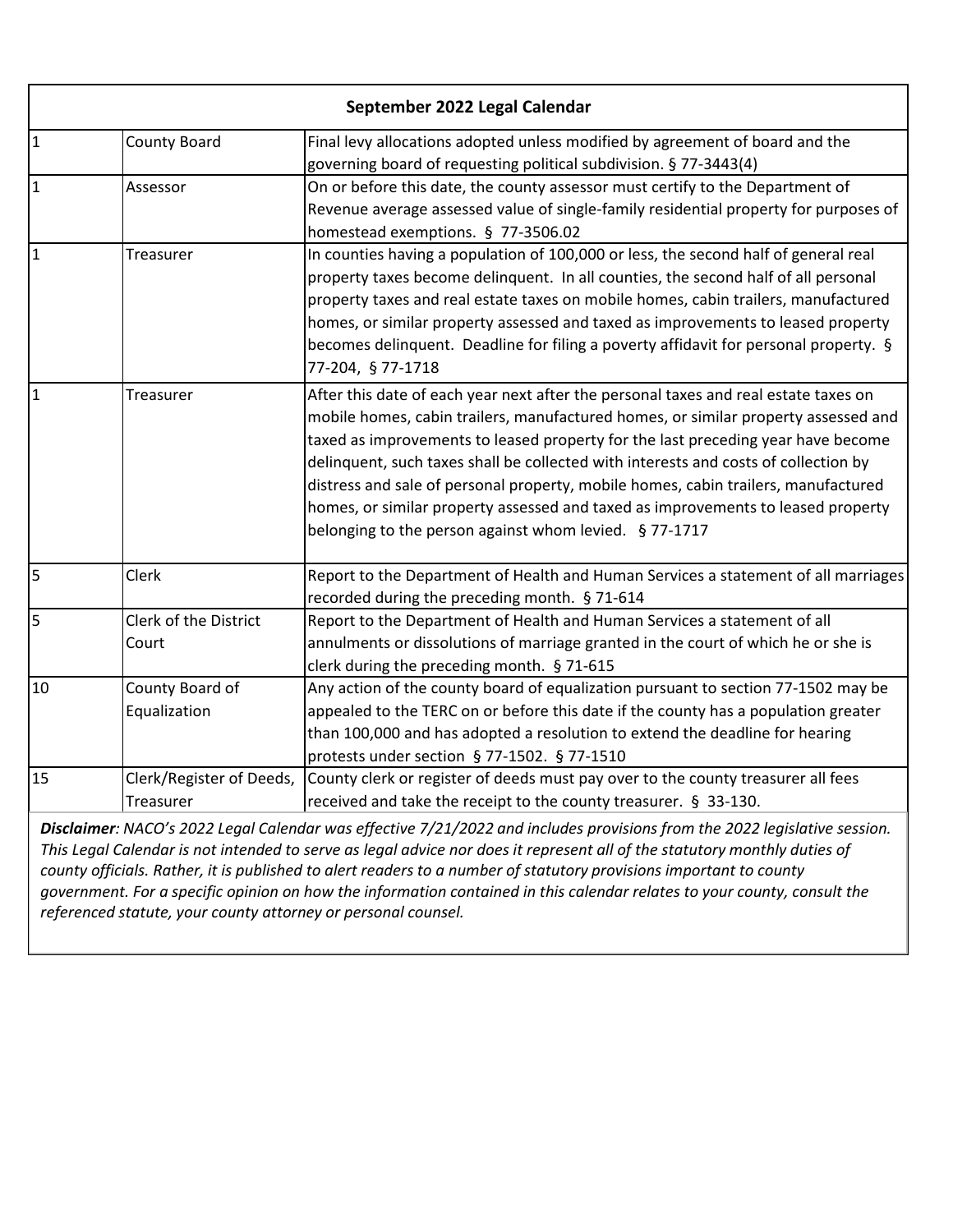| September 2022 Legal Calendar | | |
|---|---|---|
| 1 | County Board | Final levy allocations adopted unless modified by agreement of board and the governing board of requesting political subdivision. § 77-3443(4) |
| 1 | Assessor | On or before this date, the county assessor must certify to the Department of Revenue average assessed value of single-family residential property for purposes of homestead exemptions. § 77-3506.02 |
| 1 | Treasurer | In counties having a population of 100,000 or less, the second half of general real property taxes become delinquent. In all counties, the second half of all personal property taxes and real estate taxes on mobile homes, cabin trailers, manufactured homes, or similar property assessed and taxed as improvements to leased property becomes delinquent. Deadline for filing a poverty affidavit for personal property. § 77-204, § 77-1718 |
| 1 | Treasurer | After this date of each year next after the personal taxes and real estate taxes on mobile homes, cabin trailers, manufactured homes, or similar property assessed and taxed as improvements to leased property for the last preceding year have become delinquent, such taxes shall be collected with interests and costs of collection by distress and sale of personal property, mobile homes, cabin trailers, manufactured homes, or similar property assessed and taxed as improvements to leased property belonging to the person against whom levied. § 77-1717 |
| 5 | Clerk | Report to the Department of Health and Human Services a statement of all marriages recorded during the preceding month. § 71-614 |
| 5 | Clerk of the District Court | Report to the Department of Health and Human Services a statement of all annulments or dissolutions of marriage granted in the court of which he or she is clerk during the preceding month. § 71-615 |
| 10 | County Board of Equalization | Any action of the county board of equalization pursuant to section 77-1502 may be appealed to the TERC on or before this date if the county has a population greater than 100,000 and has adopted a resolution to extend the deadline for hearing protests under section § 77-1502. § 77-1510 |
| 15 | Clerk/Register of Deeds, Treasurer | County clerk or register of deeds must pay over to the county treasurer all fees received and take the receipt to the county treasurer. § 33-130. |

***Disclaimer**: NACO's 2022 Legal Calendar was effective 7/21/2022 and includes provisions from the 2022 legislative session. This Legal Calendar is not intended to serve as legal advice nor does it represent all of the statutory monthly duties of county officials. Rather, it is published to alert readers to a number of statutory provisions important to county government. For a specific opinion on how the information contained in this calendar relates to your county, consult the referenced statute, your county attorney or personal counsel.*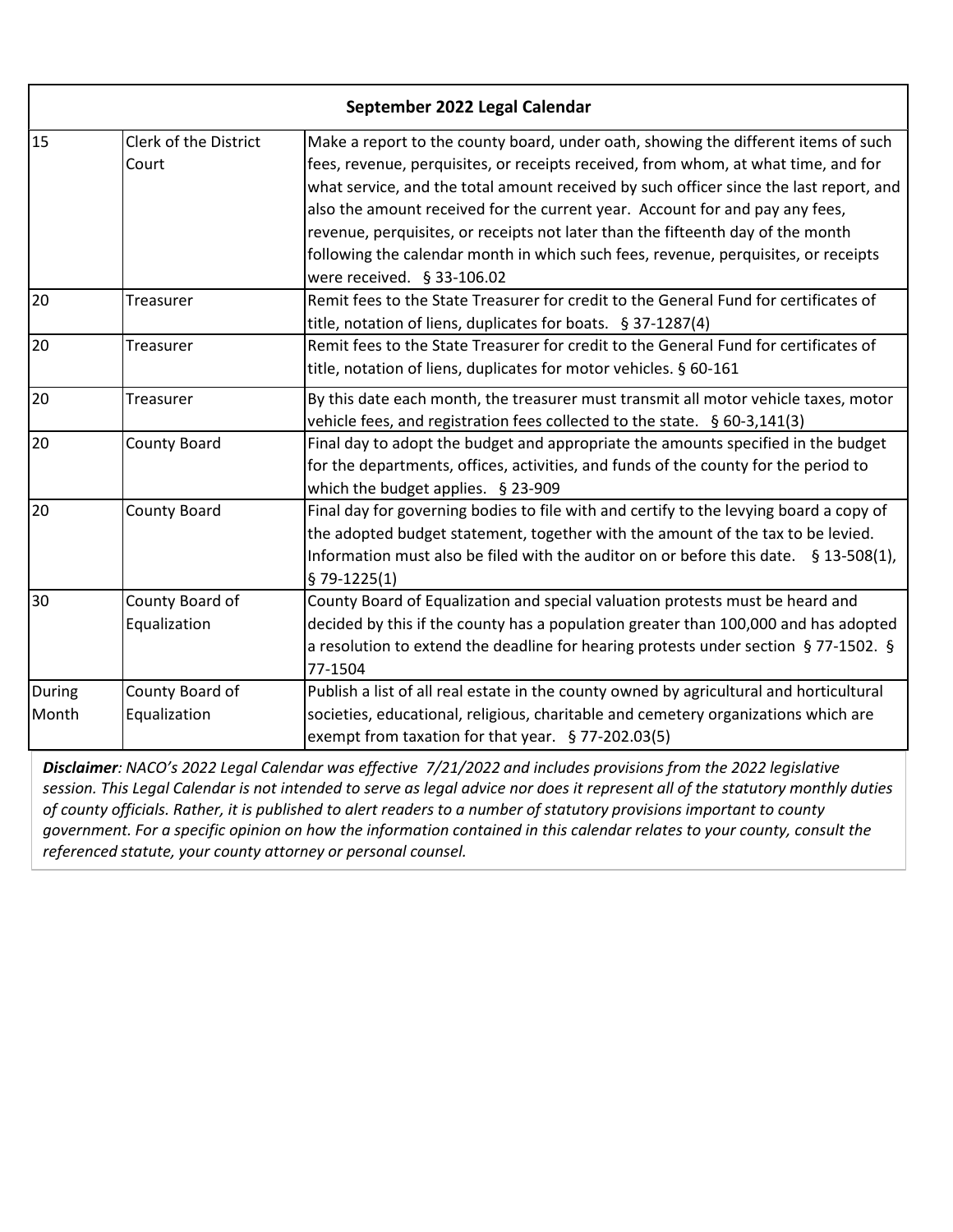| September 2022 Legal Calendar | | |
|---|---|---|
| 15 | Clerk of the District Court | Make a report to the county board, under oath, showing the different items of such fees, revenue, perquisites, or receipts received, from whom, at what time, and for what service, and the total amount received by such officer since the last report, and also the amount received for the current year. Account for and pay any fees, revenue, perquisites, or receipts not later than the fifteenth day of the month following the calendar month in which such fees, revenue, perquisites, or receipts were received. § 33-106.02 |
| 20 | Treasurer | Remit fees to the State Treasurer for credit to the General Fund for certificates of title, notation of liens, duplicates for boats. § 37-1287(4) |
| 20 | Treasurer | Remit fees to the State Treasurer for credit to the General Fund for certificates of title, notation of liens, duplicates for motor vehicles. § 60-161 |
| 20 | Treasurer | By this date each month, the treasurer must transmit all motor vehicle taxes, motor vehicle fees, and registration fees collected to the state. § 60-3,141(3) |
| 20 | County Board | Final day to adopt the budget and appropriate the amounts specified in the budget for the departments, offices, activities, and funds of the county for the period to which the budget applies. § 23-909 |
| 20 | County Board | Final day for governing bodies to file with and certify to the levying board a copy of the adopted budget statement, together with the amount of the tax to be levied. Information must also be filed with the auditor on or before this date. § 13-508(1), § 79-1225(1) |
| 30 | County Board of Equalization | County Board of Equalization and special valuation protests must be heard and decided by this if the county has a population greater than 100,000 and has adopted a resolution to extend the deadline for hearing protests under section § 77-1502. § 77-1504 |
| During Month | County Board of Equalization | Publish a list of all real estate in the county owned by agricultural and horticultural societies, educational, religious, charitable and cemetery organizations which are exempt from taxation for that year. § 77-202.03(5) |

***Disclaimer**: NACO's 2022 Legal Calendar was effective 7/21/2022 and includes provisions from the 2022 legislative session. This Legal Calendar is not intended to serve as legal advice nor does it represent all of the statutory monthly duties of county officials. Rather, it is published to alert readers to a number of statutory provisions important to county government. For a specific opinion on how the information contained in this calendar relates to your county, consult the referenced statute, your county attorney or personal counsel.*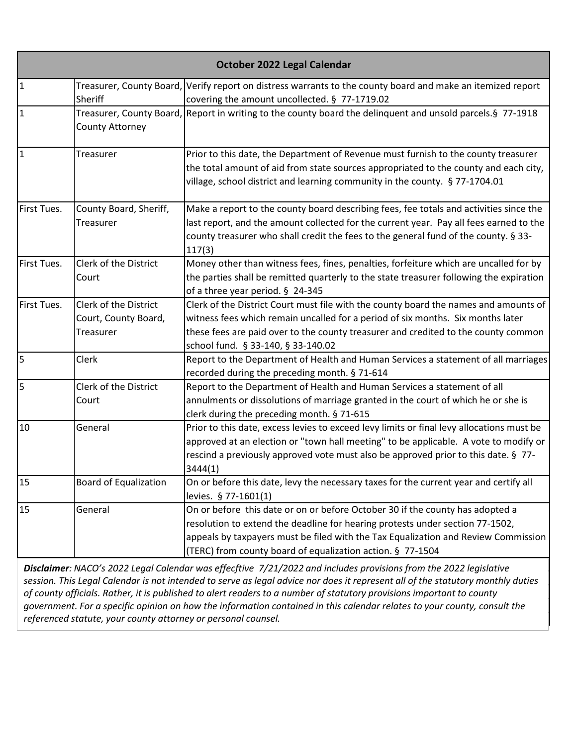| October 2022 Legal Calendar | | |
|---|---|---|
| 1 | Treasurer, County Board, Sheriff | Verify report on distress warrants to the county board and make an itemized report covering the amount uncollected. § 77-1719.02 |
| 1 | Treasurer, County Board, County Attorney | Report in writing to the county board the delinquent and unsold parcels.§ 77-1918 |
| 1 | Treasurer | Prior to this date, the Department of Revenue must furnish to the county treasurer the total amount of aid from state sources appropriated to the county and each city, village, school district and learning community in the county. § 77-1704.01 |
| First Tues. | County Board, Sheriff, Treasurer | Make a report to the county board describing fees, fee totals and activities since the last report, and the amount collected for the current year. Pay all fees earned to the county treasurer who shall credit the fees to the general fund of the county. § 33-117(3) |
| First Tues. | Clerk of the District Court | Money other than witness fees, fines, penalties, forfeiture which are uncalled for by the parties shall be remitted quarterly to the state treasurer following the expiration of a three year period. § 24-345 |
| First Tues. | Clerk of the District Court, County Board, Treasurer | Clerk of the District Court must file with the county board the names and amounts of witness fees which remain uncalled for a period of six months. Six months later these fees are paid over to the county treasurer and credited to the county common school fund. § 33-140, § 33-140.02 |
| 5 | Clerk | Report to the Department of Health and Human Services a statement of all marriages recorded during the preceding month. § 71-614 |
| 5 | Clerk of the District Court | Report to the Department of Health and Human Services a statement of all annulments or dissolutions of marriage granted in the court of which he or she is clerk during the preceding month. § 71-615 |
| 10 | General | Prior to this date, excess levies to exceed levy limits or final levy allocations must be approved at an election or "town hall meeting" to be applicable. A vote to modify or rescind a previously approved vote must also be approved prior to this date. § 77-3444(1) |
| 15 | Board of Equalization | On or before this date, levy the necessary taxes for the current year and certify all levies. § 77-1601(1) |
| 15 | General | On or before this date or on or before October 30 if the county has adopted a resolution to extend the deadline for hearing protests under section 77-1502, appeals by taxpayers must be filed with the Tax Equalization and Review Commission (TERC) from county board of equalization action. § 77-1504 |

***Disclaimer**: NACO's 2022 Legal Calendar was effecftive 7/21/2022 and includes provisions from the 2022 legislative session. This Legal Calendar is not intended to serve as legal advice nor does it represent all of the statutory monthly duties of county officials. Rather, it is published to alert readers to a number of statutory provisions important to county government. For a specific opinion on how the information contained in this calendar relates to your county, consult the referenced statute, your county attorney or personal counsel.*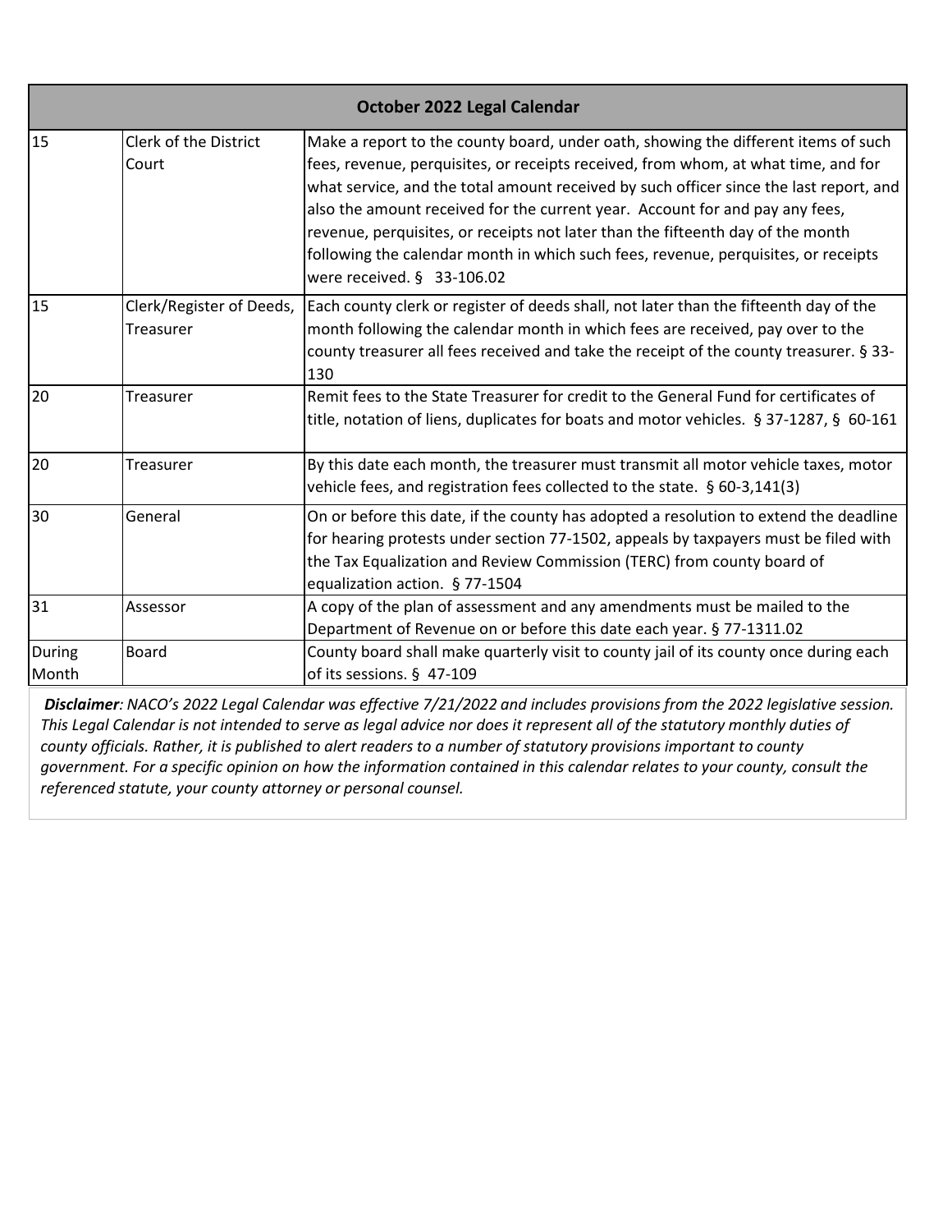| October 2022 Legal Calendar | | |
|---|---|---|
| 15 | Clerk of the District Court | Make a report to the county board, under oath, showing the different items of such fees, revenue, perquisites, or receipts received, from whom, at what time, and for what service, and the total amount received by such officer since the last report, and also the amount received for the current year. Account for and pay any fees, revenue, perquisites, or receipts not later than the fifteenth day of the month following the calendar month in which such fees, revenue, perquisites, or receipts were received. § 33-106.02 |
| 15 | Clerk/Register of Deeds, Treasurer | Each county clerk or register of deeds shall, not later than the fifteenth day of the month following the calendar month in which fees are received, pay over to the county treasurer all fees received and take the receipt of the county treasurer. § 33-130 |
| 20 | Treasurer | Remit fees to the State Treasurer for credit to the General Fund for certificates of title, notation of liens, duplicates for boats and motor vehicles. § 37-1287, § 60-161 |
| 20 | Treasurer | By this date each month, the treasurer must transmit all motor vehicle taxes, motor vehicle fees, and registration fees collected to the state. § 60-3,141(3) |
| 30 | General | On or before this date, if the county has adopted a resolution to extend the deadline for hearing protests under section 77-1502, appeals by taxpayers must be filed with the Tax Equalization and Review Commission (TERC) from county board of equalization action. § 77-1504 |
| 31 | Assessor | A copy of the plan of assessment and any amendments must be mailed to the Department of Revenue on or before this date each year. § 77-1311.02 |
| During Month | Board | County board shall make quarterly visit to county jail of its county once during each of its sessions. § 47-109 |

***Disclaimer****: NACO's 2022 Legal Calendar was effective 7/21/2022 and includes provisions from the 2022 legislative session. This Legal Calendar is not intended to serve as legal advice nor does it represent all of the statutory monthly duties of county officials. Rather, it is published to alert readers to a number of statutory provisions important to county government. For a specific opinion on how the information contained in this calendar relates to your county, consult the referenced statute, your county attorney or personal counsel.*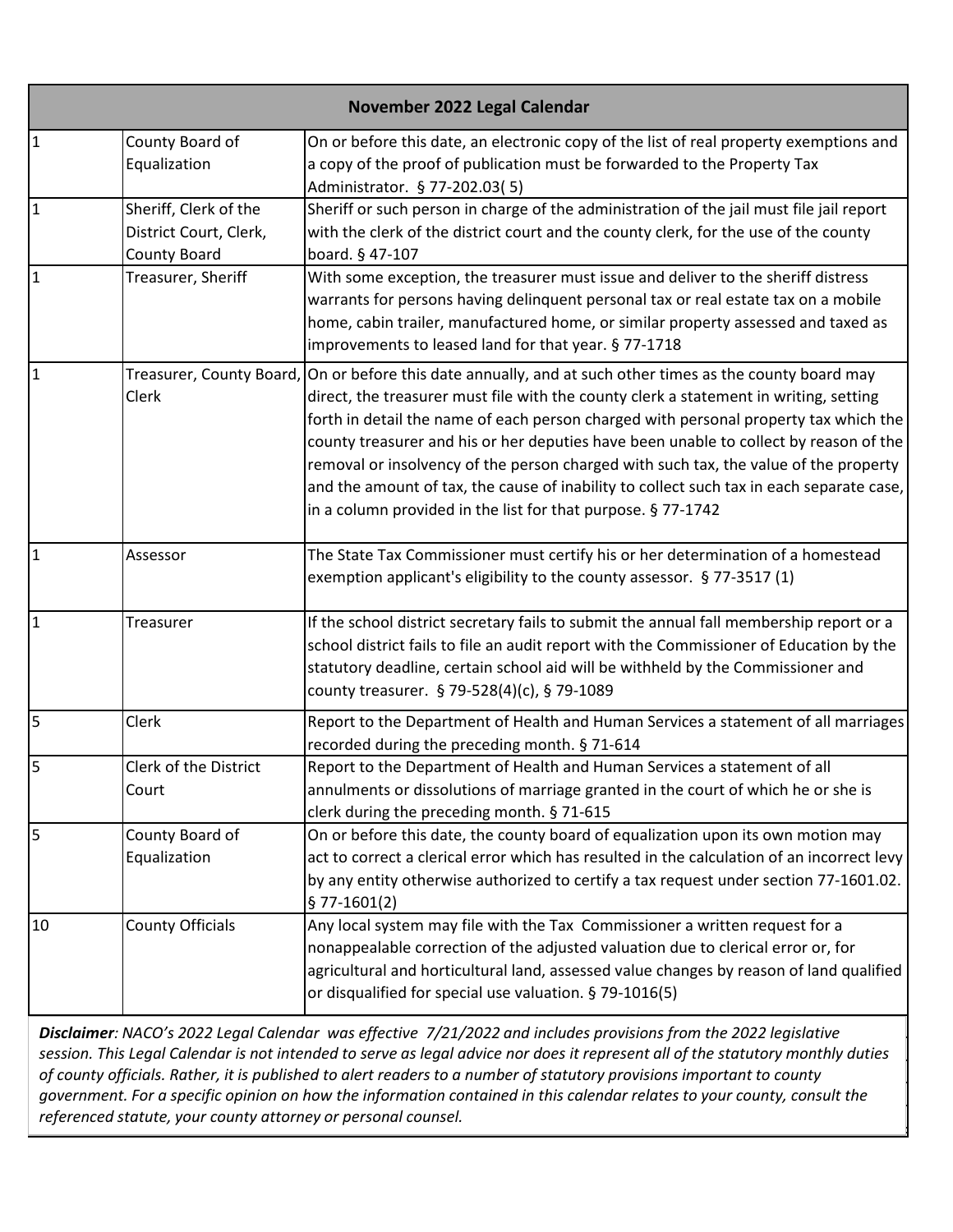| November 2022 Legal Calendar | | |
|---|---|---|
| 1 | County Board of Equalization | On or before this date, an electronic copy of the list of real property exemptions and a copy of the proof of publication must be forwarded to the Property Tax Administrator. § 77-202.03( 5) |
| 1 | Sheriff, Clerk of the District Court, Clerk, County Board | Sheriff or such person in charge of the administration of the jail must file jail report with the clerk of the district court and the county clerk, for the use of the county board. § 47-107 |
| 1 | Treasurer, Sheriff | With some exception, the treasurer must issue and deliver to the sheriff distress warrants for persons having delinquent personal tax or real estate tax on a mobile home, cabin trailer, manufactured home, or similar property assessed and taxed as improvements to leased land for that year. § 77-1718 |
| 1 | Treasurer, County Board, Clerk | On or before this date annually, and at such other times as the county board may direct, the treasurer must file with the county clerk a statement in writing, setting forth in detail the name of each person charged with personal property tax which the county treasurer and his or her deputies have been unable to collect by reason of the removal or insolvency of the person charged with such tax, the value of the property and the amount of tax, the cause of inability to collect such tax in each separate case, in a column provided in the list for that purpose. § 77-1742 |
| 1 | Assessor | The State Tax Commissioner must certify his or her determination of a homestead exemption applicant's eligibility to the county assessor. § 77-3517 (1) |
| 1 | Treasurer | If the school district secretary fails to submit the annual fall membership report or a school district fails to file an audit report with the Commissioner of Education by the statutory deadline, certain school aid will be withheld by the Commissioner and county treasurer. § 79-528(4)(c), § 79-1089 |
| 5 | Clerk | Report to the Department of Health and Human Services a statement of all marriages recorded during the preceding month. § 71-614 |
| 5 | Clerk of the District Court | Report to the Department of Health and Human Services a statement of all annulments or dissolutions of marriage granted in the court of which he or she is clerk during the preceding month. § 71-615 |
| 5 | County Board of Equalization | On or before this date, the county board of equalization upon its own motion may act to correct a clerical error which has resulted in the calculation of an incorrect levy by any entity otherwise authorized to certify a tax request under section 77-1601.02. § 77-1601(2) |
| 10 | County Officials | Any local system may file with the Tax Commissioner a written request for a nonappealable correction of the adjusted valuation due to clerical error or, for agricultural and horticultural land, assessed value changes by reason of land qualified or disqualified for special use valuation. § 79-1016(5) |

***Disclaimer****: NACO's 2022 Legal Calendar was effective 7/21/2022 and includes provisions from the 2022 legislative session. This Legal Calendar is not intended to serve as legal advice nor does it represent all of the statutory monthly duties of county officials. Rather, it is published to alert readers to a number of statutory provisions important to county government. For a specific opinion on how the information contained in this calendar relates to your county, consult the referenced statute, your county attorney or personal counsel.*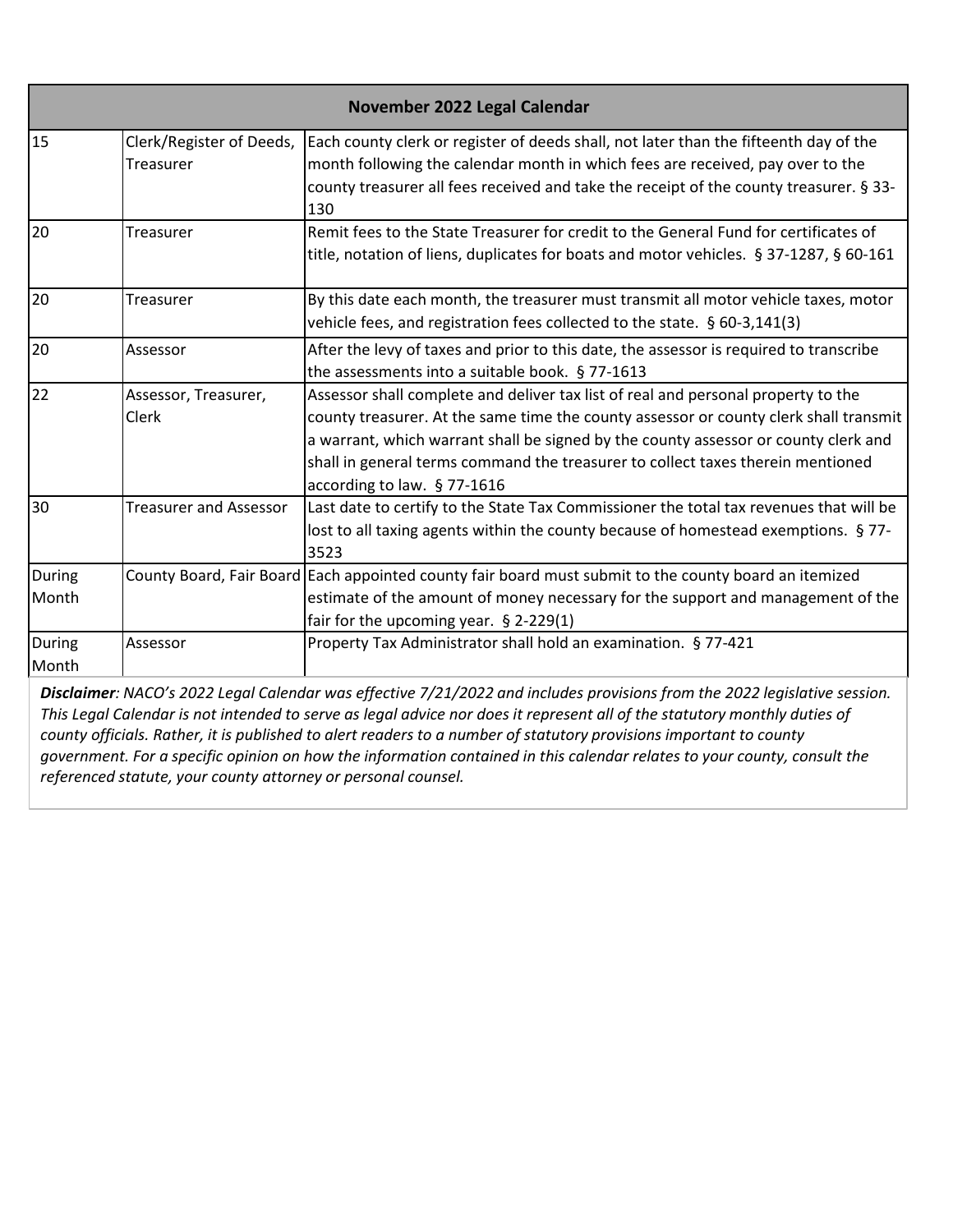| November 2022 Legal Calendar | | |
|---|---|---|
| 15 | Clerk/Register of Deeds, Treasurer | Each county clerk or register of deeds shall, not later than the fifteenth day of the month following the calendar month in which fees are received, pay over to the county treasurer all fees received and take the receipt of the county treasurer. § 33-130 |
| 20 | Treasurer | Remit fees to the State Treasurer for credit to the General Fund for certificates of title, notation of liens, duplicates for boats and motor vehicles. § 37-1287, § 60-161 |
| 20 | Treasurer | By this date each month, the treasurer must transmit all motor vehicle taxes, motor vehicle fees, and registration fees collected to the state. § 60-3,141(3) |
| 20 | Assessor | After the levy of taxes and prior to this date, the assessor is required to transcribe the assessments into a suitable book. § 77-1613 |
| 22 | Assessor, Treasurer, Clerk | Assessor shall complete and deliver tax list of real and personal property to the county treasurer. At the same time the county assessor or county clerk shall transmit a warrant, which warrant shall be signed by the county assessor or county clerk and shall in general terms command the treasurer to collect taxes therein mentioned according to law. § 77-1616 |
| 30 | Treasurer and Assessor | Last date to certify to the State Tax Commissioner the total tax revenues that will be lost to all taxing agents within the county because of homestead exemptions. § 77-3523 |
| During Month | County Board, Fair Board | Each appointed county fair board must submit to the county board an itemized estimate of the amount of money necessary for the support and management of the fair for the upcoming year. § 2-229(1) |
| During Month | Assessor | Property Tax Administrator shall hold an examination. § 77-421 |

***Disclaimer**: NACO's 2022 Legal Calendar was effective 7/21/2022 and includes provisions from the 2022 legislative session. This Legal Calendar is not intended to serve as legal advice nor does it represent all of the statutory monthly duties of county officials. Rather, it is published to alert readers to a number of statutory provisions important to county government. For a specific opinion on how the information contained in this calendar relates to your county, consult the referenced statute, your county attorney or personal counsel.*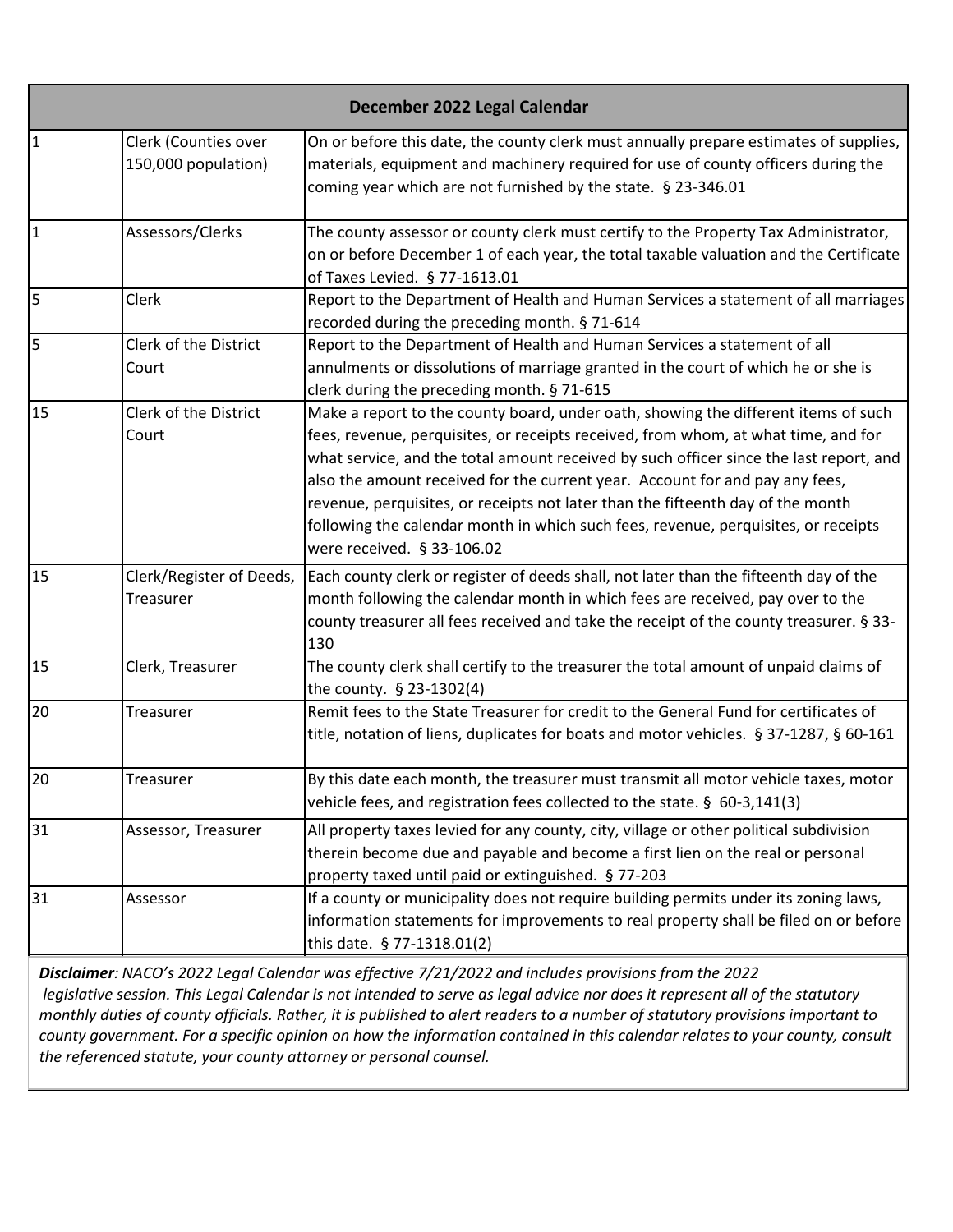| December 2022 Legal Calendar | | |
|---|---|---|
| 1 | Clerk (Counties over 150,000 population) | On or before this date, the county clerk must annually prepare estimates of supplies, materials, equipment and machinery required for use of county officers during the coming year which are not furnished by the state. § 23-346.01 |
| 1 | Assessors/Clerks | The county assessor or county clerk must certify to the Property Tax Administrator, on or before December 1 of each year, the total taxable valuation and the Certificate of Taxes Levied. § 77-1613.01 |
| 5 | Clerk | Report to the Department of Health and Human Services a statement of all marriages recorded during the preceding month. § 71-614 |
| 5 | Clerk of the District Court | Report to the Department of Health and Human Services a statement of all annulments or dissolutions of marriage granted in the court of which he or she is clerk during the preceding month. § 71-615 |
| 15 | Clerk of the District Court | Make a report to the county board, under oath, showing the different items of such fees, revenue, perquisites, or receipts received, from whom, at what time, and for what service, and the total amount received by such officer since the last report, and also the amount received for the current year. Account for and pay any fees, revenue, perquisites, or receipts not later than the fifteenth day of the month following the calendar month in which such fees, revenue, perquisites, or receipts were received. § 33-106.02 |
| 15 | Clerk/Register of Deeds, Treasurer | Each county clerk or register of deeds shall, not later than the fifteenth day of the month following the calendar month in which fees are received, pay over to the county treasurer all fees received and take the receipt of the county treasurer. § 33-130 |
| 15 | Clerk, Treasurer | The county clerk shall certify to the treasurer the total amount of unpaid claims of the county. § 23-1302(4) |
| 20 | Treasurer | Remit fees to the State Treasurer for credit to the General Fund for certificates of title, notation of liens, duplicates for boats and motor vehicles. § 37-1287, § 60-161 |
| 20 | Treasurer | By this date each month, the treasurer must transmit all motor vehicle taxes, motor vehicle fees, and registration fees collected to the state. § 60-3,141(3) |
| 31 | Assessor, Treasurer | All property taxes levied for any county, city, village or other political subdivision therein become due and payable and become a first lien on the real or personal property taxed until paid or extinguished. § 77-203 |
| 31 | Assessor | If a county or municipality does not require building permits under its zoning laws, information statements for improvements to real property shall be filed on or before this date. § 77-1318.01(2) |

***Disclaimer**: NACO's 2022 Legal Calendar was effective 7/21/2022 and includes provisions from the 2022 legislative session. This Legal Calendar is not intended to serve as legal advice nor does it represent all of the statutory monthly duties of county officials. Rather, it is published to alert readers to a number of statutory provisions important to county government. For a specific opinion on how the information contained in this calendar relates to your county, consult the referenced statute, your county attorney or personal counsel.*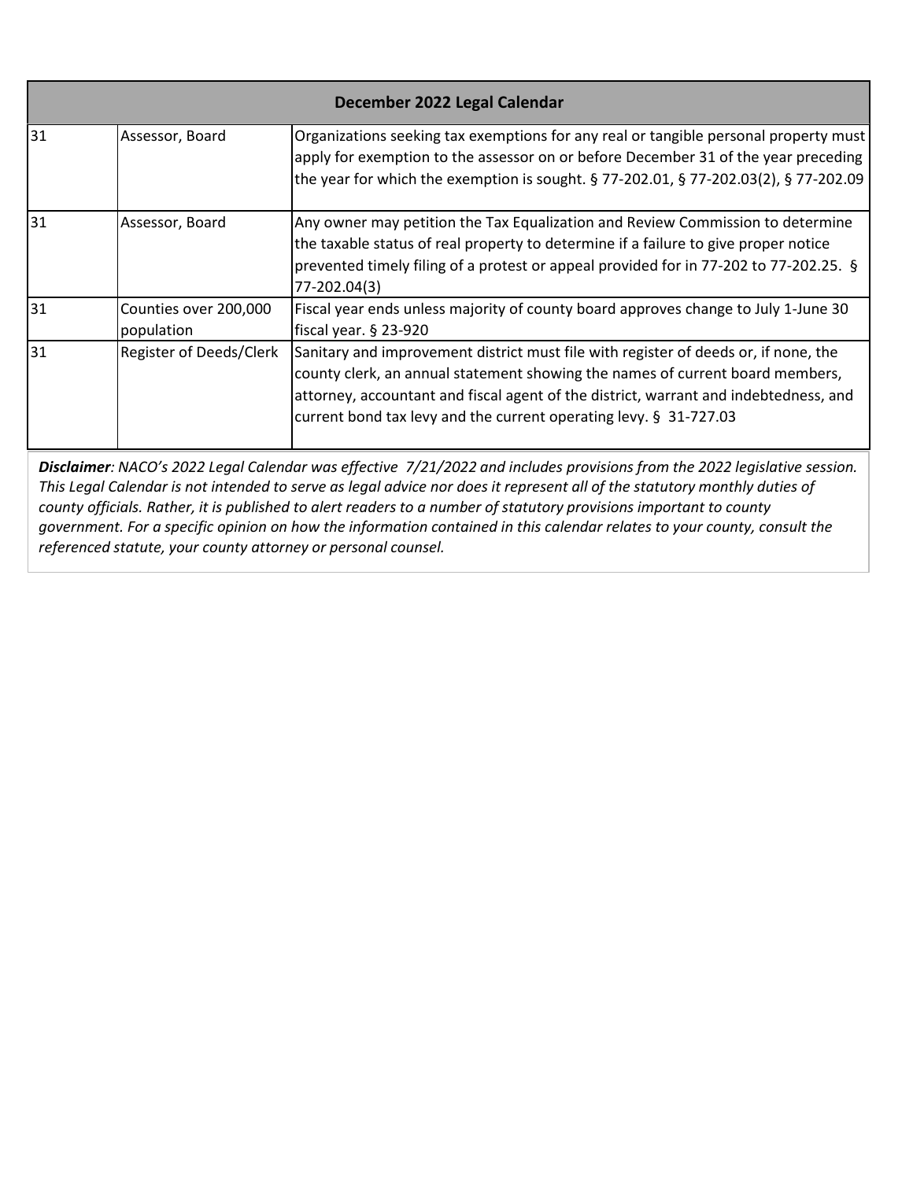| December 2022 Legal Calendar | | |
|---|---|---|
| 31 | Assessor, Board | Organizations seeking tax exemptions for any real or tangible personal property must apply for exemption to the assessor on or before December 31 of the year preceding the year for which the exemption is sought. § 77-202.01, § 77-202.03(2), § 77-202.09 |
| 31 | Assessor, Board | Any owner may petition the Tax Equalization and Review Commission to determine the taxable status of real property to determine if a failure to give proper notice prevented timely filing of a protest or appeal provided for in 77-202 to 77-202.25. § 77-202.04(3) |
| 31 | Counties over 200,000 population | Fiscal year ends unless majority of county board approves change to July 1-June 30 fiscal year. § 23-920 |
| 31 | Register of Deeds/Clerk | Sanitary and improvement district must file with register of deeds or, if none, the county clerk, an annual statement showing the names of current board members, attorney, accountant and fiscal agent of the district, warrant and indebtedness, and current bond tax levy and the current operating levy. § 31-727.03 |

***Disclaimer**: NACO's 2022 Legal Calendar was effective 7/21/2022 and includes provisions from the 2022 legislative session. This Legal Calendar is not intended to serve as legal advice nor does it represent all of the statutory monthly duties of county officials. Rather, it is published to alert readers to a number of statutory provisions important to county government. For a specific opinion on how the information contained in this calendar relates to your county, consult the referenced statute, your county attorney or personal counsel.*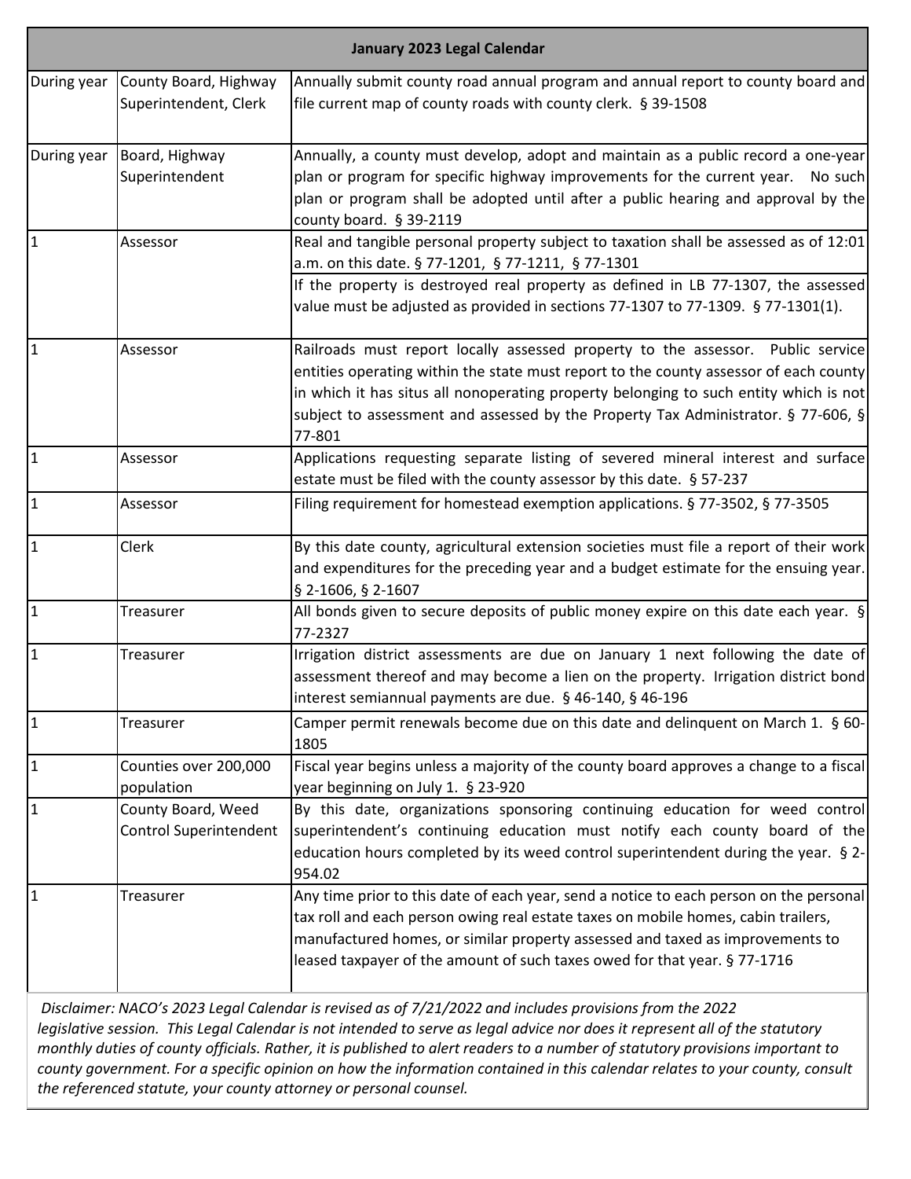| January 2023 Legal Calendar | | |
|---|---|---|
| During year | County Board, Highway Superintendent, Clerk | Annually submit county road annual program and annual report to county board and file current map of county roads with county clerk. § 39-1508 |
| During year | Board, Highway Superintendent | Annually, a county must develop, adopt and maintain as a public record a one-year plan or program for specific highway improvements for the current year. No such plan or program shall be adopted until after a public hearing and approval by the county board. § 39-2119 |
| 1 | Assessor | Real and tangible personal property subject to taxation shall be assessed as of 12:01 a.m. on this date. § 77-1201, § 77-1211, § 77-1301<br>If the property is destroyed real property as defined in LB 77-1307, the assessed value must be adjusted as provided in sections 77-1307 to 77-1309. § 77-1301(1). |
| 1 | Assessor | Railroads must report locally assessed property to the assessor. Public service entities operating within the state must report to the county assessor of each county in which it has situs all nonoperating property belonging to such entity which is not subject to assessment and assessed by the Property Tax Administrator. § 77-606, § 77-801 |
| 1 | Assessor | Applications requesting separate listing of severed mineral interest and surface estate must be filed with the county assessor by this date. § 57-237 |
| 1 | Assessor | Filing requirement for homestead exemption applications. § 77-3502, § 77-3505 |
| 1 | Clerk | By this date county, agricultural extension societies must file a report of their work and expenditures for the preceding year and a budget estimate for the ensuing year. § 2-1606, § 2-1607 |
| 1 | Treasurer | All bonds given to secure deposits of public money expire on this date each year. § 77-2327 |
| 1 | Treasurer | Irrigation district assessments are due on January 1 next following the date of assessment thereof and may become a lien on the property. Irrigation district bond interest semiannual payments are due. § 46-140, § 46-196 |
| 1 | Treasurer | Camper permit renewals become due on this date and delinquent on March 1. § 60-1805 |
| 1 | Counties over 200,000 population | Fiscal year begins unless a majority of the county board approves a change to a fiscal year beginning on July 1. § 23-920 |
| 1 | County Board, Weed Control Superintendent | By this date, organizations sponsoring continuing education for weed control superintendent's continuing education must notify each county board of the education hours completed by its weed control superintendent during the year. § 2-954.02 |
| 1 | Treasurer | Any time prior to this date of each year, send a notice to each person on the personal tax roll and each person owing real estate taxes on mobile homes, cabin trailers, manufactured homes, or similar property assessed and taxed as improvements to leased taxpayer of the amount of such taxes owed for that year. § 77-1716 |

*Disclaimer: NACO's 2023 Legal Calendar is revised as of 7/21/2022 and includes provisions from the 2022 legislative session. This Legal Calendar is not intended to serve as legal advice nor does it represent all of the statutory monthly duties of county officials. Rather, it is published to alert readers to a number of statutory provisions important to county government. For a specific opinion on how the information contained in this calendar relates to your county, consult the referenced statute, your county attorney or personal counsel.*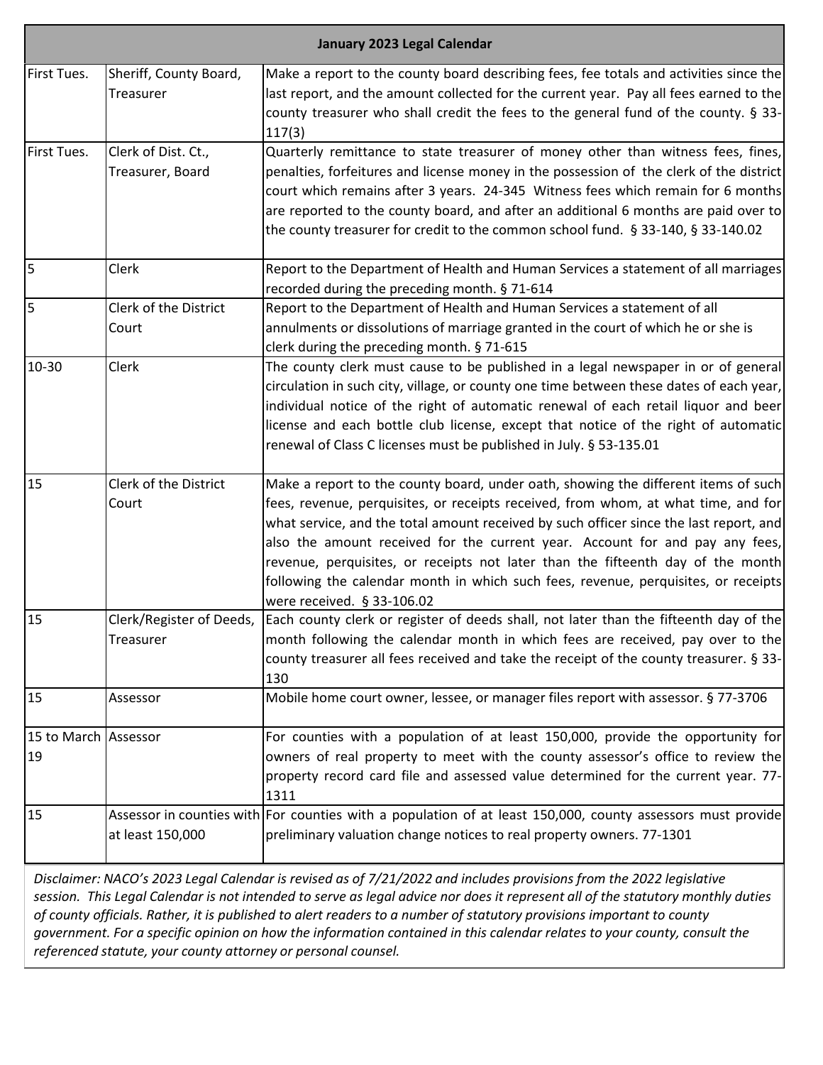| January 2023 Legal Calendar | | |
|---|---|---|
| First Tues. | Sheriff, County Board, Treasurer | Make a report to the county board describing fees, fee totals and activities since the last report, and the amount collected for the current year. Pay all fees earned to the county treasurer who shall credit the fees to the general fund of the county. § 33-117(3) |
| First Tues. | Clerk of Dist. Ct., Treasurer, Board | Quarterly remittance to state treasurer of money other than witness fees, fines, penalties, forfeitures and license money in the possession of the clerk of the district court which remains after 3 years. 24-345 Witness fees which remain for 6 months are reported to the county board, and after an additional 6 months are paid over to the county treasurer for credit to the common school fund. § 33-140, § 33-140.02 |
| 5 | Clerk | Report to the Department of Health and Human Services a statement of all marriages recorded during the preceding month. § 71-614 |
| 5 | Clerk of the District Court | Report to the Department of Health and Human Services a statement of all annulments or dissolutions of marriage granted in the court of which he or she is clerk during the preceding month. § 71-615 |
| 10-30 | Clerk | The county clerk must cause to be published in a legal newspaper in or of general circulation in such city, village, or county one time between these dates of each year, individual notice of the right of automatic renewal of each retail liquor and beer license and each bottle club license, except that notice of the right of automatic renewal of Class C licenses must be published in July. § 53-135.01 |
| 15 | Clerk of the District Court | Make a report to the county board, under oath, showing the different items of such fees, revenue, perquisites, or receipts received, from whom, at what time, and for what service, and the total amount received by such officer since the last report, and also the amount received for the current year. Account for and pay any fees, revenue, perquisites, or receipts not later than the fifteenth day of the month following the calendar month in which such fees, revenue, perquisites, or receipts were received. § 33-106.02 |
| 15 | Clerk/Register of Deeds, Treasurer | Each county clerk or register of deeds shall, not later than the fifteenth day of the month following the calendar month in which fees are received, pay over to the county treasurer all fees received and take the receipt of the county treasurer. § 33-130 |
| 15 | Assessor | Mobile home court owner, lessee, or manager files report with assessor. § 77-3706 |
| 15 to March 19 | Assessor | For counties with a population of at least 150,000, provide the opportunity for owners of real property to meet with the county assessor's office to review the property record card file and assessed value determined for the current year. 77-1311 |
| 15 | Assessor in counties with at least 150,000 | For counties with a population of at least 150,000, county assessors must provide preliminary valuation change notices to real property owners. 77-1301 |

*Disclaimer: NACO's 2023 Legal Calendar is revised as of 7/21/2022 and includes provisions from the 2022 legislative session. This Legal Calendar is not intended to serve as legal advice nor does it represent all of the statutory monthly duties of county officials. Rather, it is published to alert readers to a number of statutory provisions important to county government. For a specific opinion on how the information contained in this calendar relates to your county, consult the referenced statute, your county attorney or personal counsel.*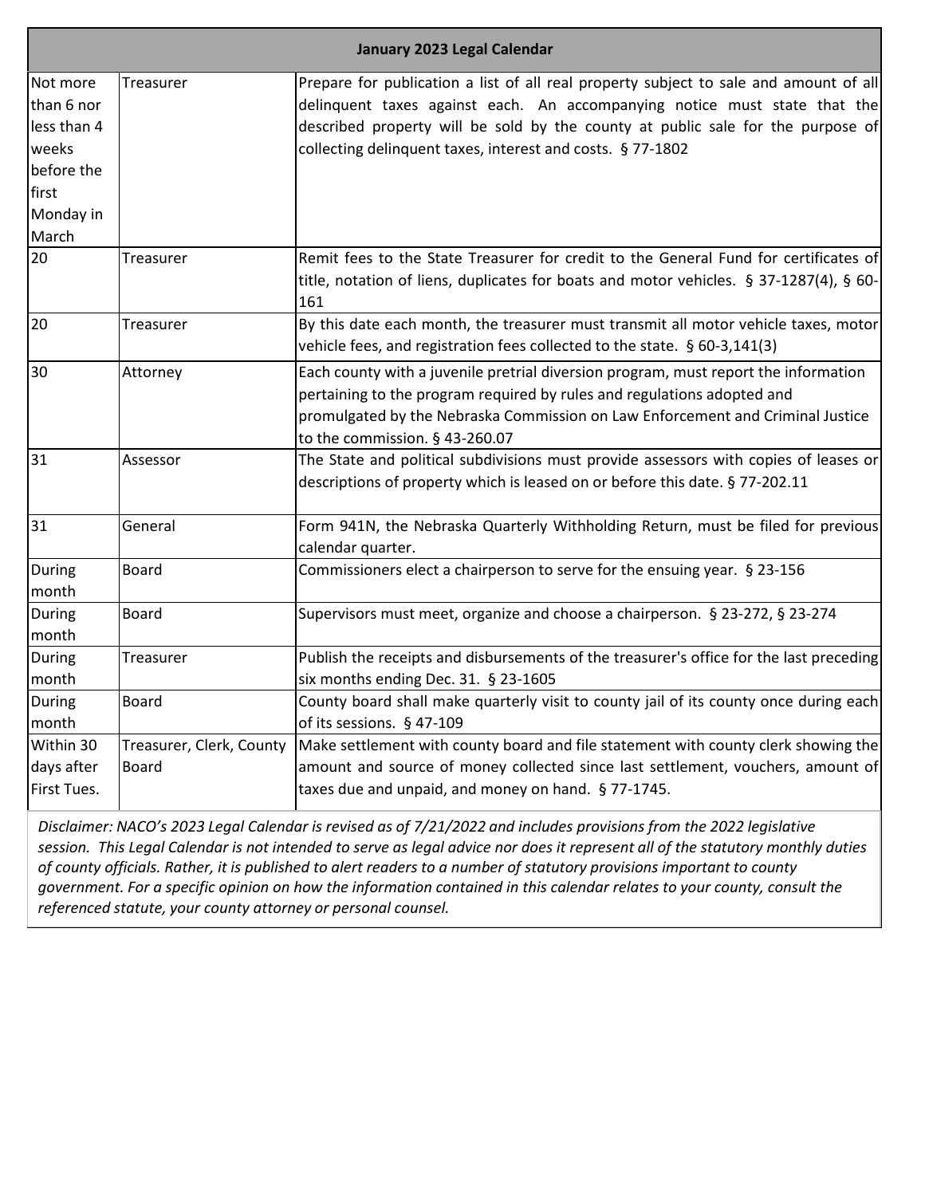| January 2023 Legal Calendar | | |
|---|---|---|
| Not more than 6 nor less than 4 weeks before the first Monday in March | Treasurer | Prepare for publication a list of all real property subject to sale and amount of all delinquent taxes against each. An accompanying notice must state that the described property will be sold by the county at public sale for the purpose of collecting delinquent taxes, interest and costs. § 77-1802 |
| 20 | Treasurer | Remit fees to the State Treasurer for credit to the General Fund for certificates of title, notation of liens, duplicates for boats and motor vehicles. § 37-1287(4), § 60-161 |
| 20 | Treasurer | By this date each month, the treasurer must transmit all motor vehicle taxes, motor vehicle fees, and registration fees collected to the state. § 60-3,141(3) |
| 30 | Attorney | Each county with a juvenile pretrial diversion program, must report the information pertaining to the program required by rules and regulations adopted and promulgated by the Nebraska Commission on Law Enforcement and Criminal Justice to the commission. § 43-260.07 |
| 31 | Assessor | The State and political subdivisions must provide assessors with copies of leases or descriptions of property which is leased on or before this date. § 77-202.11 |
| 31 | General | Form 941N, the Nebraska Quarterly Withholding Return, must be filed for previous calendar quarter. |
| During month | Board | Commissioners elect a chairperson to serve for the ensuing year. § 23-156 |
| During month | Board | Supervisors must meet, organize and choose a chairperson. § 23-272, § 23-274 |
| During month | Treasurer | Publish the receipts and disbursements of the treasurer's office for the last preceding six months ending Dec. 31. § 23-1605 |
| During month | Board | County board shall make quarterly visit to county jail of its county once during each of its sessions. § 47-109 |
| Within 30 days after First Tues. | Treasurer, Clerk, County Board | Make settlement with county board and file statement with county clerk showing the amount and source of money collected since last settlement, vouchers, amount of taxes due and unpaid, and money on hand. § 77-1745. |

*Disclaimer: NACO's 2023 Legal Calendar is revised as of 7/21/2022 and includes provisions from the 2022 legislative session. This Legal Calendar is not intended to serve as legal advice nor does it represent all of the statutory monthly duties of county officials. Rather, it is published to alert readers to a number of statutory provisions important to county government. For a specific opinion on how the information contained in this calendar relates to your county, consult the referenced statute, your county attorney or personal counsel.*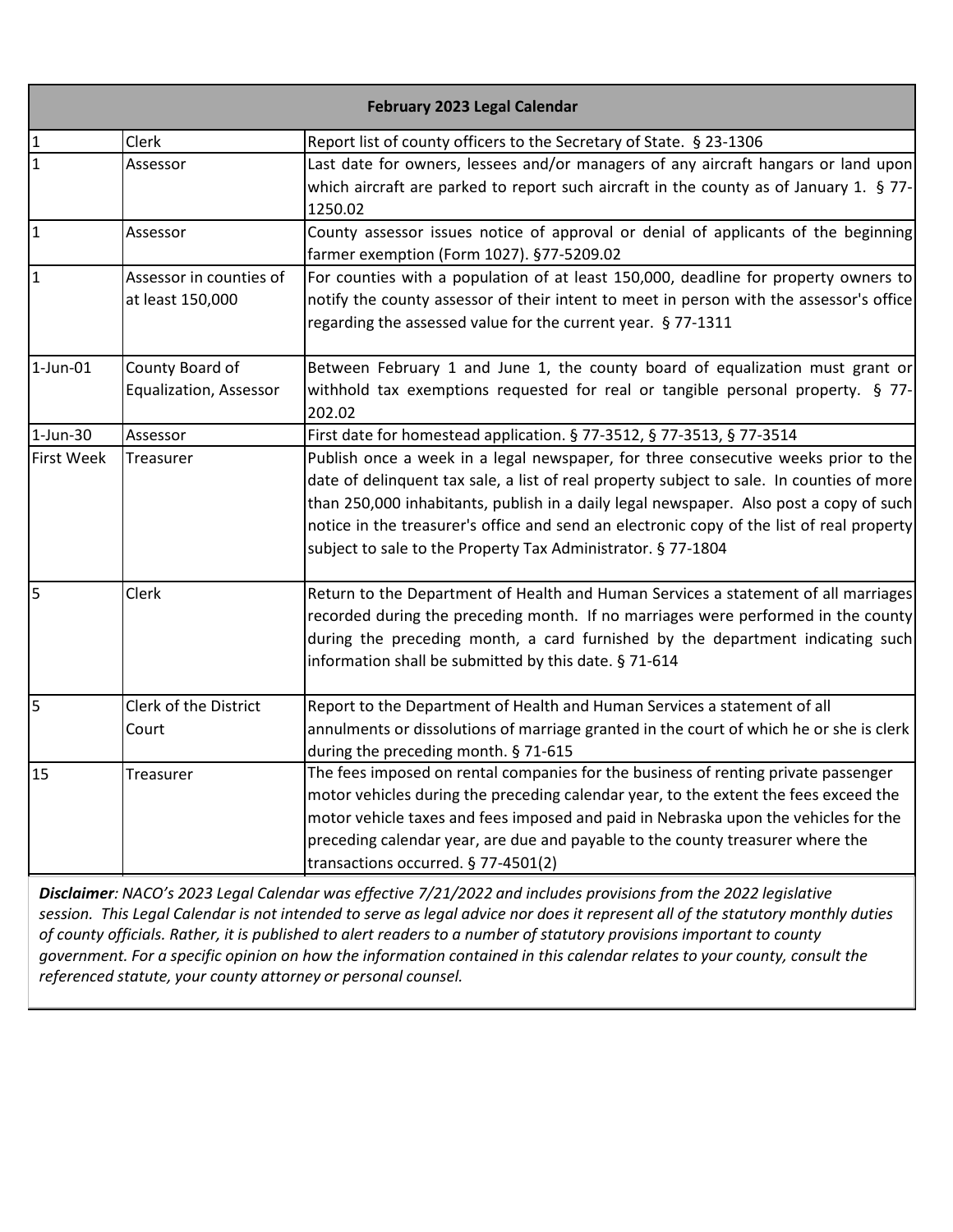| February 2023 Legal Calendar | | |
|---|---|---|
| 1 | Clerk | Report list of county officers to the Secretary of State. § 23-1306 |
| 1 | Assessor | Last date for owners, lessees and/or managers of any aircraft hangars or land upon which aircraft are parked to report such aircraft in the county as of January 1. § 77-1250.02 |
| 1 | Assessor | County assessor issues notice of approval or denial of applicants of the beginning farmer exemption (Form 1027). §77-5209.02 |
| 1 | Assessor in counties of at least 150,000 | For counties with a population of at least 150,000, deadline for property owners to notify the county assessor of their intent to meet in person with the assessor's office regarding the assessed value for the current year. § 77-1311 |
| 1-Jun-01 | County Board of Equalization, Assessor | Between February 1 and June 1, the county board of equalization must grant or withhold tax exemptions requested for real or tangible personal property. § 77-202.02 |
| 1-Jun-30 | Assessor | First date for homestead application. § 77-3512, § 77-3513, § 77-3514 |
| First Week | Treasurer | Publish once a week in a legal newspaper, for three consecutive weeks prior to the date of delinquent tax sale, a list of real property subject to sale. In counties of more than 250,000 inhabitants, publish in a daily legal newspaper. Also post a copy of such notice in the treasurer's office and send an electronic copy of the list of real property subject to sale to the Property Tax Administrator. § 77-1804 |
| 5 | Clerk | Return to the Department of Health and Human Services a statement of all marriages recorded during the preceding month. If no marriages were performed in the county during the preceding month, a card furnished by the department indicating such information shall be submitted by this date. § 71-614 |
| 5 | Clerk of the District Court | Report to the Department of Health and Human Services a statement of all annulments or dissolutions of marriage granted in the court of which he or she is clerk during the preceding month. § 71-615 |
| 15 | Treasurer | The fees imposed on rental companies for the business of renting private passenger motor vehicles during the preceding calendar year, to the extent the fees exceed the motor vehicle taxes and fees imposed and paid in Nebraska upon the vehicles for the preceding calendar year, are due and payable to the county treasurer where the transactions occurred. § 77-4501(2) |

***Disclaimer**: NACO's 2023 Legal Calendar was effective 7/21/2022 and includes provisions from the 2022 legislative session. This Legal Calendar is not intended to serve as legal advice nor does it represent all of the statutory monthly duties of county officials. Rather, it is published to alert readers to a number of statutory provisions important to county government. For a specific opinion on how the information contained in this calendar relates to your county, consult the referenced statute, your county attorney or personal counsel.*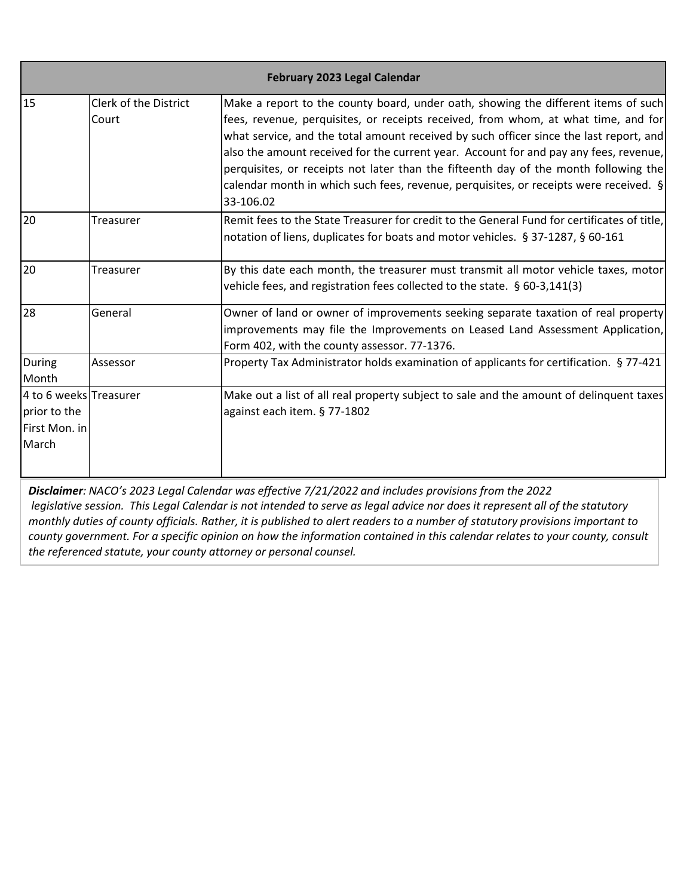| February 2023 Legal Calendar | | |
|---|---|---|
| 15 | Clerk of the District Court | Make a report to the county board, under oath, showing the different items of such fees, revenue, perquisites, or receipts received, from whom, at what time, and for what service, and the total amount received by such officer since the last report, and also the amount received for the current year. Account for and pay any fees, revenue, perquisites, or receipts not later than the fifteenth day of the month following the calendar month in which such fees, revenue, perquisites, or receipts were received. § 33-106.02 |
| 20 | Treasurer | Remit fees to the State Treasurer for credit to the General Fund for certificates of title, notation of liens, duplicates for boats and motor vehicles. § 37-1287, § 60-161 |
| 20 | Treasurer | By this date each month, the treasurer must transmit all motor vehicle taxes, motor vehicle fees, and registration fees collected to the state. § 60-3,141(3) |
| 28 | General | Owner of land or owner of improvements seeking separate taxation of real property improvements may file the Improvements on Leased Land Assessment Application, Form 402, with the county assessor. 77-1376. |
| During Month | Assessor | Property Tax Administrator holds examination of applicants for certification. § 77-421 |
| 4 to 6 weeks prior to the First Mon. in March | Treasurer | Make out a list of all real property subject to sale and the amount of delinquent taxes against each item. § 77-1802 |

***Disclaimer****: NACO's 2023 Legal Calendar was effective 7/21/2022 and includes provisions from the 2022 legislative session. This Legal Calendar is not intended to serve as legal advice nor does it represent all of the statutory monthly duties of county officials. Rather, it is published to alert readers to a number of statutory provisions important to county government. For a specific opinion on how the information contained in this calendar relates to your county, consult the referenced statute, your county attorney or personal counsel.*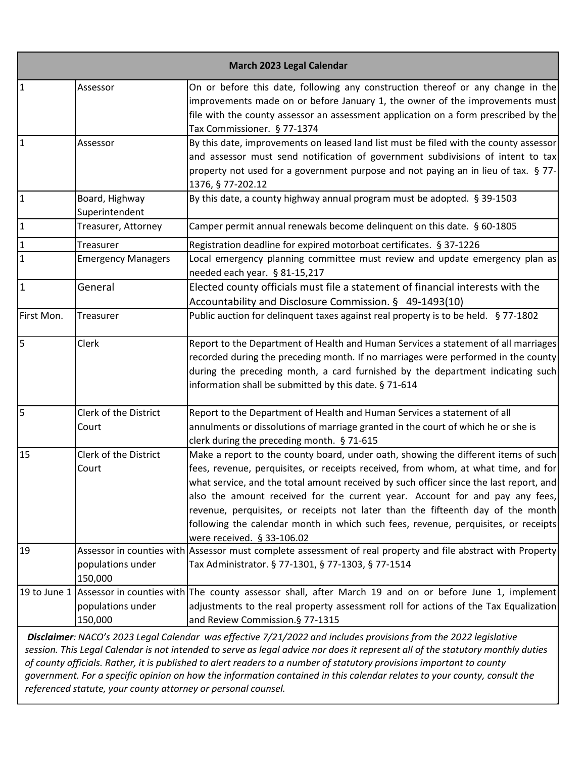| March 2023 Legal Calendar | | |
|---|---|---|
| 1 | Assessor | On or before this date, following any construction thereof or any change in the improvements made on or before January 1, the owner of the improvements must file with the county assessor an assessment application on a form prescribed by the Tax Commissioner. § 77-1374 |
| 1 | Assessor | By this date, improvements on leased land list must be filed with the county assessor and assessor must send notification of government subdivisions of intent to tax property not used for a government purpose and not paying an in lieu of tax. § 77-1376, § 77-202.12 |
| 1 | Board, Highway Superintendent | By this date, a county highway annual program must be adopted. § 39-1503 |
| 1 | Treasurer, Attorney | Camper permit annual renewals become delinquent on this date. § 60-1805 |
| 1 | Treasurer | Registration deadline for expired motorboat certificates. § 37-1226 |
| 1 | Emergency Managers | Local emergency planning committee must review and update emergency plan as needed each year. § 81-15,217 |
| 1 | General | Elected county officials must file a statement of financial interests with the Accountability and Disclosure Commission. § 49-1493(10) |
| First Mon. | Treasurer | Public auction for delinquent taxes against real property is to be held. § 77-1802 |
| 5 | Clerk | Report to the Department of Health and Human Services a statement of all marriages recorded during the preceding month. If no marriages were performed in the county during the preceding month, a card furnished by the department indicating such information shall be submitted by this date. § 71-614 |
| 5 | Clerk of the District Court | Report to the Department of Health and Human Services a statement of all annulments or dissolutions of marriage granted in the court of which he or she is clerk during the preceding month. § 71-615 |
| 15 | Clerk of the District Court | Make a report to the county board, under oath, showing the different items of such fees, revenue, perquisites, or receipts received, from whom, at what time, and for what service, and the total amount received by such officer since the last report, and also the amount received for the current year. Account for and pay any fees, revenue, perquisites, or receipts not later than the fifteenth day of the month following the calendar month in which such fees, revenue, perquisites, or receipts were received. § 33-106.02 |
| 19 | Assessor in counties with populations under 150,000 | Assessor must complete assessment of real property and file abstract with Property Tax Administrator. § 77-1301, § 77-1303, § 77-1514 |
| 19 to June 1 | Assessor in counties with populations under 150,000 | The county assessor shall, after March 19 and on or before June 1, implement adjustments to the real property assessment roll for actions of the Tax Equalization and Review Commission.§ 77-1315 |

***Disclaimer**: NACO's 2023 Legal Calendar was effective 7/21/2022 and includes provisions from the 2022 legislative session. This Legal Calendar is not intended to serve as legal advice nor does it represent all of the statutory monthly duties of county officials. Rather, it is published to alert readers to a number of statutory provisions important to county government. For a specific opinion on how the information contained in this calendar relates to your county, consult the referenced statute, your county attorney or personal counsel.*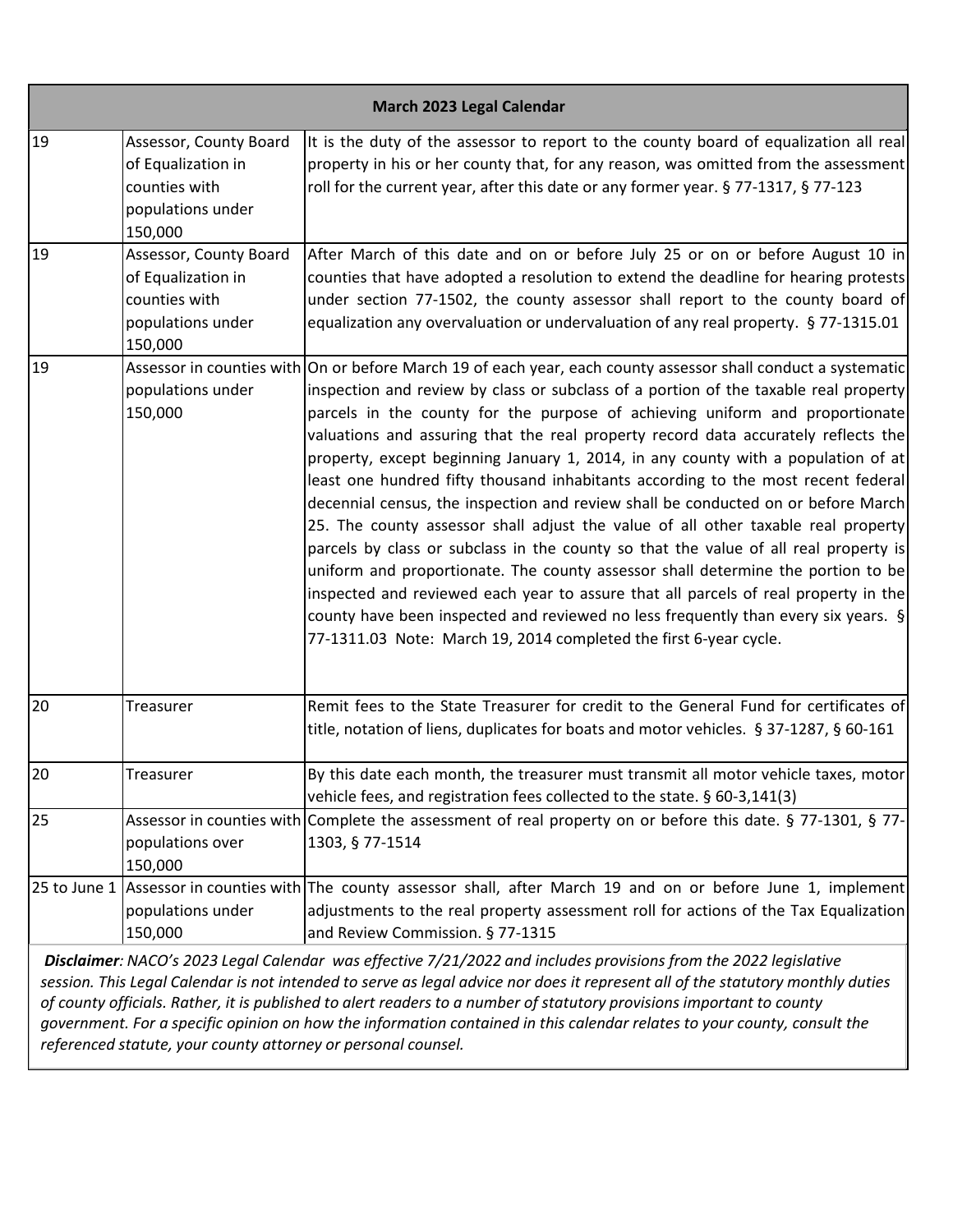| March 2023 Legal Calendar | | |
|---|---|---|
| 19 | Assessor, County Board of Equalization in counties with populations under 150,000 | It is the duty of the assessor to report to the county board of equalization all real property in his or her county that, for any reason, was omitted from the assessment roll for the current year, after this date or any former year. § 77-1317, § 77-123 |
| 19 | Assessor, County Board of Equalization in counties with populations under 150,000 | After March of this date and on or before July 25 or on or before August 10 in counties that have adopted a resolution to extend the deadline for hearing protests under section 77-1502, the county assessor shall report to the county board of equalization any overvaluation or undervaluation of any real property. § 77-1315.01 |
| 19 | Assessor in counties with populations under 150,000 | On or before March 19 of each year, each county assessor shall conduct a systematic inspection and review by class or subclass of a portion of the taxable real property parcels in the county for the purpose of achieving uniform and proportionate valuations and assuring that the real property record data accurately reflects the property, except beginning January 1, 2014, in any county with a population of at least one hundred fifty thousand inhabitants according to the most recent federal decennial census, the inspection and review shall be conducted on or before March 25. The county assessor shall adjust the value of all other taxable real property parcels by class or subclass in the county so that the value of all real property is uniform and proportionate. The county assessor shall determine the portion to be inspected and reviewed each year to assure that all parcels of real property in the county have been inspected and reviewed no less frequently than every six years. § 77-1311.03 Note: March 19, 2014 completed the first 6-year cycle. |
| 20 | Treasurer | Remit fees to the State Treasurer for credit to the General Fund for certificates of title, notation of liens, duplicates for boats and motor vehicles. § 37-1287, § 60-161 |
| 20 | Treasurer | By this date each month, the treasurer must transmit all motor vehicle taxes, motor vehicle fees, and registration fees collected to the state. § 60-3,141(3) |
| 25 | Assessor in counties with populations over 150,000 | Complete the assessment of real property on or before this date. § 77-1301, § 77-1303, § 77-1514 |
| 25 to June 1 | Assessor in counties with populations under 150,000 | The county assessor shall, after March 19 and on or before June 1, implement adjustments to the real property assessment roll for actions of the Tax Equalization and Review Commission. § 77-1315 |

***Disclaimer**: NACO's 2023 Legal Calendar was effective 7/21/2022 and includes provisions from the 2022 legislative session. This Legal Calendar is not intended to serve as legal advice nor does it represent all of the statutory monthly duties of county officials. Rather, it is published to alert readers to a number of statutory provisions important to county government. For a specific opinion on how the information contained in this calendar relates to your county, consult the referenced statute, your county attorney or personal counsel.*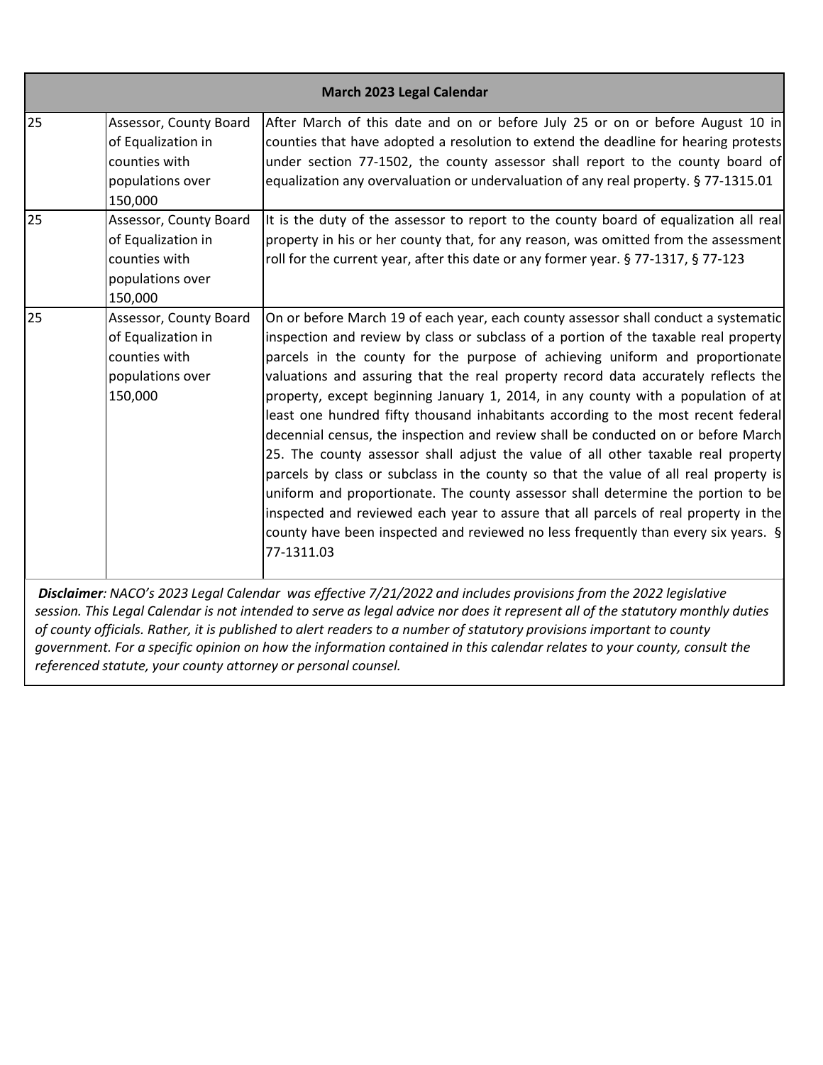| March 2023 Legal Calendar | | |
|---|---|---|
| 25 | Assessor, County Board of Equalization in counties with populations over 150,000 | After March of this date and on or before July 25 or on or before August 10 in counties that have adopted a resolution to extend the deadline for hearing protests under section 77-1502, the county assessor shall report to the county board of equalization any overvaluation or undervaluation of any real property. § 77-1315.01 |
| 25 | Assessor, County Board of Equalization in counties with populations over 150,000 | It is the duty of the assessor to report to the county board of equalization all real property in his or her county that, for any reason, was omitted from the assessment roll for the current year, after this date or any former year. § 77-1317, § 77-123 |
| 25 | Assessor, County Board of Equalization in counties with populations over 150,000 | On or before March 19 of each year, each county assessor shall conduct a systematic inspection and review by class or subclass of a portion of the taxable real property parcels in the county for the purpose of achieving uniform and proportionate valuations and assuring that the real property record data accurately reflects the property, except beginning January 1, 2014, in any county with a population of at least one hundred fifty thousand inhabitants according to the most recent federal decennial census, the inspection and review shall be conducted on or before March 25. The county assessor shall adjust the value of all other taxable real property parcels by class or subclass in the county so that the value of all real property is uniform and proportionate. The county assessor shall determine the portion to be inspected and reviewed each year to assure that all parcels of real property in the county have been inspected and reviewed no less frequently than every six years. § 77-1311.03 |

***Disclaimer**: NACO's 2023 Legal Calendar was effective 7/21/2022 and includes provisions from the 2022 legislative session. This Legal Calendar is not intended to serve as legal advice nor does it represent all of the statutory monthly duties of county officials. Rather, it is published to alert readers to a number of statutory provisions important to county government. For a specific opinion on how the information contained in this calendar relates to your county, consult the referenced statute, your county attorney or personal counsel.*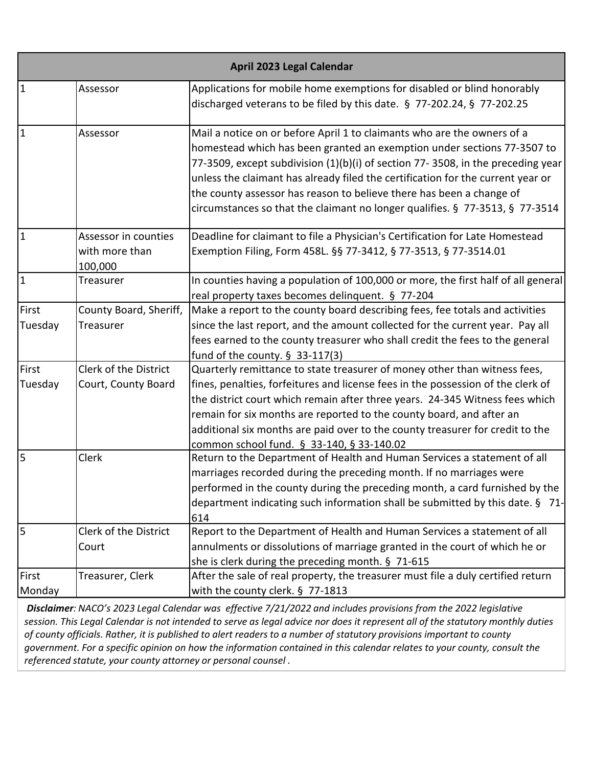| April 2023 Legal Calendar | | |
|---|---|---|
| 1 | Assessor | Applications for mobile home exemptions for disabled or blind honorably discharged veterans to be filed by this date. § 77-202.24, § 77-202.25 |
| 1 | Assessor | Mail a notice on or before April 1 to claimants who are the owners of a homestead which has been granted an exemption under sections 77-3507 to 77-3509, except subdivision (1)(b)(i) of section 77- 3508, in the preceding year unless the claimant has already filed the certification for the current year or the county assessor has reason to believe there has been a change of circumstances so that the claimant no longer qualifies. § 77-3513, § 77-3514 |
| 1 | Assessor in counties with more than 100,000 | Deadline for claimant to file a Physician's Certification for Late Homestead Exemption Filing, Form 458L. §§ 77-3412, § 77-3513, § 77-3514.01 |
| 1 | Treasurer | In counties having a population of 100,000 or more, the first half of all general real property taxes becomes delinquent. § 77-204 |
| First Tuesday | County Board, Sheriff, Treasurer | Make a report to the county board describing fees, fee totals and activities since the last report, and the amount collected for the current year. Pay all fees earned to the county treasurer who shall credit the fees to the general fund of the county. § 33-117(3) |
| First Tuesday | Clerk of the District Court, County Board | Quarterly remittance to state treasurer of money other than witness fees, fines, penalties, forfeitures and license fees in the possession of the clerk of the district court which remain after three years. 24-345 Witness fees which remain for six months are reported to the county board, and after an additional six months are paid over to the county treasurer for credit to the common school fund. § 33-140, § 33-140.02 |
| 5 | Clerk | Return to the Department of Health and Human Services a statement of all marriages recorded during the preceding month. If no marriages were performed in the county during the preceding month, a card furnished by the department indicating such information shall be submitted by this date. § 71-614 |
| 5 | Clerk of the District Court | Report to the Department of Health and Human Services a statement of all annulments or dissolutions of marriage granted in the court of which he or she is clerk during the preceding month. § 71-615 |
| First Monday | Treasurer, Clerk | After the sale of real property, the treasurer must file a duly certified return with the county clerk. § 77-1813 |

***Disclaimer**: NACO's 2023 Legal Calendar was effective 7/21/2022 and includes provisions from the 2022 legislative session. This Legal Calendar is not intended to serve as legal advice nor does it represent all of the statutory monthly duties of county officials. Rather, it is published to alert readers to a number of statutory provisions important to county government. For a specific opinion on how the information contained in this calendar relates to your county, consult the referenced statute, your county attorney or personal counsel .*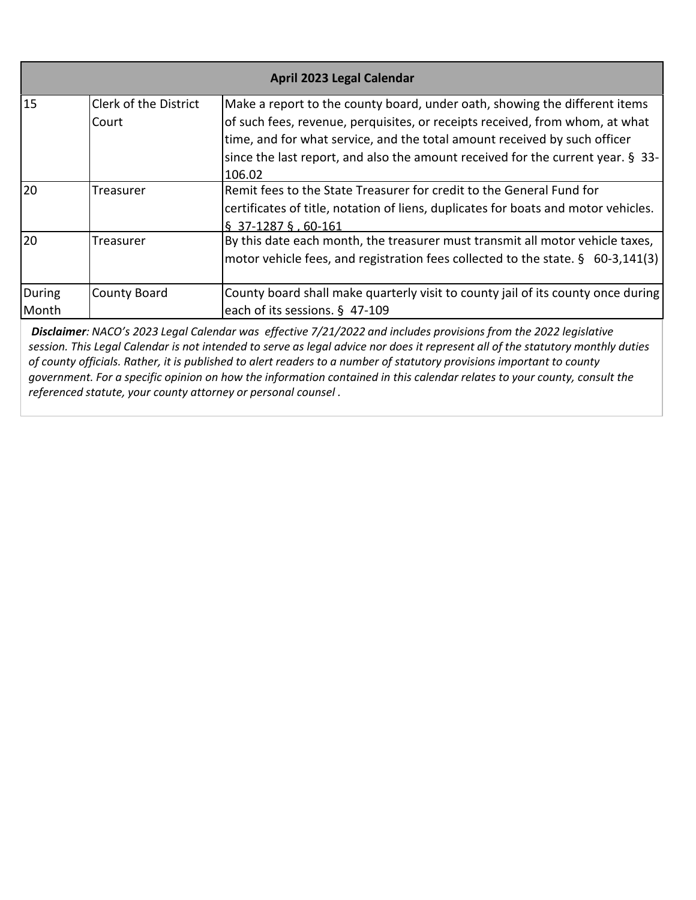| April 2023 Legal Calendar | | |
|---|---|---|
| 15 | Clerk of the District Court | Make a report to the county board, under oath, showing the different items of such fees, revenue, perquisites, or receipts received, from whom, at what time, and for what service, and the total amount received by such officer since the last report, and also the amount received for the current year. § 33-106.02 |
| 20 | Treasurer | Remit fees to the State Treasurer for credit to the General Fund for certificates of title, notation of liens, duplicates for boats and motor vehicles. § 37-1287 § , 60-161 |
| 20 | Treasurer | By this date each month, the treasurer must transmit all motor vehicle taxes, motor vehicle fees, and registration fees collected to the state. § 60-3,141(3) |
| During Month | County Board | County board shall make quarterly visit to county jail of its county once during each of its sessions. § 47-109 |

***Disclaimer**: NACO's 2023 Legal Calendar was effective 7/21/2022 and includes provisions from the 2022 legislative session. This Legal Calendar is not intended to serve as legal advice nor does it represent all of the statutory monthly duties of county officials. Rather, it is published to alert readers to a number of statutory provisions important to county government. For a specific opinion on how the information contained in this calendar relates to your county, consult the referenced statute, your county attorney or personal counsel .*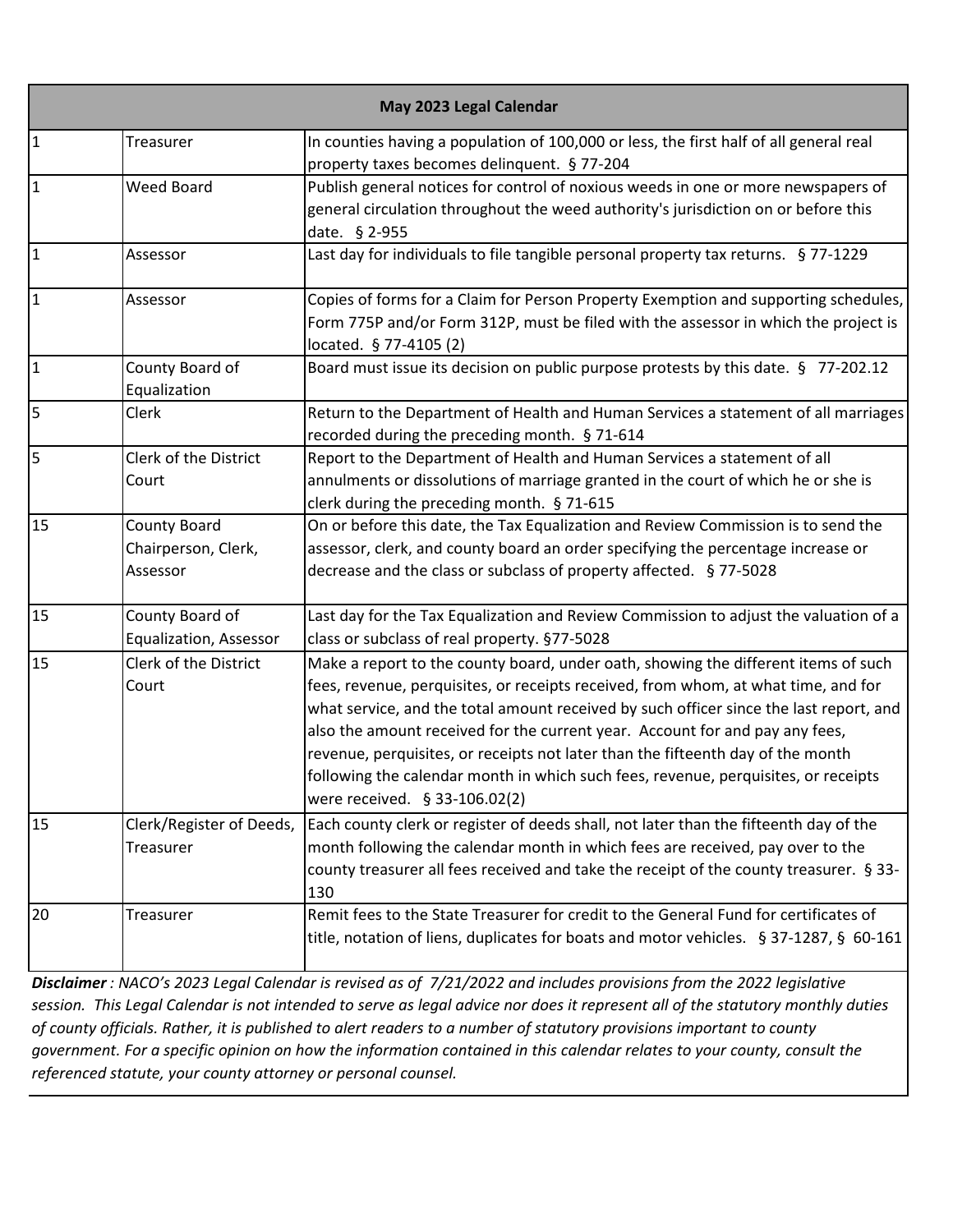| May 2023 Legal Calendar | | |
|---|---|---|
| 1 | Treasurer | In counties having a population of 100,000 or less, the first half of all general real property taxes becomes delinquent. § 77-204 |
| 1 | Weed Board | Publish general notices for control of noxious weeds in one or more newspapers of general circulation throughout the weed authority's jurisdiction on or before this date. § 2-955 |
| 1 | Assessor | Last day for individuals to file tangible personal property tax returns. § 77-1229 |
| 1 | Assessor | Copies of forms for a Claim for Person Property Exemption and supporting schedules, Form 775P and/or Form 312P, must be filed with the assessor in which the project is located. § 77-4105 (2) |
| 1 | County Board of Equalization | Board must issue its decision on public purpose protests by this date. § 77-202.12 |
| 5 | Clerk | Return to the Department of Health and Human Services a statement of all marriages recorded during the preceding month. § 71-614 |
| 5 | Clerk of the District Court | Report to the Department of Health and Human Services a statement of all annulments or dissolutions of marriage granted in the court of which he or she is clerk during the preceding month. § 71-615 |
| 15 | County Board Chairperson, Clerk, Assessor | On or before this date, the Tax Equalization and Review Commission is to send the assessor, clerk, and county board an order specifying the percentage increase or decrease and the class or subclass of property affected. § 77-5028 |
| 15 | County Board of Equalization, Assessor | Last day for the Tax Equalization and Review Commission to adjust the valuation of a class or subclass of real property. §77-5028 |
| 15 | Clerk of the District Court | Make a report to the county board, under oath, showing the different items of such fees, revenue, perquisites, or receipts received, from whom, at what time, and for what service, and the total amount received by such officer since the last report, and also the amount received for the current year. Account for and pay any fees, revenue, perquisites, or receipts not later than the fifteenth day of the month following the calendar month in which such fees, revenue, perquisites, or receipts were received. § 33-106.02(2) |
| 15 | Clerk/Register of Deeds, Treasurer | Each county clerk or register of deeds shall, not later than the fifteenth day of the month following the calendar month in which fees are received, pay over to the county treasurer all fees received and take the receipt of the county treasurer. § 33-130 |
| 20 | Treasurer | Remit fees to the State Treasurer for credit to the General Fund for certificates of title, notation of liens, duplicates for boats and motor vehicles. § 37-1287, § 60-161 |

***Disclaimer*** *: NACO's 2023 Legal Calendar is revised as of 7/21/2022 and includes provisions from the 2022 legislative session. This Legal Calendar is not intended to serve as legal advice nor does it represent all of the statutory monthly duties of county officials. Rather, it is published to alert readers to a number of statutory provisions important to county government. For a specific opinion on how the information contained in this calendar relates to your county, consult the referenced statute, your county attorney or personal counsel.*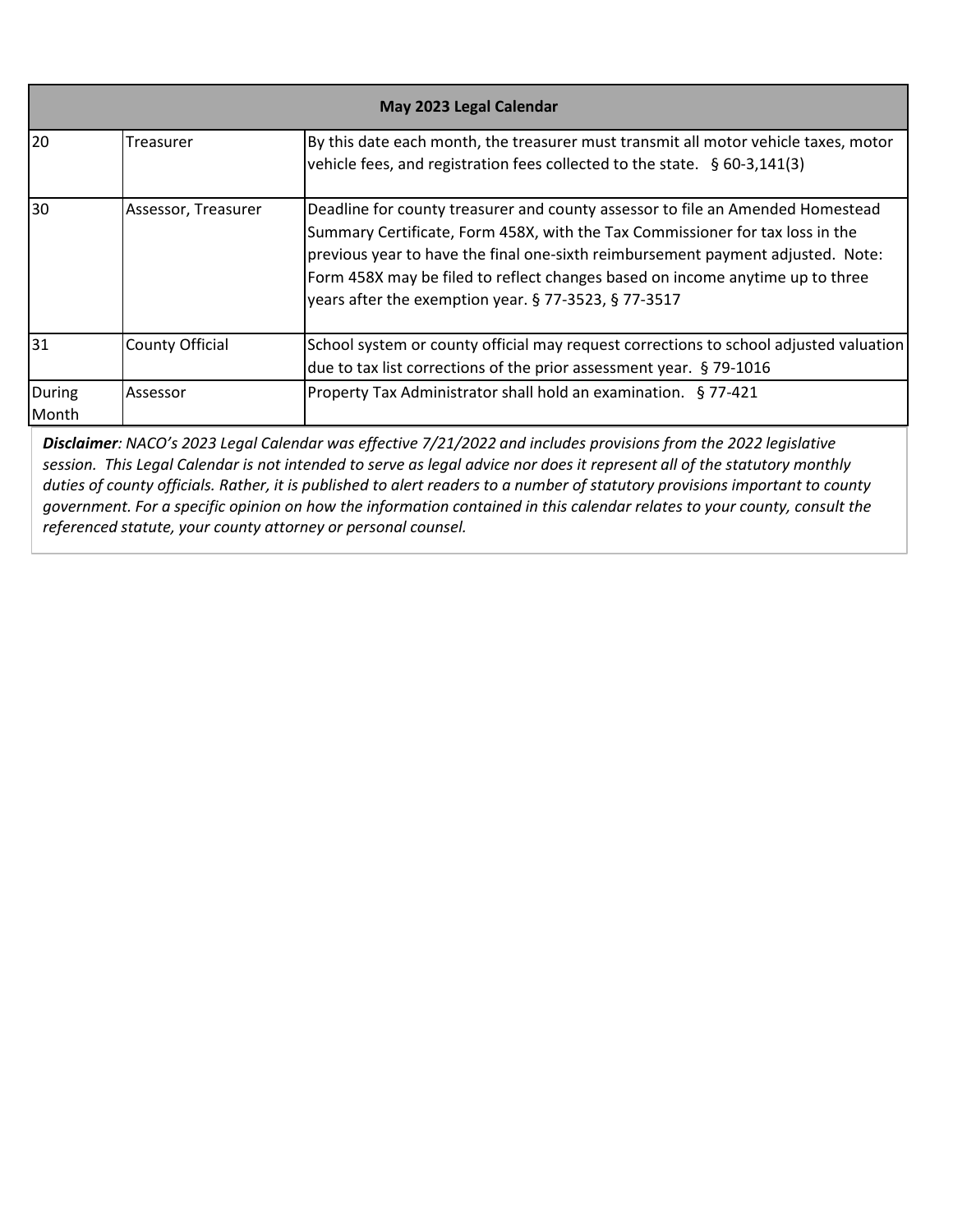| May 2023 Legal Calendar | | |
|---|---|---|
| 20 | Treasurer | By this date each month, the treasurer must transmit all motor vehicle taxes, motor vehicle fees, and registration fees collected to the state. § 60-3,141(3) |
| 30 | Assessor, Treasurer | Deadline for county treasurer and county assessor to file an Amended Homestead Summary Certificate, Form 458X, with the Tax Commissioner for tax loss in the previous year to have the final one-sixth reimbursement payment adjusted. Note: Form 458X may be filed to reflect changes based on income anytime up to three years after the exemption year. § 77-3523, § 77-3517 |
| 31 | County Official | School system or county official may request corrections to school adjusted valuation due to tax list corrections of the prior assessment year. § 79-1016 |
| During Month | Assessor | Property Tax Administrator shall hold an examination. § 77-421 |

***Disclaimer**: NACO's 2023 Legal Calendar was effective 7/21/2022 and includes provisions from the 2022 legislative session. This Legal Calendar is not intended to serve as legal advice nor does it represent all of the statutory monthly duties of county officials. Rather, it is published to alert readers to a number of statutory provisions important to county government. For a specific opinion on how the information contained in this calendar relates to your county, consult the referenced statute, your county attorney or personal counsel.*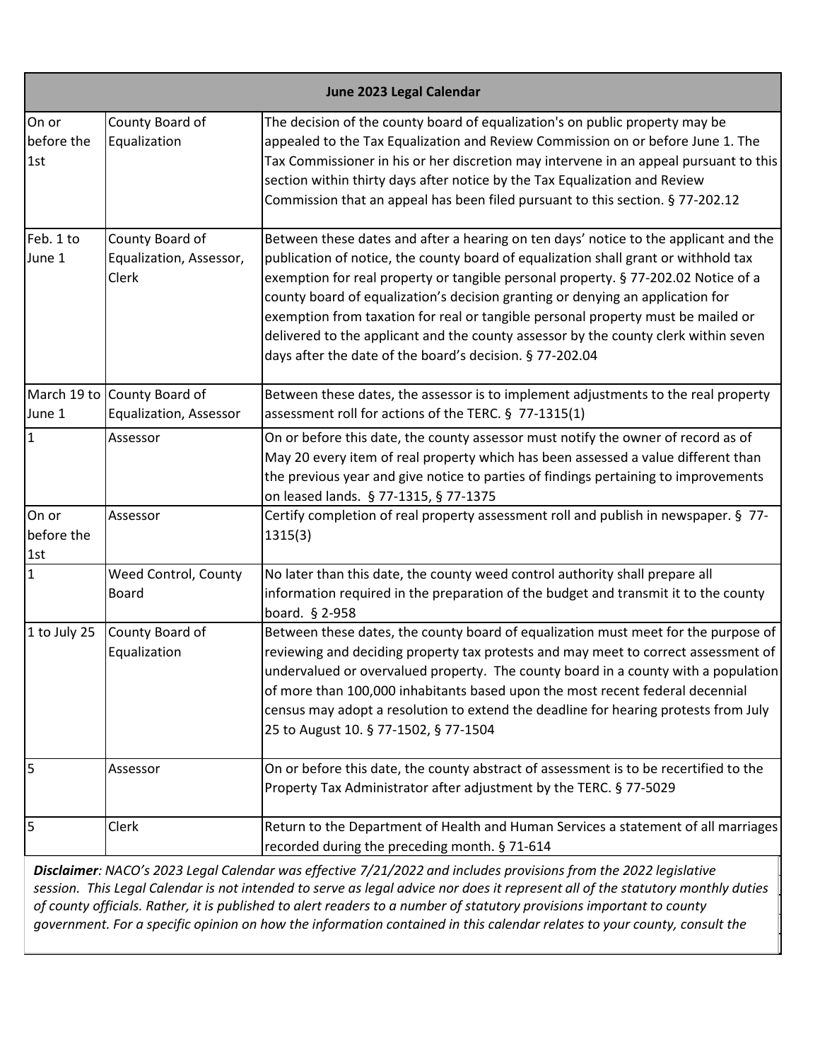| June 2023 Legal Calendar | | |
|---|---|---|
| On or before the 1st | County Board of Equalization | The decision of the county board of equalization's on public property may be appealed to the Tax Equalization and Review Commission on or before June 1. The Tax Commissioner in his or her discretion may intervene in an appeal pursuant to this section within thirty days after notice by the Tax Equalization and Review Commission that an appeal has been filed pursuant to this section. § 77-202.12 |
| Feb. 1 to June 1 | County Board of Equalization, Assessor, Clerk | Between these dates and after a hearing on ten days' notice to the applicant and the publication of notice, the county board of equalization shall grant or withhold tax exemption for real property or tangible personal property. § 77-202.02 Notice of a county board of equalization's decision granting or denying an application for exemption from taxation for real or tangible personal property must be mailed or delivered to the applicant and the county assessor by the county clerk within seven days after the date of the board's decision. § 77-202.04 |
| March 19 to June 1 | County Board of Equalization, Assessor | Between these dates, the assessor is to implement adjustments to the real property assessment roll for actions of the TERC. § 77-1315(1) |
| 1 | Assessor | On or before this date, the county assessor must notify the owner of record as of May 20 every item of real property which has been assessed a value different than the previous year and give notice to parties of findings pertaining to improvements on leased lands. § 77-1315, § 77-1375 |
| On or before the 1st | Assessor | Certify completion of real property assessment roll and publish in newspaper. § 77-1315(3) |
| 1 | Weed Control, County Board | No later than this date, the county weed control authority shall prepare all information required in the preparation of the budget and transmit it to the county board. § 2-958 |
| 1 to July 25 | County Board of Equalization | Between these dates, the county board of equalization must meet for the purpose of reviewing and deciding property tax protests and may meet to correct assessment of undervalued or overvalued property. The county board in a county with a population of more than 100,000 inhabitants based upon the most recent federal decennial census may adopt a resolution to extend the deadline for hearing protests from July 25 to August 10. § 77-1502, § 77-1504 |
| 5 | Assessor | On or before this date, the county abstract of assessment is to be recertified to the Property Tax Administrator after adjustment by the TERC. § 77-5029 |
| 5 | Clerk | Return to the Department of Health and Human Services a statement of all marriages recorded during the preceding month. § 71-614 |

***Disclaimer**: NACO's 2023 Legal Calendar was effective 7/21/2022 and includes provisions from the 2022 legislative session. This Legal Calendar is not intended to serve as legal advice nor does it represent all of the statutory monthly duties of county officials. Rather, it is published to alert readers to a number of statutory provisions important to county government. For a specific opinion on how the information contained in this calendar relates to your county, consult the*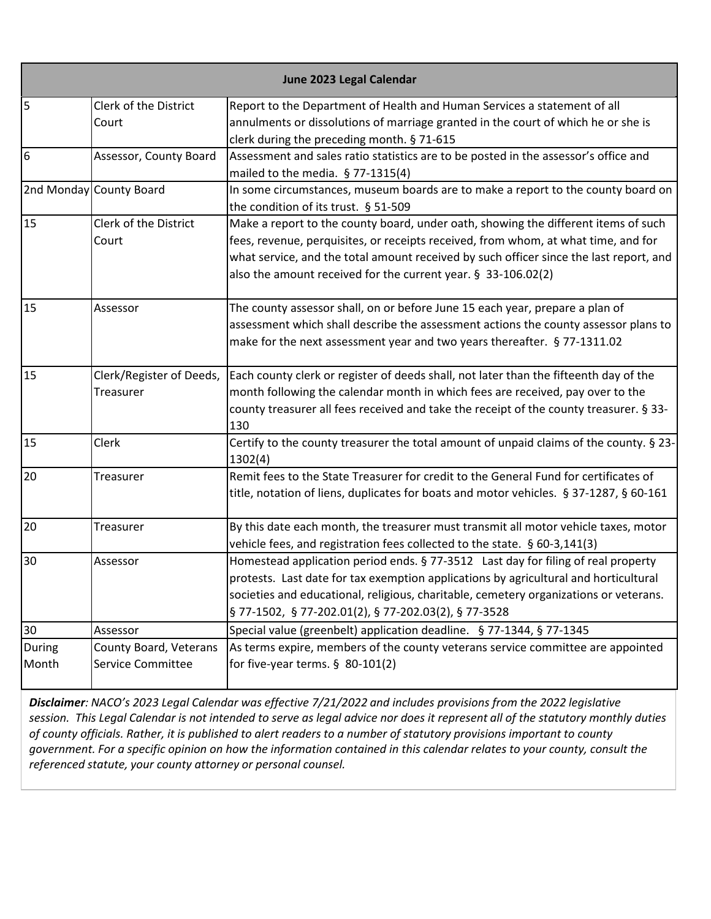| June 2023 Legal Calendar | | |
|---|---|---|
| 5 | Clerk of the District Court | Report to the Department of Health and Human Services a statement of all annulments or dissolutions of marriage granted in the court of which he or she is clerk during the preceding month. § 71-615 |
| 6 | Assessor, County Board | Assessment and sales ratio statistics are to be posted in the assessor's office and mailed to the media. § 77-1315(4) |
| 2nd Monday | County Board | In some circumstances, museum boards are to make a report to the county board on the condition of its trust. § 51-509 |
| 15 | Clerk of the District Court | Make a report to the county board, under oath, showing the different items of such fees, revenue, perquisites, or receipts received, from whom, at what time, and for what service, and the total amount received by such officer since the last report, and also the amount received for the current year. § 33-106.02(2) |
| 15 | Assessor | The county assessor shall, on or before June 15 each year, prepare a plan of assessment which shall describe the assessment actions the county assessor plans to make for the next assessment year and two years thereafter. § 77-1311.02 |
| 15 | Clerk/Register of Deeds, Treasurer | Each county clerk or register of deeds shall, not later than the fifteenth day of the month following the calendar month in which fees are received, pay over to the county treasurer all fees received and take the receipt of the county treasurer. § 33-130 |
| 15 | Clerk | Certify to the county treasurer the total amount of unpaid claims of the county. § 23-1302(4) |
| 20 | Treasurer | Remit fees to the State Treasurer for credit to the General Fund for certificates of title, notation of liens, duplicates for boats and motor vehicles. § 37-1287, § 60-161 |
| 20 | Treasurer | By this date each month, the treasurer must transmit all motor vehicle taxes, motor vehicle fees, and registration fees collected to the state. § 60-3,141(3) |
| 30 | Assessor | Homestead application period ends. § 77-3512 Last day for filing of real property protests. Last date for tax exemption applications by agricultural and horticultural societies and educational, religious, charitable, cemetery organizations or veterans. § 77-1502, § 77-202.01(2), § 77-202.03(2), § 77-3528 |
| 30 | Assessor | Special value (greenbelt) application deadline. § 77-1344, § 77-1345 |
| During Month | County Board, Veterans Service Committee | As terms expire, members of the county veterans service committee are appointed for five-year terms. § 80-101(2) |

***Disclaimer**: NACO's 2023 Legal Calendar was effective 7/21/2022 and includes provisions from the 2022 legislative session. This Legal Calendar is not intended to serve as legal advice nor does it represent all of the statutory monthly duties of county officials. Rather, it is published to alert readers to a number of statutory provisions important to county government. For a specific opinion on how the information contained in this calendar relates to your county, consult the referenced statute, your county attorney or personal counsel.*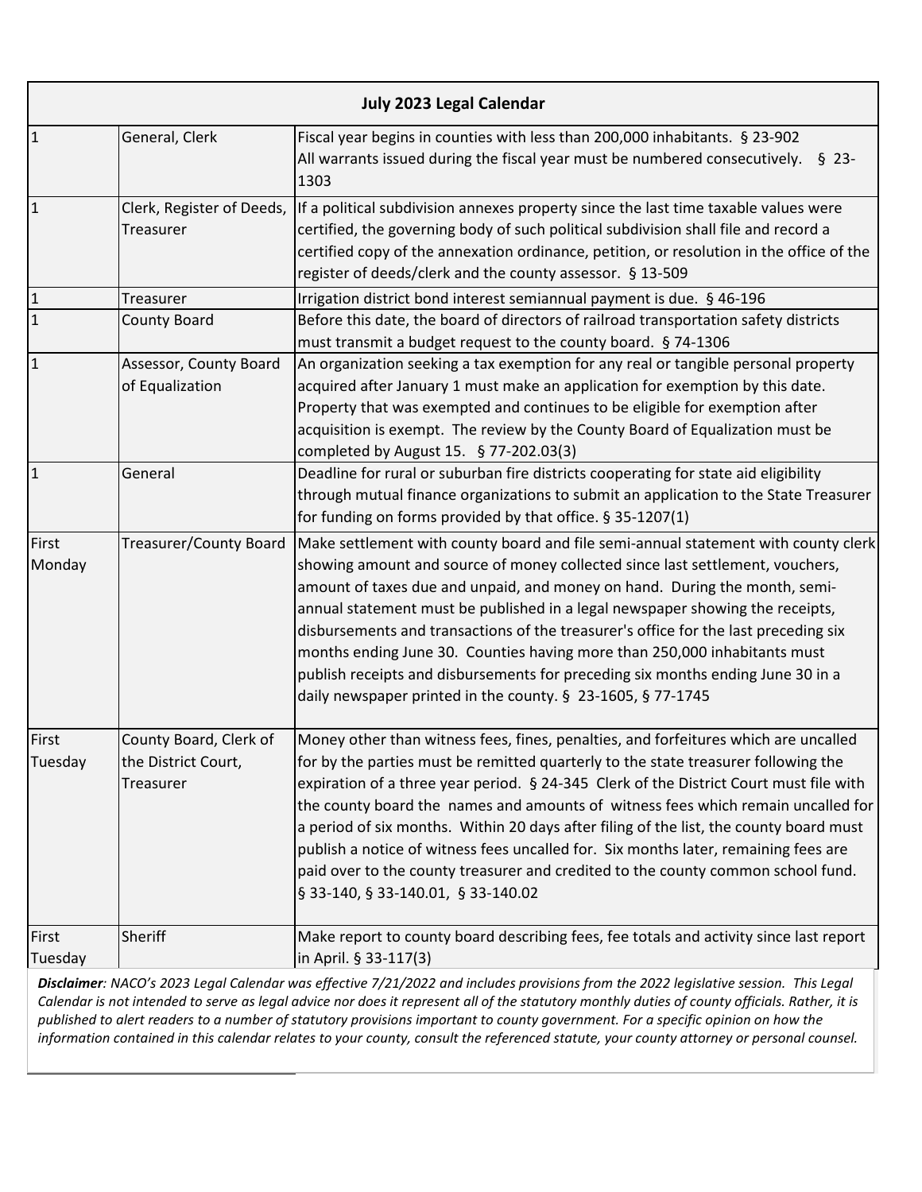| July 2023 Legal Calendar | | |
|---|---|---|
| 1 | General, Clerk | Fiscal year begins in counties with less than 200,000 inhabitants. § 23-902 All warrants issued during the fiscal year must be numbered consecutively. § 23-1303 |
| 1 | Clerk, Register of Deeds, Treasurer | If a political subdivision annexes property since the last time taxable values were certified, the governing body of such political subdivision shall file and record a certified copy of the annexation ordinance, petition, or resolution in the office of the register of deeds/clerk and the county assessor. § 13-509 |
| 1 | Treasurer | Irrigation district bond interest semiannual payment is due. § 46-196 |
| 1 | County Board | Before this date, the board of directors of railroad transportation safety districts must transmit a budget request to the county board. § 74-1306 |
| 1 | Assessor, County Board of Equalization | An organization seeking a tax exemption for any real or tangible personal property acquired after January 1 must make an application for exemption by this date. Property that was exempted and continues to be eligible for exemption after acquisition is exempt. The review by the County Board of Equalization must be completed by August 15. § 77-202.03(3) |
| 1 | General | Deadline for rural or suburban fire districts cooperating for state aid eligibility through mutual finance organizations to submit an application to the State Treasurer for funding on forms provided by that office. § 35-1207(1) |
| First Monday | Treasurer/County Board | Make settlement with county board and file semi-annual statement with county clerk showing amount and source of money collected since last settlement, vouchers, amount of taxes due and unpaid, and money on hand. During the month, semi-annual statement must be published in a legal newspaper showing the receipts, disbursements and transactions of the treasurer's office for the last preceding six months ending June 30. Counties having more than 250,000 inhabitants must publish receipts and disbursements for preceding six months ending June 30 in a daily newspaper printed in the county. § 23-1605, § 77-1745 |
| First Tuesday | County Board, Clerk of the District Court, Treasurer | Money other than witness fees, fines, penalties, and forfeitures which are uncalled for by the parties must be remitted quarterly to the state treasurer following the expiration of a three year period. § 24-345 Clerk of the District Court must file with the county board the names and amounts of witness fees which remain uncalled for a period of six months. Within 20 days after filing of the list, the county board must publish a notice of witness fees uncalled for. Six months later, remaining fees are paid over to the county treasurer and credited to the county common school fund. § 33-140, § 33-140.01, § 33-140.02 |
| First Tuesday | Sheriff | Make report to county board describing fees, fee totals and activity since last report in April. § 33-117(3) |

***Disclaimer**: NACO's 2023 Legal Calendar was effective 7/21/2022 and includes provisions from the 2022 legislative session. This Legal Calendar is not intended to serve as legal advice nor does it represent all of the statutory monthly duties of county officials. Rather, it is published to alert readers to a number of statutory provisions important to county government. For a specific opinion on how the information contained in this calendar relates to your county, consult the referenced statute, your county attorney or personal counsel.*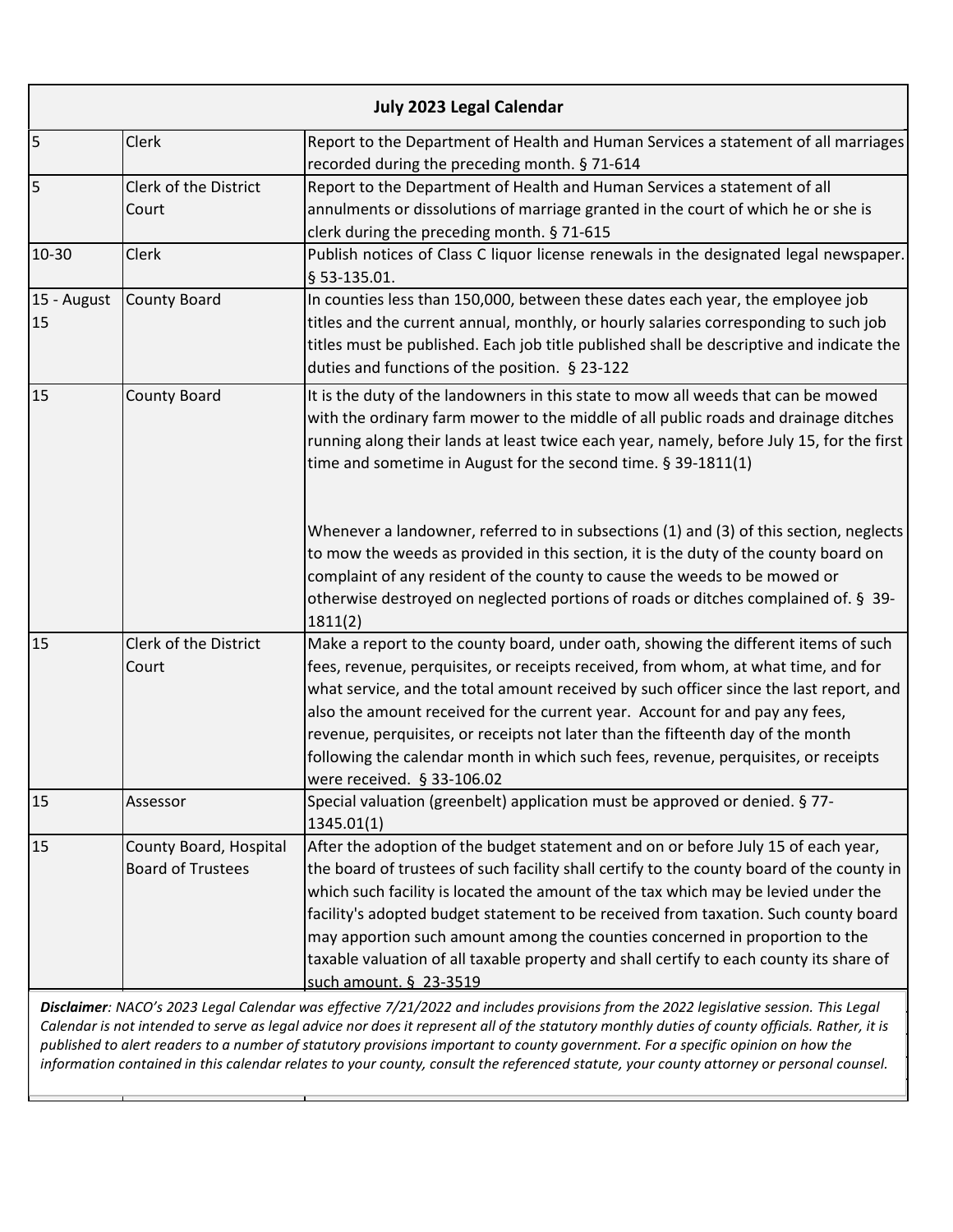| July 2023 Legal Calendar | | |
|---|---|---|
| 5 | Clerk | Report to the Department of Health and Human Services a statement of all marriages recorded during the preceding month. § 71-614 |
| 5 | Clerk of the District Court | Report to the Department of Health and Human Services a statement of all annulments or dissolutions of marriage granted in the court of which he or she is clerk during the preceding month. § 71-615 |
| 10-30 | Clerk | Publish notices of Class C liquor license renewals in the designated legal newspaper. § 53-135.01. |
| 15 - August 15 | County Board | In counties less than 150,000, between these dates each year, the employee job titles and the current annual, monthly, or hourly salaries corresponding to such job titles must be published. Each job title published shall be descriptive and indicate the duties and functions of the position. § 23-122 |
| 15 | County Board | It is the duty of the landowners in this state to mow all weeds that can be mowed with the ordinary farm mower to the middle of all public roads and drainage ditches running along their lands at least twice each year, namely, before July 15, for the first time and sometime in August for the second time. § 39-1811(1)<br><br>Whenever a landowner, referred to in subsections (1) and (3) of this section, neglects to mow the weeds as provided in this section, it is the duty of the county board on complaint of any resident of the county to cause the weeds to be mowed or otherwise destroyed on neglected portions of roads or ditches complained of. § 39-1811(2) |
| 15 | Clerk of the District Court | Make a report to the county board, under oath, showing the different items of such fees, revenue, perquisites, or receipts received, from whom, at what time, and for what service, and the total amount received by such officer since the last report, and also the amount received for the current year. Account for and pay any fees, revenue, perquisites, or receipts not later than the fifteenth day of the month following the calendar month in which such fees, revenue, perquisites, or receipts were received. § 33-106.02 |
| 15 | Assessor | Special valuation (greenbelt) application must be approved or denied. § 77-1345.01(1) |
| 15 | County Board, Hospital Board of Trustees | After the adoption of the budget statement and on or before July 15 of each year, the board of trustees of such facility shall certify to the county board of the county in which such facility is located the amount of the tax which may be levied under the facility's adopted budget statement to be received from taxation. Such county board may apportion such amount among the counties concerned in proportion to the taxable valuation of all taxable property and shall certify to each county its share of such amount. § 23-3519 |

***Disclaimer**: NACO's 2023 Legal Calendar was effective 7/21/2022 and includes provisions from the 2022 legislative session. This Legal Calendar is not intended to serve as legal advice nor does it represent all of the statutory monthly duties of county officials. Rather, it is published to alert readers to a number of statutory provisions important to county government. For a specific opinion on how the information contained in this calendar relates to your county, consult the referenced statute, your county attorney or personal counsel.*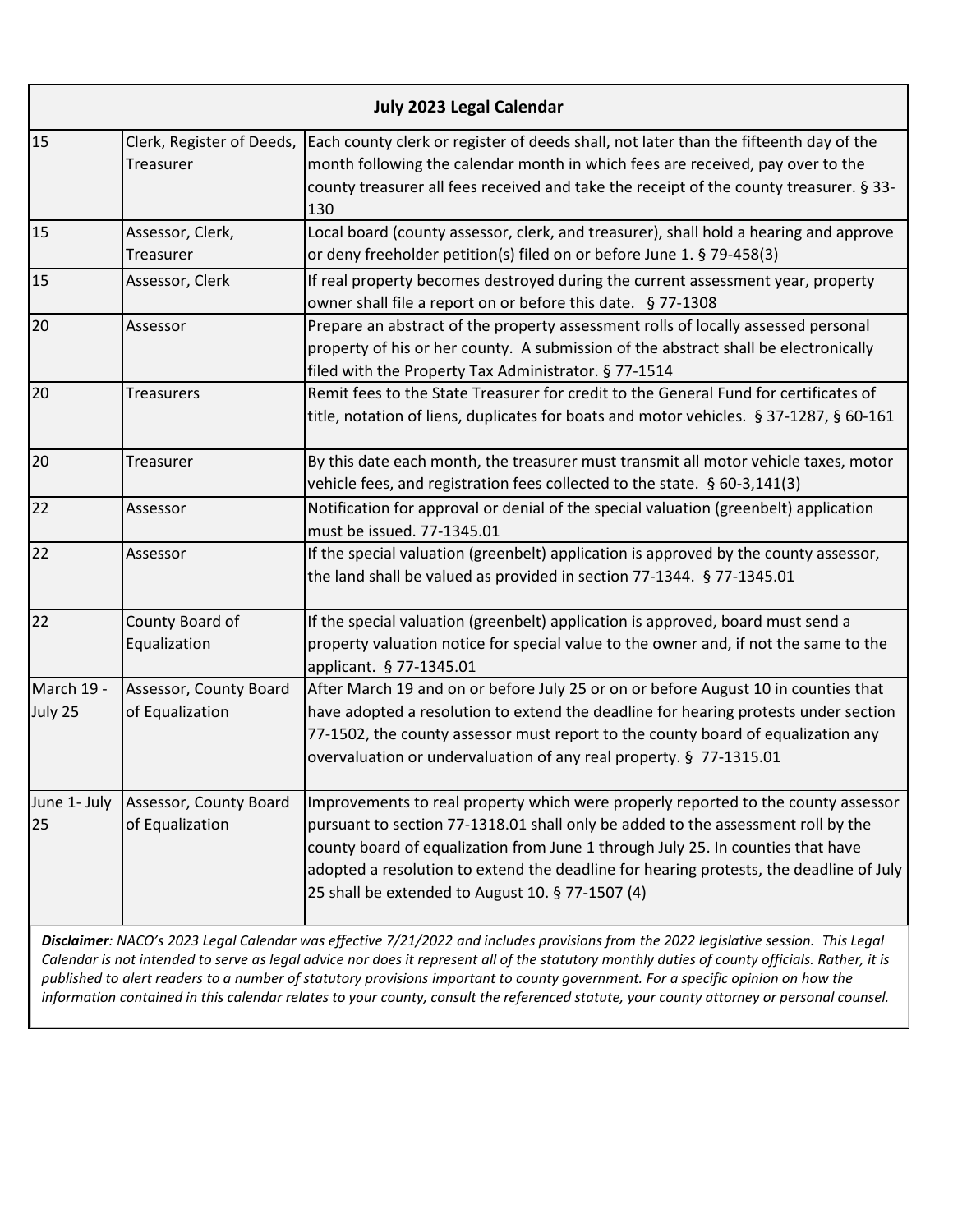| July 2023 Legal Calendar | | |
|---|---|---|
| 15 | Clerk, Register of Deeds, Treasurer | Each county clerk or register of deeds shall, not later than the fifteenth day of the month following the calendar month in which fees are received, pay over to the county treasurer all fees received and take the receipt of the county treasurer. § 33-130 |
| 15 | Assessor, Clerk, Treasurer | Local board (county assessor, clerk, and treasurer), shall hold a hearing and approve or deny freeholder petition(s) filed on or before June 1. § 79-458(3) |
| 15 | Assessor, Clerk | If real property becomes destroyed during the current assessment year, property owner shall file a report on or before this date. § 77-1308 |
| 20 | Assessor | Prepare an abstract of the property assessment rolls of locally assessed personal property of his or her county. A submission of the abstract shall be electronically filed with the Property Tax Administrator. § 77-1514 |
| 20 | Treasurers | Remit fees to the State Treasurer for credit to the General Fund for certificates of title, notation of liens, duplicates for boats and motor vehicles. § 37-1287, § 60-161 |
| 20 | Treasurer | By this date each month, the treasurer must transmit all motor vehicle taxes, motor vehicle fees, and registration fees collected to the state. § 60-3,141(3) |
| 22 | Assessor | Notification for approval or denial of the special valuation (greenbelt) application must be issued. 77-1345.01 |
| 22 | Assessor | If the special valuation (greenbelt) application is approved by the county assessor, the land shall be valued as provided in section 77-1344. § 77-1345.01 |
| 22 | County Board of Equalization | If the special valuation (greenbelt) application is approved, board must send a property valuation notice for special value to the owner and, if not the same to the applicant. § 77-1345.01 |
| March 19 - July 25 | Assessor, County Board of Equalization | After March 19 and on or before July 25 or on or before August 10 in counties that have adopted a resolution to extend the deadline for hearing protests under section 77-1502, the county assessor must report to the county board of equalization any overvaluation or undervaluation of any real property. § 77-1315.01 |
| June 1- July 25 | Assessor, County Board of Equalization | Improvements to real property which were properly reported to the county assessor pursuant to section 77-1318.01 shall only be added to the assessment roll by the county board of equalization from June 1 through July 25. In counties that have adopted a resolution to extend the deadline for hearing protests, the deadline of July 25 shall be extended to August 10. § 77-1507 (4) |

***Disclaimer**: NACO's 2023 Legal Calendar was effective 7/21/2022 and includes provisions from the 2022 legislative session. This Legal Calendar is not intended to serve as legal advice nor does it represent all of the statutory monthly duties of county officials. Rather, it is published to alert readers to a number of statutory provisions important to county government. For a specific opinion on how the information contained in this calendar relates to your county, consult the referenced statute, your county attorney or personal counsel.*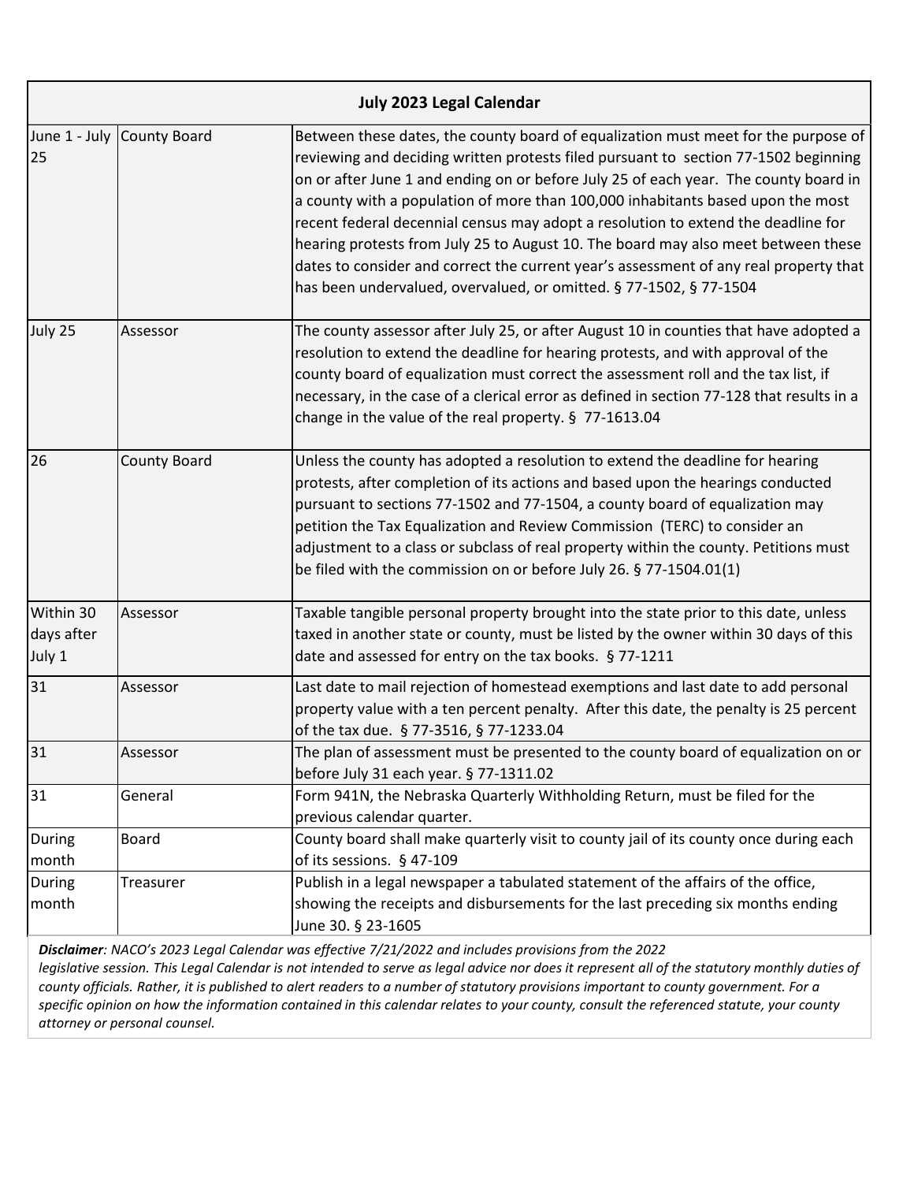| July 2023 Legal Calendar | | |
|---|---|---|
| June 1 - July 25 | County Board | Between these dates, the county board of equalization must meet for the purpose of reviewing and deciding written protests filed pursuant to section 77-1502 beginning on or after June 1 and ending on or before July 25 of each year. The county board in a county with a population of more than 100,000 inhabitants based upon the most recent federal decennial census may adopt a resolution to extend the deadline for hearing protests from July 25 to August 10. The board may also meet between these dates to consider and correct the current year's assessment of any real property that has been undervalued, overvalued, or omitted. § 77-1502, § 77-1504 |
| July 25 | Assessor | The county assessor after July 25, or after August 10 in counties that have adopted a resolution to extend the deadline for hearing protests, and with approval of the county board of equalization must correct the assessment roll and the tax list, if necessary, in the case of a clerical error as defined in section 77-128 that results in a change in the value of the real property. § 77-1613.04 |
| 26 | County Board | Unless the county has adopted a resolution to extend the deadline for hearing protests, after completion of its actions and based upon the hearings conducted pursuant to sections 77-1502 and 77-1504, a county board of equalization may petition the Tax Equalization and Review Commission (TERC) to consider an adjustment to a class or subclass of real property within the county. Petitions must be filed with the commission on or before July 26. § 77-1504.01(1) |
| Within 30 days after July 1 | Assessor | Taxable tangible personal property brought into the state prior to this date, unless taxed in another state or county, must be listed by the owner within 30 days of this date and assessed for entry on the tax books. § 77-1211 |
| 31 | Assessor | Last date to mail rejection of homestead exemptions and last date to add personal property value with a ten percent penalty. After this date, the penalty is 25 percent of the tax due. § 77-3516, § 77-1233.04 |
| 31 | Assessor | The plan of assessment must be presented to the county board of equalization on or before July 31 each year. § 77-1311.02 |
| 31 | General | Form 941N, the Nebraska Quarterly Withholding Return, must be filed for the previous calendar quarter. |
| During month | Board | County board shall make quarterly visit to county jail of its county once during each of its sessions. § 47-109 |
| During month | Treasurer | Publish in a legal newspaper a tabulated statement of the affairs of the office, showing the receipts and disbursements for the last preceding six months ending June 30. § 23-1605 |

***Disclaimer**: NACO's 2023 Legal Calendar was effective 7/21/2022 and includes provisions from the 2022 legislative session. This Legal Calendar is not intended to serve as legal advice nor does it represent all of the statutory monthly duties of county officials. Rather, it is published to alert readers to a number of statutory provisions important to county government. For a specific opinion on how the information contained in this calendar relates to your county, consult the referenced statute, your county attorney or personal counsel.*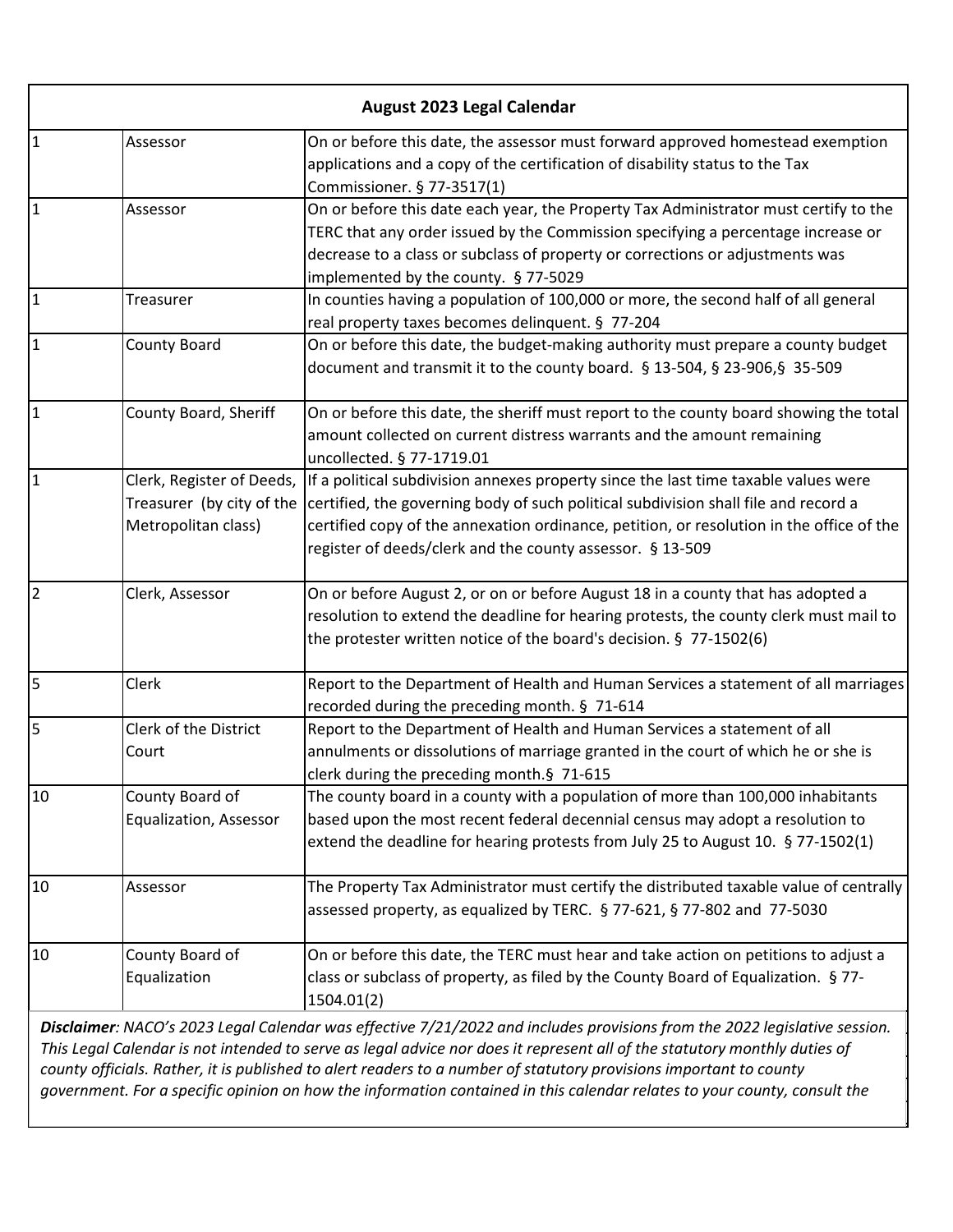## August 2023 Legal Calendar

| | | |
|---|---|---|
| 1 | Assessor | On or before this date, the assessor must forward approved homestead exemption applications and a copy of the certification of disability status to the Tax Commissioner. § 77-3517(1) |
| 1 | Assessor | On or before this date each year, the Property Tax Administrator must certify to the TERC that any order issued by the Commission specifying a percentage increase or decrease to a class or subclass of property or corrections or adjustments was implemented by the county. § 77-5029 |
| 1 | Treasurer | In counties having a population of 100,000 or more, the second half of all general real property taxes becomes delinquent. § 77-204 |
| 1 | County Board | On or before this date, the budget-making authority must prepare a county budget document and transmit it to the county board. § 13-504, § 23-906,§ 35-509 |
| 1 | County Board, Sheriff | On or before this date, the sheriff must report to the county board showing the total amount collected on current distress warrants and the amount remaining uncollected. § 77-1719.01 |
| 1 | Clerk, Register of Deeds, Treasurer (by city of the Metropolitan class) | If a political subdivision annexes property since the last time taxable values were certified, the governing body of such political subdivision shall file and record a certified copy of the annexation ordinance, petition, or resolution in the office of the register of deeds/clerk and the county assessor. § 13-509 |
| 2 | Clerk, Assessor | On or before August 2, or on or before August 18 in a county that has adopted a resolution to extend the deadline for hearing protests, the county clerk must mail to the protester written notice of the board's decision. § 77-1502(6) |
| 5 | Clerk | Report to the Department of Health and Human Services a statement of all marriages recorded during the preceding month. § 71-614 |
| 5 | Clerk of the District Court | Report to the Department of Health and Human Services a statement of all annulments or dissolutions of marriage granted in the court of which he or she is clerk during the preceding month.§ 71-615 |
| 10 | County Board of Equalization, Assessor | The county board in a county with a population of more than 100,000 inhabitants based upon the most recent federal decennial census may adopt a resolution to extend the deadline for hearing protests from July 25 to August 10. § 77-1502(1) |
| 10 | Assessor | The Property Tax Administrator must certify the distributed taxable value of centrally assessed property, as equalized by TERC. § 77-621, § 77-802 and 77-5030 |
| 10 | County Board of Equalization | On or before this date, the TERC must hear and take action on petitions to adjust a class or subclass of property, as filed by the County Board of Equalization. § 77-1504.01(2) |

***Disclaimer**: NACO's 2023 Legal Calendar was effective 7/21/2022 and includes provisions from the 2022 legislative session. This Legal Calendar is not intended to serve as legal advice nor does it represent all of the statutory monthly duties of county officials. Rather, it is published to alert readers to a number of statutory provisions important to county government. For a specific opinion on how the information contained in this calendar relates to your county, consult the*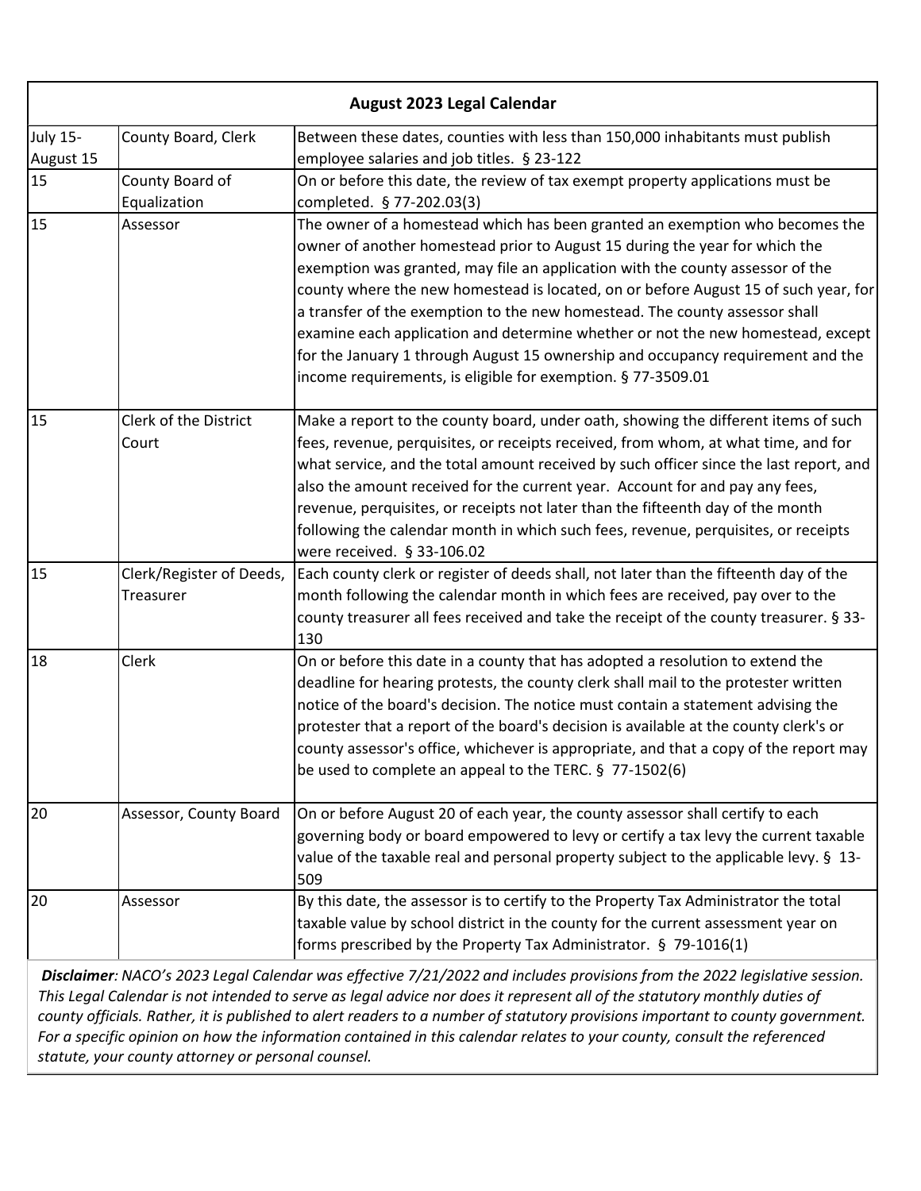| August 2023 Legal Calendar | | |
|---|---|---|
| July 15-August 15 | County Board, Clerk | Between these dates, counties with less than 150,000 inhabitants must publish employee salaries and job titles. § 23-122 |
| 15 | County Board of Equalization | On or before this date, the review of tax exempt property applications must be completed. § 77-202.03(3) |
| 15 | Assessor | The owner of a homestead which has been granted an exemption who becomes the owner of another homestead prior to August 15 during the year for which the exemption was granted, may file an application with the county assessor of the county where the new homestead is located, on or before August 15 of such year, for a transfer of the exemption to the new homestead. The county assessor shall examine each application and determine whether or not the new homestead, except for the January 1 through August 15 ownership and occupancy requirement and the income requirements, is eligible for exemption. § 77-3509.01 |
| 15 | Clerk of the District Court | Make a report to the county board, under oath, showing the different items of such fees, revenue, perquisites, or receipts received, from whom, at what time, and for what service, and the total amount received by such officer since the last report, and also the amount received for the current year. Account for and pay any fees, revenue, perquisites, or receipts not later than the fifteenth day of the month following the calendar month in which such fees, revenue, perquisites, or receipts were received. § 33-106.02 |
| 15 | Clerk/Register of Deeds, Treasurer | Each county clerk or register of deeds shall, not later than the fifteenth day of the month following the calendar month in which fees are received, pay over to the county treasurer all fees received and take the receipt of the county treasurer. § 33-130 |
| 18 | Clerk | On or before this date in a county that has adopted a resolution to extend the deadline for hearing protests, the county clerk shall mail to the protester written notice of the board's decision. The notice must contain a statement advising the protester that a report of the board's decision is available at the county clerk's or county assessor's office, whichever is appropriate, and that a copy of the report may be used to complete an appeal to the TERC. § 77-1502(6) |
| 20 | Assessor, County Board | On or before August 20 of each year, the county assessor shall certify to each governing body or board empowered to levy or certify a tax levy the current taxable value of the taxable real and personal property subject to the applicable levy. § 13-509 |
| 20 | Assessor | By this date, the assessor is to certify to the Property Tax Administrator the total taxable value by school district in the county for the current assessment year on forms prescribed by the Property Tax Administrator. § 79-1016(1) |

***Disclaimer**: NACO's 2023 Legal Calendar was effective 7/21/2022 and includes provisions from the 2022 legislative session. This Legal Calendar is not intended to serve as legal advice nor does it represent all of the statutory monthly duties of county officials. Rather, it is published to alert readers to a number of statutory provisions important to county government. For a specific opinion on how the information contained in this calendar relates to your county, consult the referenced statute, your county attorney or personal counsel.*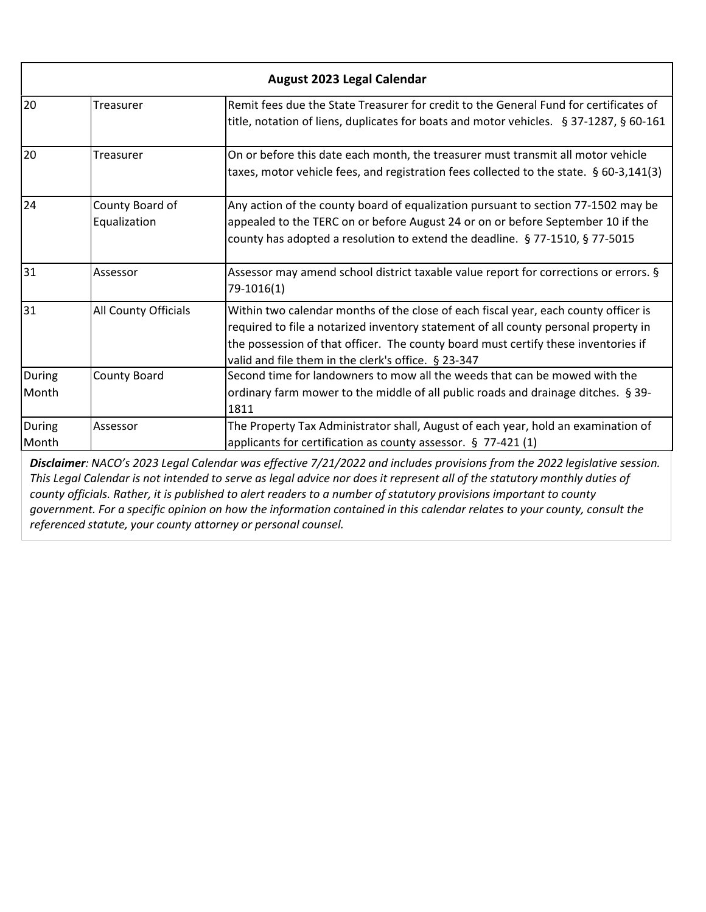| August 2023 Legal Calendar | | |
|---|---|---|
| 20 | Treasurer | Remit fees due the State Treasurer for credit to the General Fund for certificates of title, notation of liens, duplicates for boats and motor vehicles. § 37-1287, § 60-161 |
| 20 | Treasurer | On or before this date each month, the treasurer must transmit all motor vehicle taxes, motor vehicle fees, and registration fees collected to the state. § 60-3,141(3) |
| 24 | County Board of Equalization | Any action of the county board of equalization pursuant to section 77-1502 may be appealed to the TERC on or before August 24 or on or before September 10 if the county has adopted a resolution to extend the deadline. § 77-1510, § 77-5015 |
| 31 | Assessor | Assessor may amend school district taxable value report for corrections or errors. § 79-1016(1) |
| 31 | All County Officials | Within two calendar months of the close of each fiscal year, each county officer is required to file a notarized inventory statement of all county personal property in the possession of that officer. The county board must certify these inventories if valid and file them in the clerk's office. § 23-347 |
| During Month | County Board | Second time for landowners to mow all the weeds that can be mowed with the ordinary farm mower to the middle of all public roads and drainage ditches. § 39-1811 |
| During Month | Assessor | The Property Tax Administrator shall, August of each year, hold an examination of applicants for certification as county assessor. § 77-421 (1) |

***Disclaimer**: NACO's 2023 Legal Calendar was effective 7/21/2022 and includes provisions from the 2022 legislative session. This Legal Calendar is not intended to serve as legal advice nor does it represent all of the statutory monthly duties of county officials. Rather, it is published to alert readers to a number of statutory provisions important to county government. For a specific opinion on how the information contained in this calendar relates to your county, consult the referenced statute, your county attorney or personal counsel.*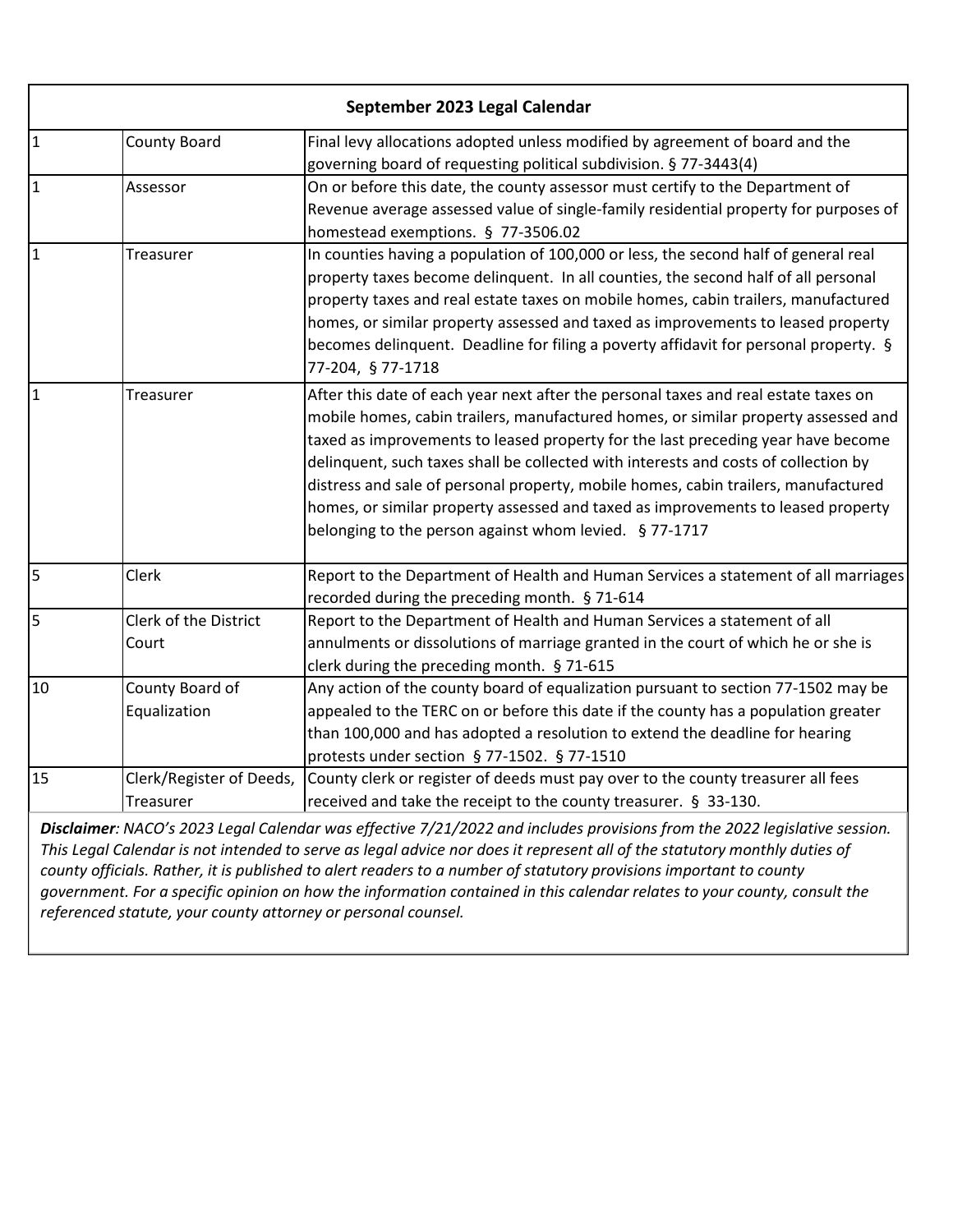| September 2023 Legal Calendar | | |
|---|---|---|
| 1 | County Board | Final levy allocations adopted unless modified by agreement of board and the governing board of requesting political subdivision. § 77-3443(4) |
| 1 | Assessor | On or before this date, the county assessor must certify to the Department of Revenue average assessed value of single-family residential property for purposes of homestead exemptions. § 77-3506.02 |
| 1 | Treasurer | In counties having a population of 100,000 or less, the second half of general real property taxes become delinquent. In all counties, the second half of all personal property taxes and real estate taxes on mobile homes, cabin trailers, manufactured homes, or similar property assessed and taxed as improvements to leased property becomes delinquent. Deadline for filing a poverty affidavit for personal property. § 77-204, § 77-1718 |
| 1 | Treasurer | After this date of each year next after the personal taxes and real estate taxes on mobile homes, cabin trailers, manufactured homes, or similar property assessed and taxed as improvements to leased property for the last preceding year have become delinquent, such taxes shall be collected with interests and costs of collection by distress and sale of personal property, mobile homes, cabin trailers, manufactured homes, or similar property assessed and taxed as improvements to leased property belonging to the person against whom levied. § 77-1717 |
| 5 | Clerk | Report to the Department of Health and Human Services a statement of all marriages recorded during the preceding month. § 71-614 |
| 5 | Clerk of the District Court | Report to the Department of Health and Human Services a statement of all annulments or dissolutions of marriage granted in the court of which he or she is clerk during the preceding month. § 71-615 |
| 10 | County Board of Equalization | Any action of the county board of equalization pursuant to section 77-1502 may be appealed to the TERC on or before this date if the county has a population greater than 100,000 and has adopted a resolution to extend the deadline for hearing protests under section § 77-1502. § 77-1510 |
| 15 | Clerk/Register of Deeds, Treasurer | County clerk or register of deeds must pay over to the county treasurer all fees received and take the receipt to the county treasurer. § 33-130. |

***Disclaimer**: NACO's 2023 Legal Calendar was effective 7/21/2022 and includes provisions from the 2022 legislative session. This Legal Calendar is not intended to serve as legal advice nor does it represent all of the statutory monthly duties of county officials. Rather, it is published to alert readers to a number of statutory provisions important to county government. For a specific opinion on how the information contained in this calendar relates to your county, consult the referenced statute, your county attorney or personal counsel.*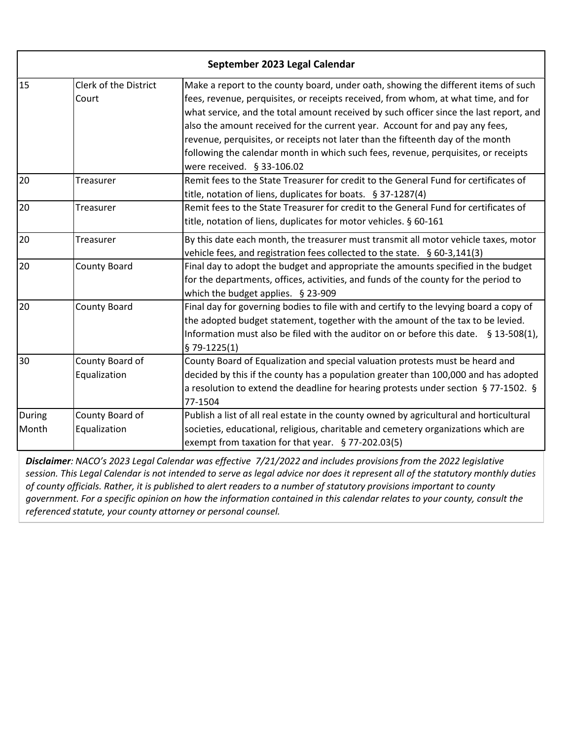## September 2023 Legal Calendar

| | | |
|---|---|---|
| 15 | Clerk of the District Court | Make a report to the county board, under oath, showing the different items of such fees, revenue, perquisites, or receipts received, from whom, at what time, and for what service, and the total amount received by such officer since the last report, and also the amount received for the current year. Account for and pay any fees, revenue, perquisites, or receipts not later than the fifteenth day of the month following the calendar month in which such fees, revenue, perquisites, or receipts were received. § 33-106.02 |
| 20 | Treasurer | Remit fees to the State Treasurer for credit to the General Fund for certificates of title, notation of liens, duplicates for boats. § 37-1287(4) |
| 20 | Treasurer | Remit fees to the State Treasurer for credit to the General Fund for certificates of title, notation of liens, duplicates for motor vehicles. § 60-161 |
| 20 | Treasurer | By this date each month, the treasurer must transmit all motor vehicle taxes, motor vehicle fees, and registration fees collected to the state. § 60-3,141(3) |
| 20 | County Board | Final day to adopt the budget and appropriate the amounts specified in the budget for the departments, offices, activities, and funds of the county for the period to which the budget applies. § 23-909 |
| 20 | County Board | Final day for governing bodies to file with and certify to the levying board a copy of the adopted budget statement, together with the amount of the tax to be levied. Information must also be filed with the auditor on or before this date. § 13-508(1), § 79-1225(1) |
| 30 | County Board of Equalization | County Board of Equalization and special valuation protests must be heard and decided by this if the county has a population greater than 100,000 and has adopted a resolution to extend the deadline for hearing protests under section § 77-1502. § 77-1504 |
| During Month | County Board of Equalization | Publish a list of all real estate in the county owned by agricultural and horticultural societies, educational, religious, charitable and cemetery organizations which are exempt from taxation for that year. § 77-202.03(5) |

***Disclaimer**: NACO's 2023 Legal Calendar was effective 7/21/2022 and includes provisions from the 2022 legislative session. This Legal Calendar is not intended to serve as legal advice nor does it represent all of the statutory monthly duties of county officials. Rather, it is published to alert readers to a number of statutory provisions important to county government. For a specific opinion on how the information contained in this calendar relates to your county, consult the referenced statute, your county attorney or personal counsel.*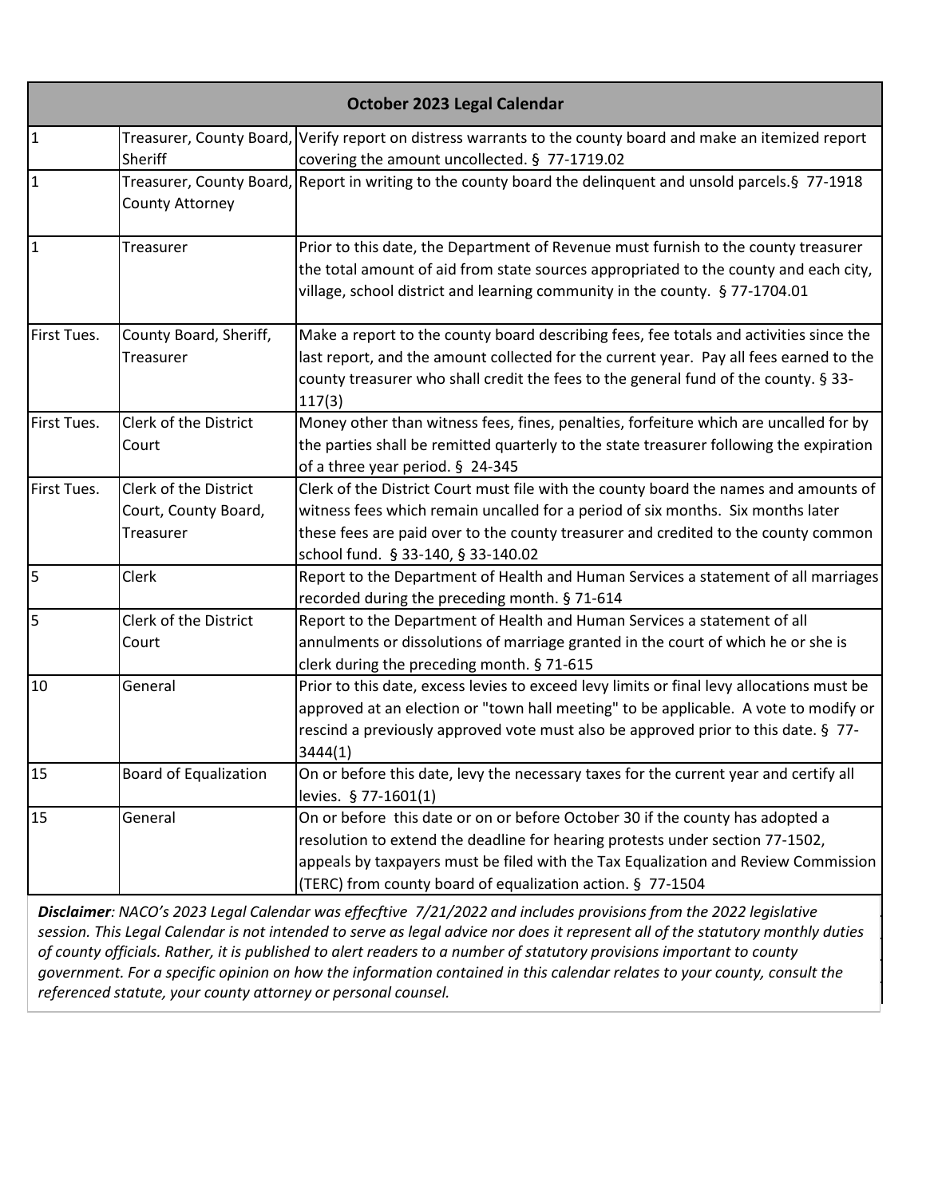| October 2023 Legal Calendar | | |
|---|---|---|
| 1 | Treasurer, County Board, Sheriff | Verify report on distress warrants to the county board and make an itemized report covering the amount uncollected. § 77-1719.02 |
| 1 | Treasurer, County Board, County Attorney | Report in writing to the county board the delinquent and unsold parcels.§ 77-1918 |
| 1 | Treasurer | Prior to this date, the Department of Revenue must furnish to the county treasurer the total amount of aid from state sources appropriated to the county and each city, village, school district and learning community in the county. § 77-1704.01 |
| First Tues. | County Board, Sheriff, Treasurer | Make a report to the county board describing fees, fee totals and activities since the last report, and the amount collected for the current year. Pay all fees earned to the county treasurer who shall credit the fees to the general fund of the county. § 33-117(3) |
| First Tues. | Clerk of the District Court | Money other than witness fees, fines, penalties, forfeiture which are uncalled for by the parties shall be remitted quarterly to the state treasurer following the expiration of a three year period. § 24-345 |
| First Tues. | Clerk of the District Court, County Board, Treasurer | Clerk of the District Court must file with the county board the names and amounts of witness fees which remain uncalled for a period of six months. Six months later these fees are paid over to the county treasurer and credited to the county common school fund. § 33-140, § 33-140.02 |
| 5 | Clerk | Report to the Department of Health and Human Services a statement of all marriages recorded during the preceding month. § 71-614 |
| 5 | Clerk of the District Court | Report to the Department of Health and Human Services a statement of all annulments or dissolutions of marriage granted in the court of which he or she is clerk during the preceding month. § 71-615 |
| 10 | General | Prior to this date, excess levies to exceed levy limits or final levy allocations must be approved at an election or "town hall meeting" to be applicable. A vote to modify or rescind a previously approved vote must also be approved prior to this date. § 77-3444(1) |
| 15 | Board of Equalization | On or before this date, levy the necessary taxes for the current year and certify all levies. § 77-1601(1) |
| 15 | General | On or before this date or on or before October 30 if the county has adopted a resolution to extend the deadline for hearing protests under section 77-1502, appeals by taxpayers must be filed with the Tax Equalization and Review Commission (TERC) from county board of equalization action. § 77-1504 |

***Disclaimer**: NACO's 2023 Legal Calendar was effecftive 7/21/2022 and includes provisions from the 2022 legislative session. This Legal Calendar is not intended to serve as legal advice nor does it represent all of the statutory monthly duties of county officials. Rather, it is published to alert readers to a number of statutory provisions important to county government. For a specific opinion on how the information contained in this calendar relates to your county, consult the referenced statute, your county attorney or personal counsel.*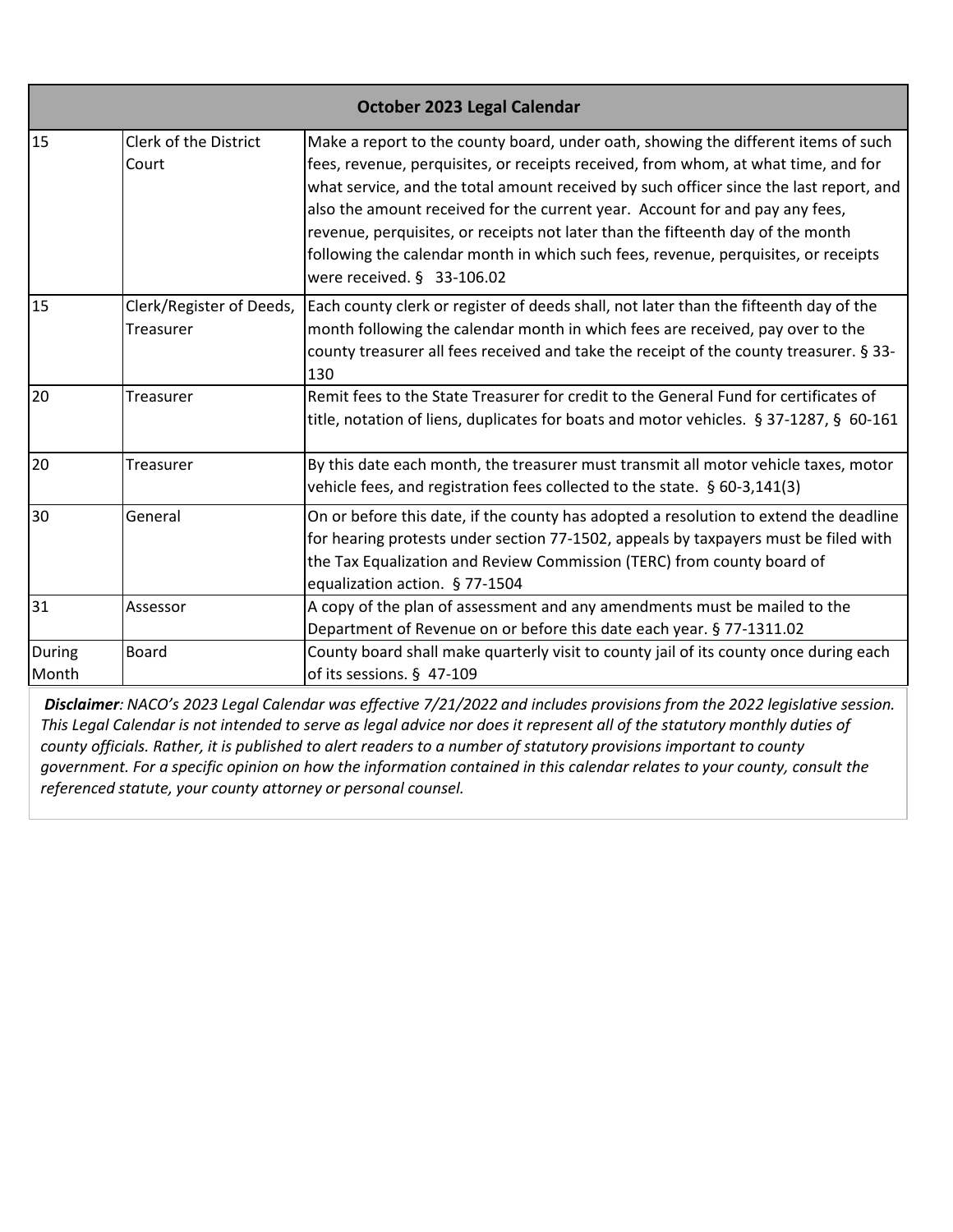| October 2023 Legal Calendar | | |
|---|---|---|
| 15 | Clerk of the District Court | Make a report to the county board, under oath, showing the different items of such fees, revenue, perquisites, or receipts received, from whom, at what time, and for what service, and the total amount received by such officer since the last report, and also the amount received for the current year. Account for and pay any fees, revenue, perquisites, or receipts not later than the fifteenth day of the month following the calendar month in which such fees, revenue, perquisites, or receipts were received. § 33-106.02 |
| 15 | Clerk/Register of Deeds, Treasurer | Each county clerk or register of deeds shall, not later than the fifteenth day of the month following the calendar month in which fees are received, pay over to the county treasurer all fees received and take the receipt of the county treasurer. § 33-130 |
| 20 | Treasurer | Remit fees to the State Treasurer for credit to the General Fund for certificates of title, notation of liens, duplicates for boats and motor vehicles. § 37-1287, § 60-161 |
| 20 | Treasurer | By this date each month, the treasurer must transmit all motor vehicle taxes, motor vehicle fees, and registration fees collected to the state. § 60-3,141(3) |
| 30 | General | On or before this date, if the county has adopted a resolution to extend the deadline for hearing protests under section 77-1502, appeals by taxpayers must be filed with the Tax Equalization and Review Commission (TERC) from county board of equalization action. § 77-1504 |
| 31 | Assessor | A copy of the plan of assessment and any amendments must be mailed to the Department of Revenue on or before this date each year. § 77-1311.02 |
| During Month | Board | County board shall make quarterly visit to county jail of its county once during each of its sessions. § 47-109 |

***Disclaimer**: NACO's 2023 Legal Calendar was effective 7/21/2022 and includes provisions from the 2022 legislative session. This Legal Calendar is not intended to serve as legal advice nor does it represent all of the statutory monthly duties of county officials. Rather, it is published to alert readers to a number of statutory provisions important to county government. For a specific opinion on how the information contained in this calendar relates to your county, consult the referenced statute, your county attorney or personal counsel.*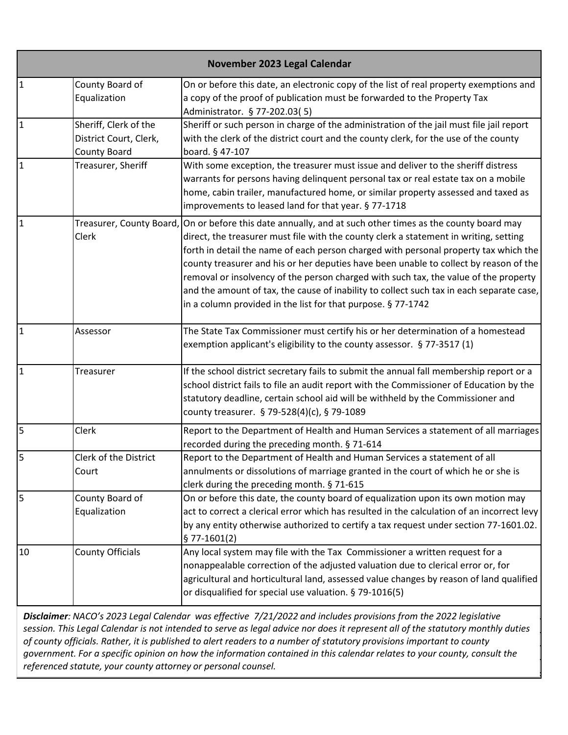| November 2023 Legal Calendar | | |
|---|---|---|
| 1 | County Board of Equalization | On or before this date, an electronic copy of the list of real property exemptions and a copy of the proof of publication must be forwarded to the Property Tax Administrator. § 77-202.03( 5) |
| 1 | Sheriff, Clerk of the District Court, Clerk, County Board | Sheriff or such person in charge of the administration of the jail must file jail report with the clerk of the district court and the county clerk, for the use of the county board. § 47-107 |
| 1 | Treasurer, Sheriff | With some exception, the treasurer must issue and deliver to the sheriff distress warrants for persons having delinquent personal tax or real estate tax on a mobile home, cabin trailer, manufactured home, or similar property assessed and taxed as improvements to leased land for that year. § 77-1718 |
| 1 | Treasurer, County Board, Clerk | On or before this date annually, and at such other times as the county board may direct, the treasurer must file with the county clerk a statement in writing, setting forth in detail the name of each person charged with personal property tax which the county treasurer and his or her deputies have been unable to collect by reason of the removal or insolvency of the person charged with such tax, the value of the property and the amount of tax, the cause of inability to collect such tax in each separate case, in a column provided in the list for that purpose. § 77-1742 |
| 1 | Assessor | The State Tax Commissioner must certify his or her determination of a homestead exemption applicant's eligibility to the county assessor. § 77-3517 (1) |
| 1 | Treasurer | If the school district secretary fails to submit the annual fall membership report or a school district fails to file an audit report with the Commissioner of Education by the statutory deadline, certain school aid will be withheld by the Commissioner and county treasurer. § 79-528(4)(c), § 79-1089 |
| 5 | Clerk | Report to the Department of Health and Human Services a statement of all marriages recorded during the preceding month. § 71-614 |
| 5 | Clerk of the District Court | Report to the Department of Health and Human Services a statement of all annulments or dissolutions of marriage granted in the court of which he or she is clerk during the preceding month. § 71-615 |
| 5 | County Board of Equalization | On or before this date, the county board of equalization upon its own motion may act to correct a clerical error which has resulted in the calculation of an incorrect levy by any entity otherwise authorized to certify a tax request under section 77-1601.02. § 77-1601(2) |
| 10 | County Officials | Any local system may file with the Tax Commissioner a written request for a nonappealable correction of the adjusted valuation due to clerical error or, for agricultural and horticultural land, assessed value changes by reason of land qualified or disqualified for special use valuation. § 79-1016(5) |

***Disclaimer**: NACO's 2023 Legal Calendar was effective 7/21/2022 and includes provisions from the 2022 legislative session. This Legal Calendar is not intended to serve as legal advice nor does it represent all of the statutory monthly duties of county officials. Rather, it is published to alert readers to a number of statutory provisions important to county government. For a specific opinion on how the information contained in this calendar relates to your county, consult the referenced statute, your county attorney or personal counsel.*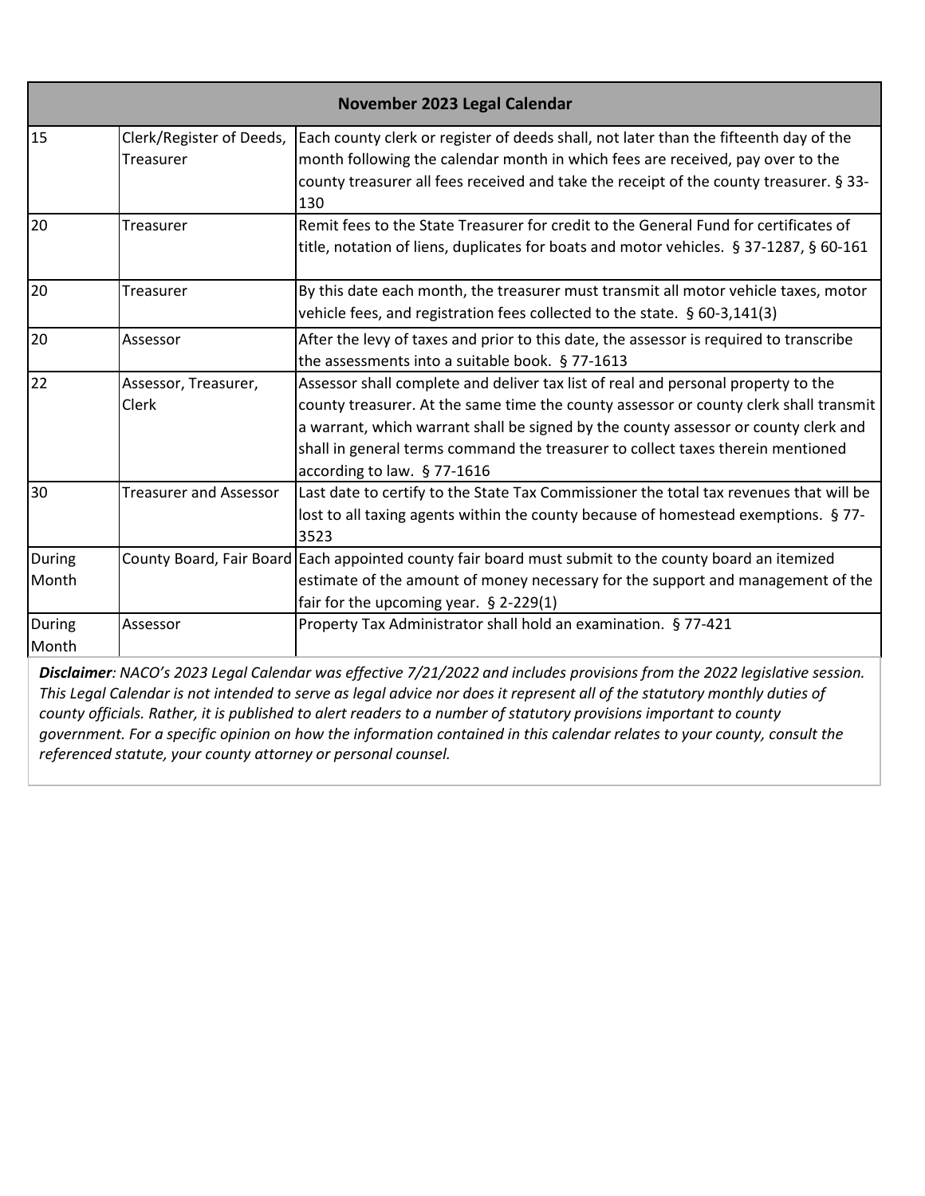| November 2023 Legal Calendar | | |
|---|---|---|
| 15 | Clerk/Register of Deeds, Treasurer | Each county clerk or register of deeds shall, not later than the fifteenth day of the month following the calendar month in which fees are received, pay over to the county treasurer all fees received and take the receipt of the county treasurer. § 33-130 |
| 20 | Treasurer | Remit fees to the State Treasurer for credit to the General Fund for certificates of title, notation of liens, duplicates for boats and motor vehicles. § 37-1287, § 60-161 |
| 20 | Treasurer | By this date each month, the treasurer must transmit all motor vehicle taxes, motor vehicle fees, and registration fees collected to the state. § 60-3,141(3) |
| 20 | Assessor | After the levy of taxes and prior to this date, the assessor is required to transcribe the assessments into a suitable book. § 77-1613 |
| 22 | Assessor, Treasurer, Clerk | Assessor shall complete and deliver tax list of real and personal property to the county treasurer. At the same time the county assessor or county clerk shall transmit a warrant, which warrant shall be signed by the county assessor or county clerk and shall in general terms command the treasurer to collect taxes therein mentioned according to law. § 77-1616 |
| 30 | Treasurer and Assessor | Last date to certify to the State Tax Commissioner the total tax revenues that will be lost to all taxing agents within the county because of homestead exemptions. § 77-3523 |
| During Month | County Board, Fair Board | Each appointed county fair board must submit to the county board an itemized estimate of the amount of money necessary for the support and management of the fair for the upcoming year. § 2-229(1) |
| During Month | Assessor | Property Tax Administrator shall hold an examination. § 77-421 |

***Disclaimer**: NACO's 2023 Legal Calendar was effective 7/21/2022 and includes provisions from the 2022 legislative session. This Legal Calendar is not intended to serve as legal advice nor does it represent all of the statutory monthly duties of county officials. Rather, it is published to alert readers to a number of statutory provisions important to county government. For a specific opinion on how the information contained in this calendar relates to your county, consult the referenced statute, your county attorney or personal counsel.*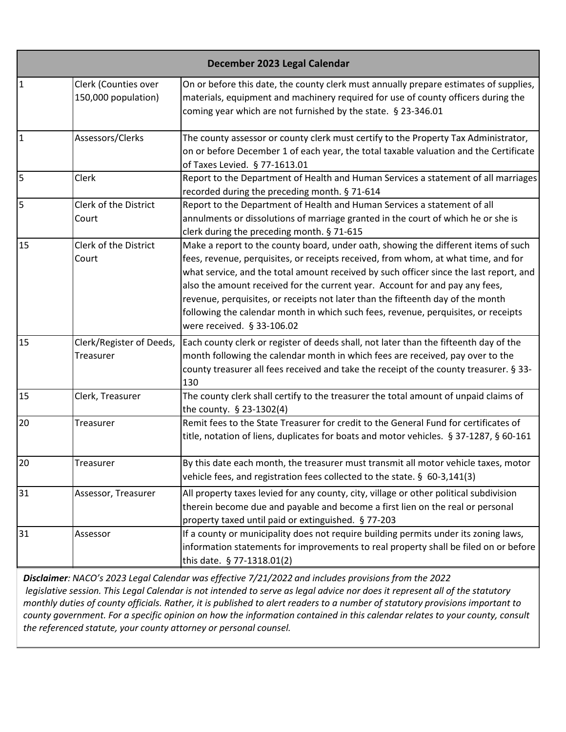| December 2023 Legal Calendar | | |
|---|---|---|
| 1 | Clerk (Counties over 150,000 population) | On or before this date, the county clerk must annually prepare estimates of supplies, materials, equipment and machinery required for use of county officers during the coming year which are not furnished by the state. § 23-346.01 |
| 1 | Assessors/Clerks | The county assessor or county clerk must certify to the Property Tax Administrator, on or before December 1 of each year, the total taxable valuation and the Certificate of Taxes Levied. § 77-1613.01 |
| 5 | Clerk | Report to the Department of Health and Human Services a statement of all marriages recorded during the preceding month. § 71-614 |
| 5 | Clerk of the District Court | Report to the Department of Health and Human Services a statement of all annulments or dissolutions of marriage granted in the court of which he or she is clerk during the preceding month. § 71-615 |
| 15 | Clerk of the District Court | Make a report to the county board, under oath, showing the different items of such fees, revenue, perquisites, or receipts received, from whom, at what time, and for what service, and the total amount received by such officer since the last report, and also the amount received for the current year. Account for and pay any fees, revenue, perquisites, or receipts not later than the fifteenth day of the month following the calendar month in which such fees, revenue, perquisites, or receipts were received. § 33-106.02 |
| 15 | Clerk/Register of Deeds, Treasurer | Each county clerk or register of deeds shall, not later than the fifteenth day of the month following the calendar month in which fees are received, pay over to the county treasurer all fees received and take the receipt of the county treasurer. § 33-130 |
| 15 | Clerk, Treasurer | The county clerk shall certify to the treasurer the total amount of unpaid claims of the county. § 23-1302(4) |
| 20 | Treasurer | Remit fees to the State Treasurer for credit to the General Fund for certificates of title, notation of liens, duplicates for boats and motor vehicles. § 37-1287, § 60-161 |
| 20 | Treasurer | By this date each month, the treasurer must transmit all motor vehicle taxes, motor vehicle fees, and registration fees collected to the state. § 60-3,141(3) |
| 31 | Assessor, Treasurer | All property taxes levied for any county, city, village or other political subdivision therein become due and payable and become a first lien on the real or personal property taxed until paid or extinguished. § 77-203 |
| 31 | Assessor | If a county or municipality does not require building permits under its zoning laws, information statements for improvements to real property shall be filed on or before this date. § 77-1318.01(2) |

***Disclaimer**: NACO's 2023 Legal Calendar was effective 7/21/2022 and includes provisions from the 2022 legislative session. This Legal Calendar is not intended to serve as legal advice nor does it represent all of the statutory monthly duties of county officials. Rather, it is published to alert readers to a number of statutory provisions important to county government. For a specific opinion on how the information contained in this calendar relates to your county, consult the referenced statute, your county attorney or personal counsel.*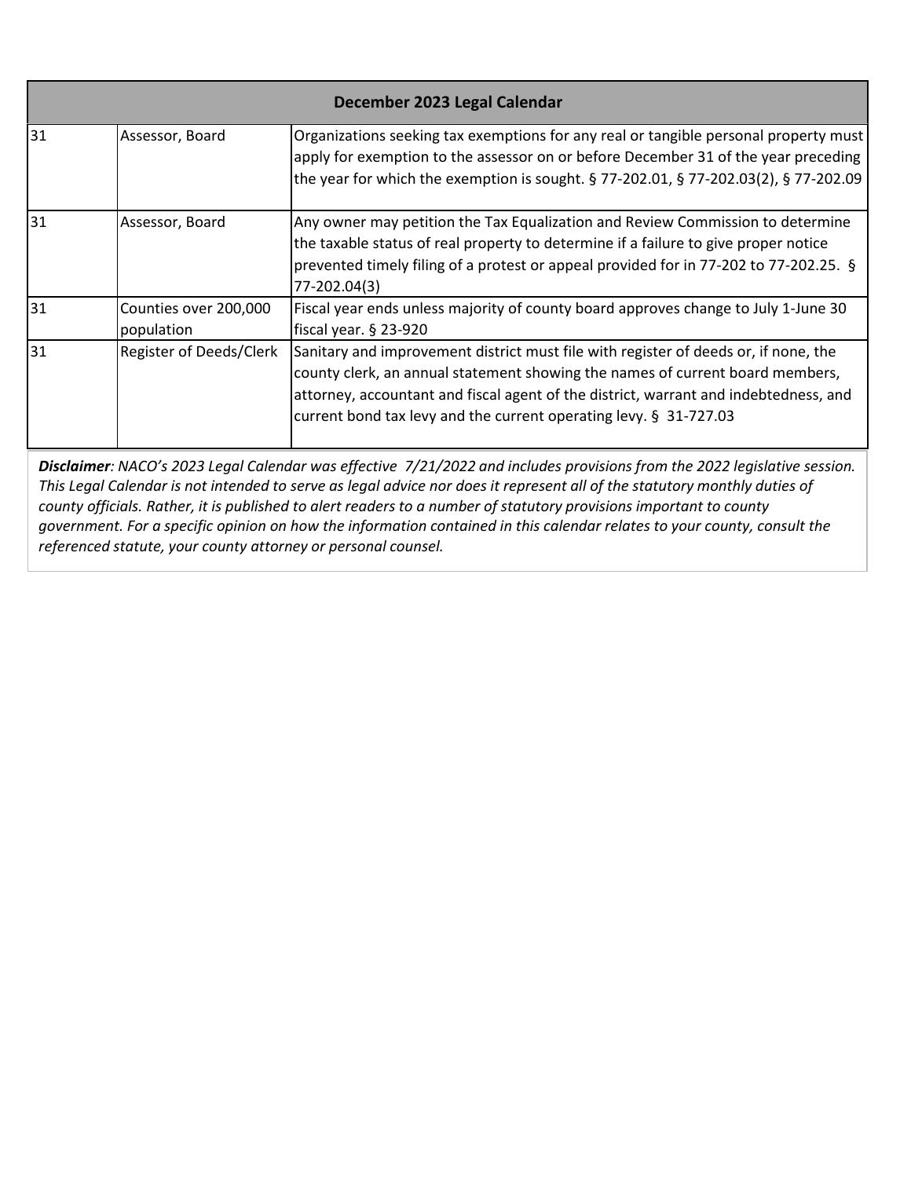| December 2023 Legal Calendar | | |
|---|---|---|
| 31 | Assessor, Board | Organizations seeking tax exemptions for any real or tangible personal property must apply for exemption to the assessor on or before December 31 of the year preceding the year for which the exemption is sought. § 77-202.01, § 77-202.03(2), § 77-202.09 |
| 31 | Assessor, Board | Any owner may petition the Tax Equalization and Review Commission to determine the taxable status of real property to determine if a failure to give proper notice prevented timely filing of a protest or appeal provided for in 77-202 to 77-202.25. § 77-202.04(3) |
| 31 | Counties over 200,000 population | Fiscal year ends unless majority of county board approves change to July 1-June 30 fiscal year. § 23-920 |
| 31 | Register of Deeds/Clerk | Sanitary and improvement district must file with register of deeds or, if none, the county clerk, an annual statement showing the names of current board members, attorney, accountant and fiscal agent of the district, warrant and indebtedness, and current bond tax levy and the current operating levy. § 31-727.03 |

***Disclaimer**: NACO's 2023 Legal Calendar was effective 7/21/2022 and includes provisions from the 2022 legislative session. This Legal Calendar is not intended to serve as legal advice nor does it represent all of the statutory monthly duties of county officials. Rather, it is published to alert readers to a number of statutory provisions important to county government. For a specific opinion on how the information contained in this calendar relates to your county, consult the referenced statute, your county attorney or personal counsel.*